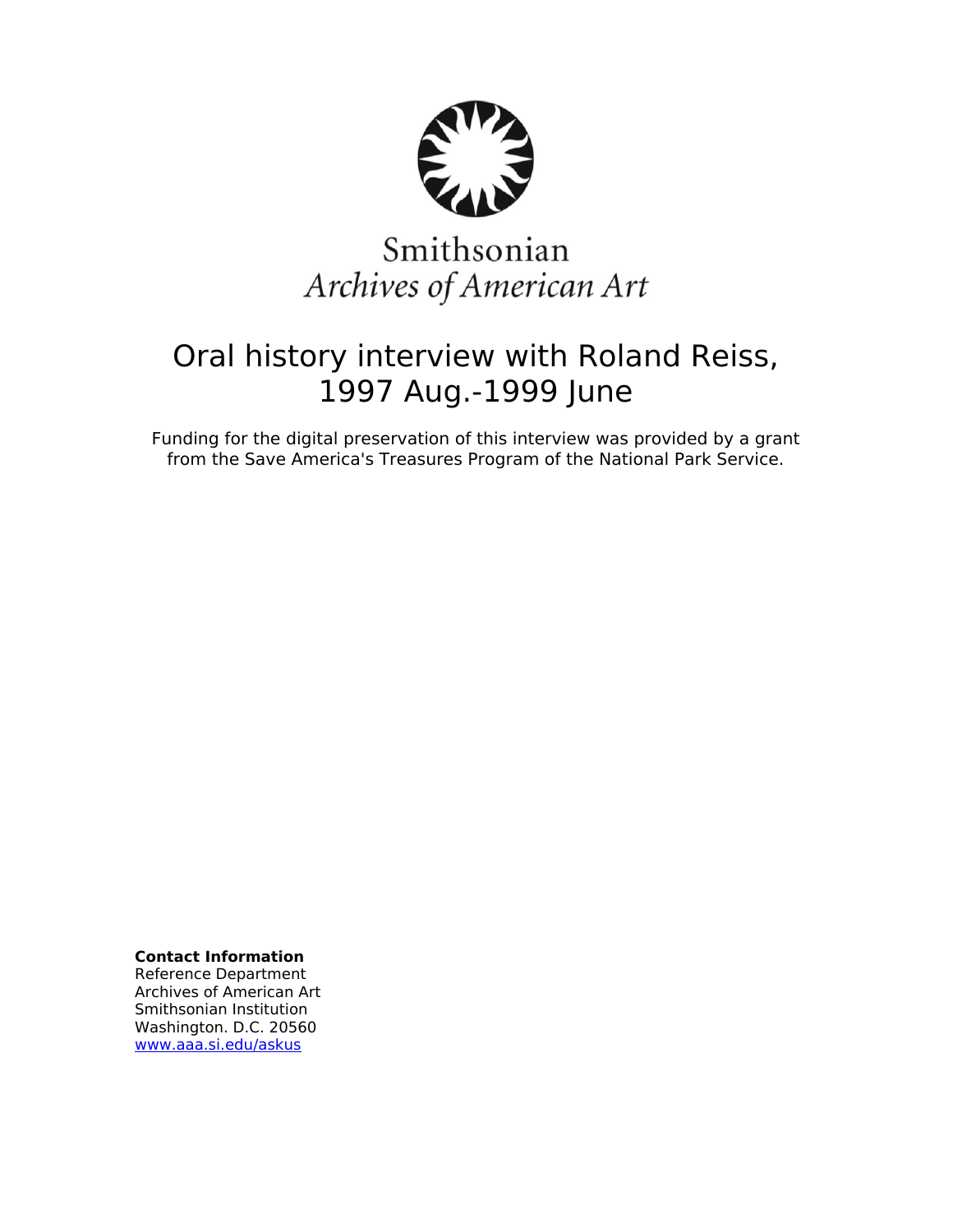Smithsonian
*Archives of American Art*

# Oral history interview with Roland Reiss, 1997 Aug.-1999 June

Funding for the digital preservation of this interview was provided by a grant from the Save America's Treasures Program of the National Park Service.

**Contact Information**
Reference Department
Archives of American Art
Smithsonian Institution
Washington. D.C. 20560
www.aaa.si.edu/askus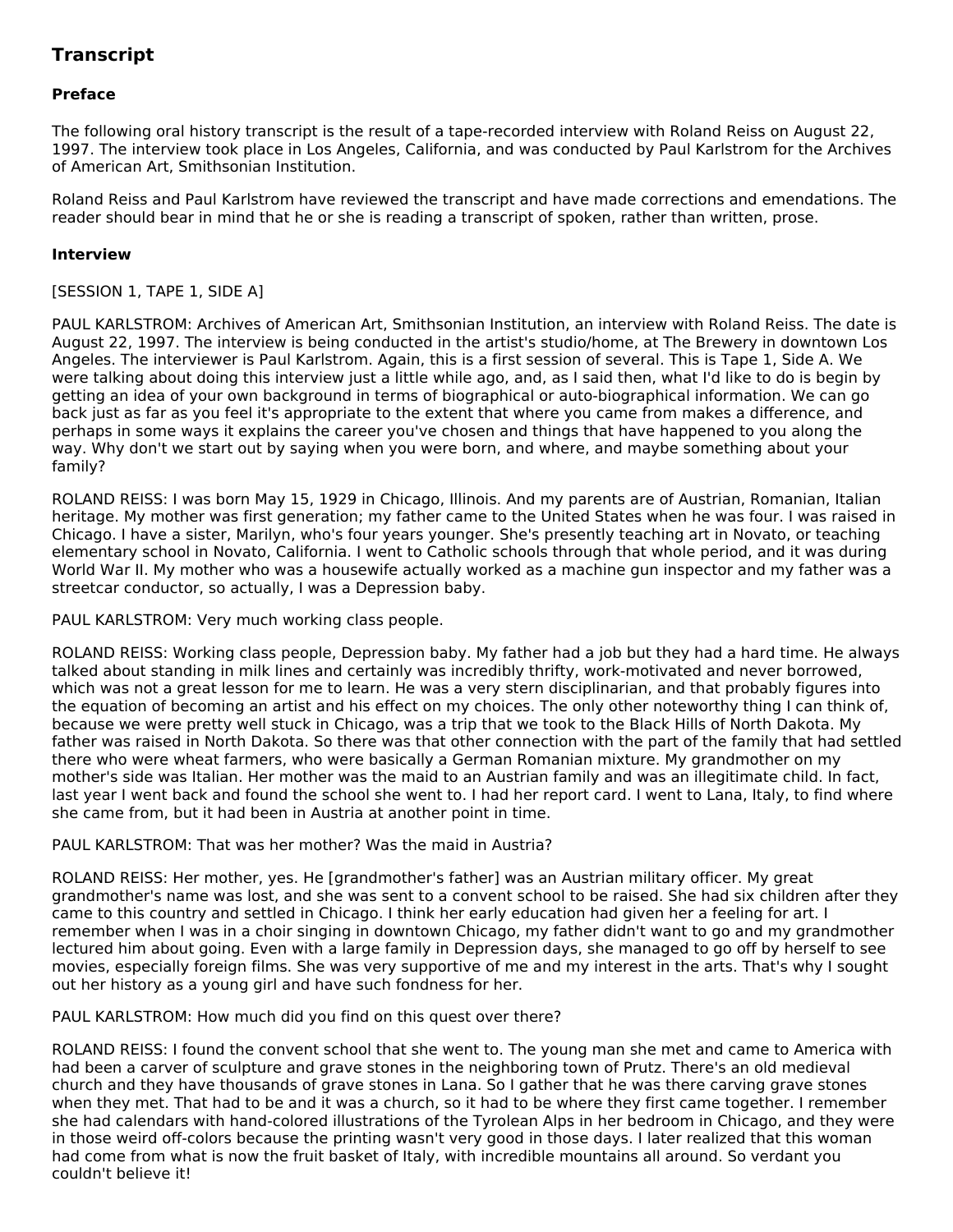## Transcript

### Preface

The following oral history transcript is the result of a tape-recorded interview with Roland Reiss on August 22, 1997. The interview took place in Los Angeles, California, and was conducted by Paul Karlstrom for the Archives of American Art, Smithsonian Institution.

Roland Reiss and Paul Karlstrom have reviewed the transcript and have made corrections and emendations. The reader should bear in mind that he or she is reading a transcript of spoken, rather than written, prose.

### Interview

[SESSION 1, TAPE 1, SIDE A]

PAUL KARLSTROM: Archives of American Art, Smithsonian Institution, an interview with Roland Reiss. The date is August 22, 1997. The interview is being conducted in the artist's studio/home, at The Brewery in downtown Los Angeles. The interviewer is Paul Karlstrom. Again, this is a first session of several. This is Tape 1, Side A. We were talking about doing this interview just a little while ago, and, as I said then, what I'd like to do is begin by getting an idea of your own background in terms of biographical or auto-biographical information. We can go back just as far as you feel it's appropriate to the extent that where you came from makes a difference, and perhaps in some ways it explains the career you've chosen and things that have happened to you along the way. Why don't we start out by saying when you were born, and where, and maybe something about your family?

ROLAND REISS: I was born May 15, 1929 in Chicago, Illinois. And my parents are of Austrian, Romanian, Italian heritage. My mother was first generation; my father came to the United States when he was four. I was raised in Chicago. I have a sister, Marilyn, who's four years younger. She's presently teaching art in Novato, or teaching elementary school in Novato, California. I went to Catholic schools through that whole period, and it was during World War II. My mother who was a housewife actually worked as a machine gun inspector and my father was a streetcar conductor, so actually, I was a Depression baby.

PAUL KARLSTROM: Very much working class people.

ROLAND REISS: Working class people, Depression baby. My father had a job but they had a hard time. He always talked about standing in milk lines and certainly was incredibly thrifty, work-motivated and never borrowed, which was not a great lesson for me to learn. He was a very stern disciplinarian, and that probably figures into the equation of becoming an artist and his effect on my choices. The only other noteworthy thing I can think of, because we were pretty well stuck in Chicago, was a trip that we took to the Black Hills of North Dakota. My father was raised in North Dakota. So there was that other connection with the part of the family that had settled there who were wheat farmers, who were basically a German Romanian mixture. My grandmother on my mother's side was Italian. Her mother was the maid to an Austrian family and was an illegitimate child. In fact, last year I went back and found the school she went to. I had her report card. I went to Lana, Italy, to find where she came from, but it had been in Austria at another point in time.

PAUL KARLSTROM: That was her mother? Was the maid in Austria?

ROLAND REISS: Her mother, yes. He [grandmother's father] was an Austrian military officer. My great grandmother's name was lost, and she was sent to a convent school to be raised. She had six children after they came to this country and settled in Chicago. I think her early education had given her a feeling for art. I remember when I was in a choir singing in downtown Chicago, my father didn't want to go and my grandmother lectured him about going. Even with a large family in Depression days, she managed to go off by herself to see movies, especially foreign films. She was very supportive of me and my interest in the arts. That's why I sought out her history as a young girl and have such fondness for her.

PAUL KARLSTROM: How much did you find on this quest over there?

ROLAND REISS: I found the convent school that she went to. The young man she met and came to America with had been a carver of sculpture and grave stones in the neighboring town of Prutz. There's an old medieval church and they have thousands of grave stones in Lana. So I gather that he was there carving grave stones when they met. That had to be and it was a church, so it had to be where they first came together. I remember she had calendars with hand-colored illustrations of the Tyrolean Alps in her bedroom in Chicago, and they were in those weird off-colors because the printing wasn't very good in those days. I later realized that this woman had come from what is now the fruit basket of Italy, with incredible mountains all around. So verdant you couldn't believe it!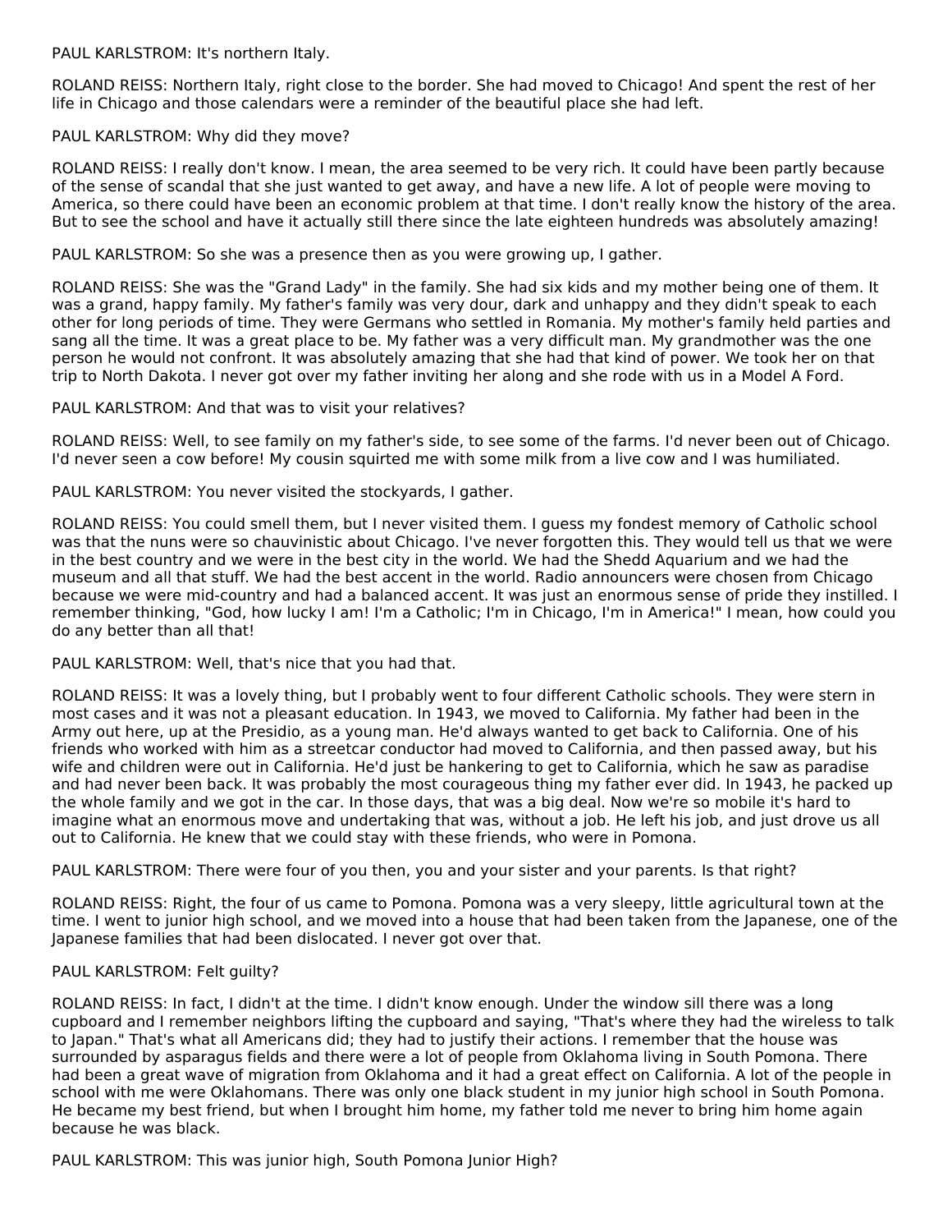PAUL KARLSTROM: It's northern Italy.

ROLAND REISS: Northern Italy, right close to the border. She had moved to Chicago! And spent the rest of her life in Chicago and those calendars were a reminder of the beautiful place she had left.

PAUL KARLSTROM: Why did they move?

ROLAND REISS: I really don't know. I mean, the area seemed to be very rich. It could have been partly because of the sense of scandal that she just wanted to get away, and have a new life. A lot of people were moving to America, so there could have been an economic problem at that time. I don't really know the history of the area. But to see the school and have it actually still there since the late eighteen hundreds was absolutely amazing!

PAUL KARLSTROM: So she was a presence then as you were growing up, I gather.

ROLAND REISS: She was the "Grand Lady" in the family. She had six kids and my mother being one of them. It was a grand, happy family. My father's family was very dour, dark and unhappy and they didn't speak to each other for long periods of time. They were Germans who settled in Romania. My mother's family held parties and sang all the time. It was a great place to be. My father was a very difficult man. My grandmother was the one person he would not confront. It was absolutely amazing that she had that kind of power. We took her on that trip to North Dakota. I never got over my father inviting her along and she rode with us in a Model A Ford.

PAUL KARLSTROM: And that was to visit your relatives?

ROLAND REISS: Well, to see family on my father's side, to see some of the farms. I'd never been out of Chicago. I'd never seen a cow before! My cousin squirted me with some milk from a live cow and I was humiliated.

PAUL KARLSTROM: You never visited the stockyards, I gather.

ROLAND REISS: You could smell them, but I never visited them. I guess my fondest memory of Catholic school was that the nuns were so chauvinistic about Chicago. I've never forgotten this. They would tell us that we were in the best country and we were in the best city in the world. We had the Shedd Aquarium and we had the museum and all that stuff. We had the best accent in the world. Radio announcers were chosen from Chicago because we were mid-country and had a balanced accent. It was just an enormous sense of pride they instilled. I remember thinking, "God, how lucky I am! I'm a Catholic; I'm in Chicago, I'm in America!" I mean, how could you do any better than all that!

PAUL KARLSTROM: Well, that's nice that you had that.

ROLAND REISS: It was a lovely thing, but I probably went to four different Catholic schools. They were stern in most cases and it was not a pleasant education. In 1943, we moved to California. My father had been in the Army out here, up at the Presidio, as a young man. He'd always wanted to get back to California. One of his friends who worked with him as a streetcar conductor had moved to California, and then passed away, but his wife and children were out in California. He'd just be hankering to get to California, which he saw as paradise and had never been back. It was probably the most courageous thing my father ever did. In 1943, he packed up the whole family and we got in the car. In those days, that was a big deal. Now we're so mobile it's hard to imagine what an enormous move and undertaking that was, without a job. He left his job, and just drove us all out to California. He knew that we could stay with these friends, who were in Pomona.

PAUL KARLSTROM: There were four of you then, you and your sister and your parents. Is that right?

ROLAND REISS: Right, the four of us came to Pomona. Pomona was a very sleepy, little agricultural town at the time. I went to junior high school, and we moved into a house that had been taken from the Japanese, one of the Japanese families that had been dislocated. I never got over that.

PAUL KARLSTROM: Felt guilty?

ROLAND REISS: In fact, I didn't at the time. I didn't know enough. Under the window sill there was a long cupboard and I remember neighbors lifting the cupboard and saying, "That's where they had the wireless to talk to Japan." That's what all Americans did; they had to justify their actions. I remember that the house was surrounded by asparagus fields and there were a lot of people from Oklahoma living in South Pomona. There had been a great wave of migration from Oklahoma and it had a great effect on California. A lot of the people in school with me were Oklahomans. There was only one black student in my junior high school in South Pomona. He became my best friend, but when I brought him home, my father told me never to bring him home again because he was black.

PAUL KARLSTROM: This was junior high, South Pomona Junior High?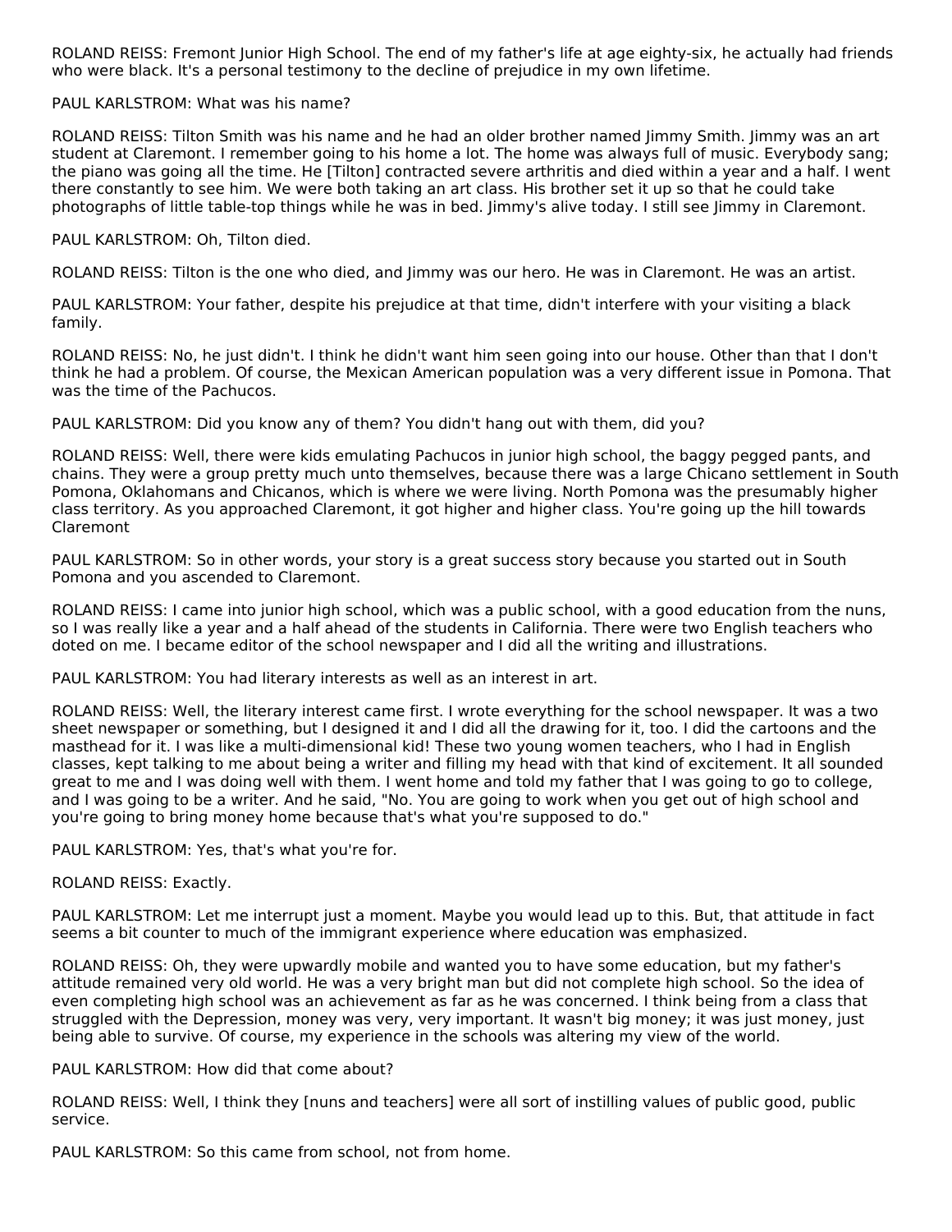ROLAND REISS: Fremont Junior High School. The end of my father's life at age eighty-six, he actually had friends who were black. It's a personal testimony to the decline of prejudice in my own lifetime.

PAUL KARLSTROM: What was his name?

ROLAND REISS: Tilton Smith was his name and he had an older brother named Jimmy Smith. Jimmy was an art student at Claremont. I remember going to his home a lot. The home was always full of music. Everybody sang; the piano was going all the time. He [Tilton] contracted severe arthritis and died within a year and a half. I went there constantly to see him. We were both taking an art class. His brother set it up so that he could take photographs of little table-top things while he was in bed. Jimmy's alive today. I still see Jimmy in Claremont.

PAUL KARLSTROM: Oh, Tilton died.

ROLAND REISS: Tilton is the one who died, and Jimmy was our hero. He was in Claremont. He was an artist.

PAUL KARLSTROM: Your father, despite his prejudice at that time, didn't interfere with your visiting a black family.

ROLAND REISS: No, he just didn't. I think he didn't want him seen going into our house. Other than that I don't think he had a problem. Of course, the Mexican American population was a very different issue in Pomona. That was the time of the Pachucos.

PAUL KARLSTROM: Did you know any of them? You didn't hang out with them, did you?

ROLAND REISS: Well, there were kids emulating Pachucos in junior high school, the baggy pegged pants, and chains. They were a group pretty much unto themselves, because there was a large Chicano settlement in South Pomona, Oklahomans and Chicanos, which is where we were living. North Pomona was the presumably higher class territory. As you approached Claremont, it got higher and higher class. You're going up the hill towards Claremont

PAUL KARLSTROM: So in other words, your story is a great success story because you started out in South Pomona and you ascended to Claremont.

ROLAND REISS: I came into junior high school, which was a public school, with a good education from the nuns, so I was really like a year and a half ahead of the students in California. There were two English teachers who doted on me. I became editor of the school newspaper and I did all the writing and illustrations.

PAUL KARLSTROM: You had literary interests as well as an interest in art.

ROLAND REISS: Well, the literary interest came first. I wrote everything for the school newspaper. It was a two sheet newspaper or something, but I designed it and I did all the drawing for it, too. I did the cartoons and the masthead for it. I was like a multi-dimensional kid! These two young women teachers, who I had in English classes, kept talking to me about being a writer and filling my head with that kind of excitement. It all sounded great to me and I was doing well with them. I went home and told my father that I was going to go to college, and I was going to be a writer. And he said, "No. You are going to work when you get out of high school and you're going to bring money home because that's what you're supposed to do."

PAUL KARLSTROM: Yes, that's what you're for.

ROLAND REISS: Exactly.

PAUL KARLSTROM: Let me interrupt just a moment. Maybe you would lead up to this. But, that attitude in fact seems a bit counter to much of the immigrant experience where education was emphasized.

ROLAND REISS: Oh, they were upwardly mobile and wanted you to have some education, but my father's attitude remained very old world. He was a very bright man but did not complete high school. So the idea of even completing high school was an achievement as far as he was concerned. I think being from a class that struggled with the Depression, money was very, very important. It wasn't big money; it was just money, just being able to survive. Of course, my experience in the schools was altering my view of the world.

PAUL KARLSTROM: How did that come about?

ROLAND REISS: Well, I think they [nuns and teachers] were all sort of instilling values of public good, public service.

PAUL KARLSTROM: So this came from school, not from home.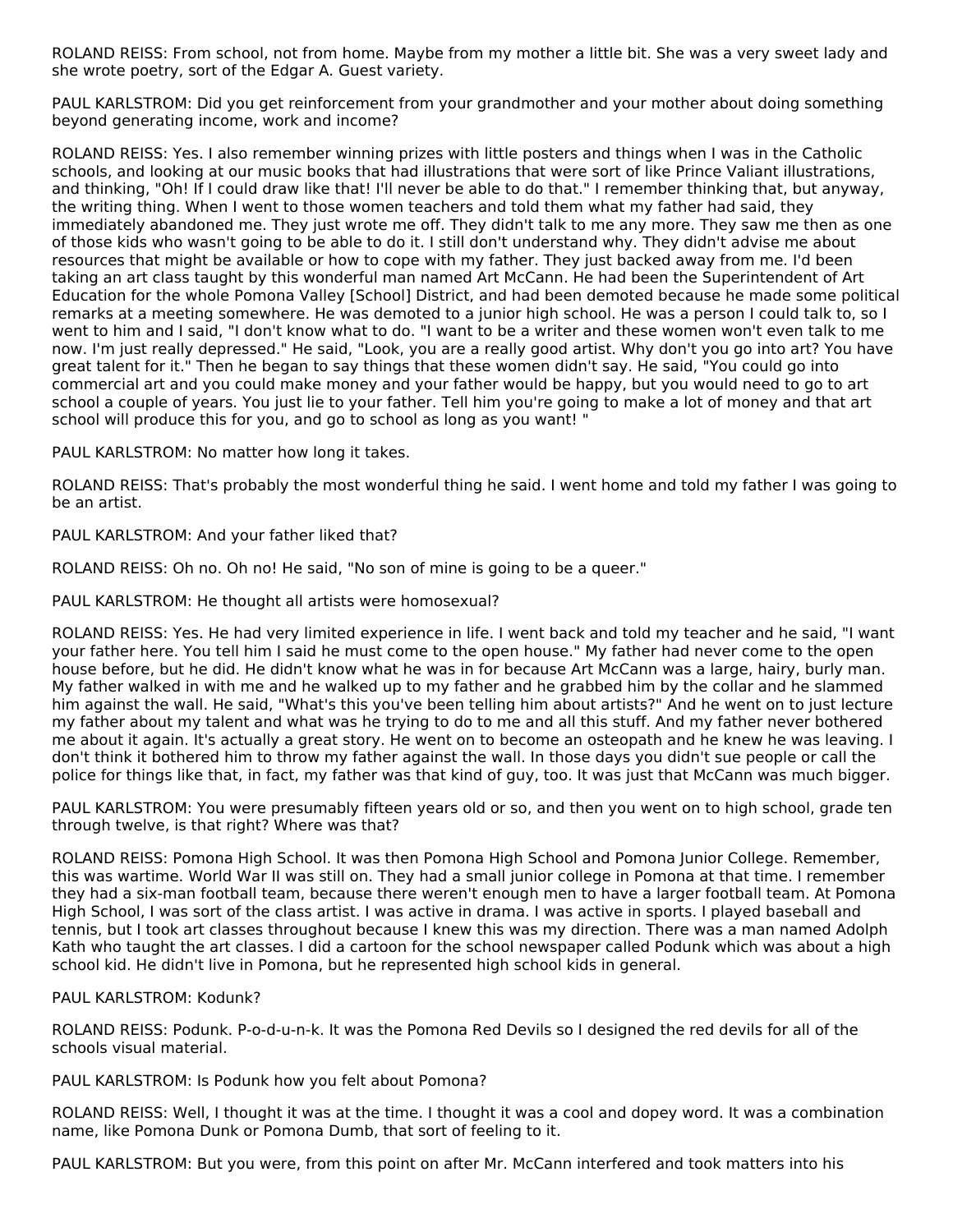ROLAND REISS: From school, not from home. Maybe from my mother a little bit. She was a very sweet lady and she wrote poetry, sort of the Edgar A. Guest variety.

PAUL KARLSTROM: Did you get reinforcement from your grandmother and your mother about doing something beyond generating income, work and income?

ROLAND REISS: Yes. I also remember winning prizes with little posters and things when I was in the Catholic schools, and looking at our music books that had illustrations that were sort of like Prince Valiant illustrations, and thinking, "Oh! If I could draw like that! I'll never be able to do that." I remember thinking that, but anyway, the writing thing. When I went to those women teachers and told them what my father had said, they immediately abandoned me. They just wrote me off. They didn't talk to me any more. They saw me then as one of those kids who wasn't going to be able to do it. I still don't understand why. They didn't advise me about resources that might be available or how to cope with my father. They just backed away from me. I'd been taking an art class taught by this wonderful man named Art McCann. He had been the Superintendent of Art Education for the whole Pomona Valley [School] District, and had been demoted because he made some political remarks at a meeting somewhere. He was demoted to a junior high school. He was a person I could talk to, so I went to him and I said, "I don't know what to do. "I want to be a writer and these women won't even talk to me now. I'm just really depressed." He said, "Look, you are a really good artist. Why don't you go into art? You have great talent for it." Then he began to say things that these women didn't say. He said, "You could go into commercial art and you could make money and your father would be happy, but you would need to go to art school a couple of years. You just lie to your father. Tell him you're going to make a lot of money and that art school will produce this for you, and go to school as long as you want! "

PAUL KARLSTROM: No matter how long it takes.

ROLAND REISS: That's probably the most wonderful thing he said. I went home and told my father I was going to be an artist.

PAUL KARLSTROM: And your father liked that?

ROLAND REISS: Oh no. Oh no! He said, "No son of mine is going to be a queer."

PAUL KARLSTROM: He thought all artists were homosexual?

ROLAND REISS: Yes. He had very limited experience in life. I went back and told my teacher and he said, "I want your father here. You tell him I said he must come to the open house." My father had never come to the open house before, but he did. He didn't know what he was in for because Art McCann was a large, hairy, burly man. My father walked in with me and he walked up to my father and he grabbed him by the collar and he slammed him against the wall. He said, "What's this you've been telling him about artists?" And he went on to just lecture my father about my talent and what was he trying to do to me and all this stuff. And my father never bothered me about it again. It's actually a great story. He went on to become an osteopath and he knew he was leaving. I don't think it bothered him to throw my father against the wall. In those days you didn't sue people or call the police for things like that, in fact, my father was that kind of guy, too. It was just that McCann was much bigger.

PAUL KARLSTROM: You were presumably fifteen years old or so, and then you went on to high school, grade ten through twelve, is that right? Where was that?

ROLAND REISS: Pomona High School. It was then Pomona High School and Pomona Junior College. Remember, this was wartime. World War II was still on. They had a small junior college in Pomona at that time. I remember they had a six-man football team, because there weren't enough men to have a larger football team. At Pomona High School, I was sort of the class artist. I was active in drama. I was active in sports. I played baseball and tennis, but I took art classes throughout because I knew this was my direction. There was a man named Adolph Kath who taught the art classes. I did a cartoon for the school newspaper called Podunk which was about a high school kid. He didn't live in Pomona, but he represented high school kids in general.

PAUL KARLSTROM: Kodunk?

ROLAND REISS: Podunk. P-o-d-u-n-k. It was the Pomona Red Devils so I designed the red devils for all of the schools visual material.

PAUL KARLSTROM: Is Podunk how you felt about Pomona?

ROLAND REISS: Well, I thought it was at the time. I thought it was a cool and dopey word. It was a combination name, like Pomona Dunk or Pomona Dumb, that sort of feeling to it.

PAUL KARLSTROM: But you were, from this point on after Mr. McCann interfered and took matters into his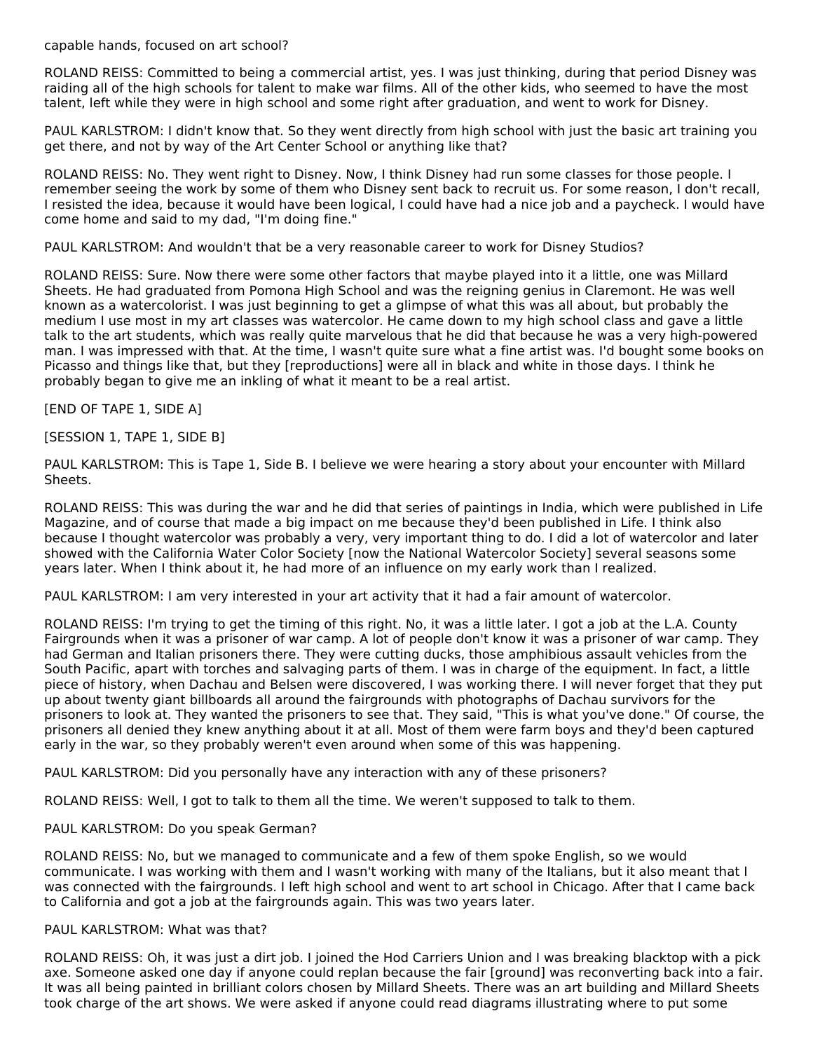capable hands, focused on art school?

ROLAND REISS: Committed to being a commercial artist, yes. I was just thinking, during that period Disney was raiding all of the high schools for talent to make war films. All of the other kids, who seemed to have the most talent, left while they were in high school and some right after graduation, and went to work for Disney.

PAUL KARLSTROM: I didn't know that. So they went directly from high school with just the basic art training you get there, and not by way of the Art Center School or anything like that?

ROLAND REISS: No. They went right to Disney. Now, I think Disney had run some classes for those people. I remember seeing the work by some of them who Disney sent back to recruit us. For some reason, I don't recall, I resisted the idea, because it would have been logical, I could have had a nice job and a paycheck. I would have come home and said to my dad, "I'm doing fine."

PAUL KARLSTROM: And wouldn't that be a very reasonable career to work for Disney Studios?

ROLAND REISS: Sure. Now there were some other factors that maybe played into it a little, one was Millard Sheets. He had graduated from Pomona High School and was the reigning genius in Claremont. He was well known as a watercolorist. I was just beginning to get a glimpse of what this was all about, but probably the medium I use most in my art classes was watercolor. He came down to my high school class and gave a little talk to the art students, which was really quite marvelous that he did that because he was a very high-powered man. I was impressed with that. At the time, I wasn't quite sure what a fine artist was. I'd bought some books on Picasso and things like that, but they [reproductions] were all in black and white in those days. I think he probably began to give me an inkling of what it meant to be a real artist.

[END OF TAPE 1, SIDE A]

[SESSION 1, TAPE 1, SIDE B]

PAUL KARLSTROM: This is Tape 1, Side B. I believe we were hearing a story about your encounter with Millard Sheets.

ROLAND REISS: This was during the war and he did that series of paintings in India, which were published in Life Magazine, and of course that made a big impact on me because they'd been published in Life. I think also because I thought watercolor was probably a very, very important thing to do. I did a lot of watercolor and later showed with the California Water Color Society [now the National Watercolor Society] several seasons some years later. When I think about it, he had more of an influence on my early work than I realized.

PAUL KARLSTROM: I am very interested in your art activity that it had a fair amount of watercolor.

ROLAND REISS: I'm trying to get the timing of this right. No, it was a little later. I got a job at the L.A. County Fairgrounds when it was a prisoner of war camp. A lot of people don't know it was a prisoner of war camp. They had German and Italian prisoners there. They were cutting ducks, those amphibious assault vehicles from the South Pacific, apart with torches and salvaging parts of them. I was in charge of the equipment. In fact, a little piece of history, when Dachau and Belsen were discovered, I was working there. I will never forget that they put up about twenty giant billboards all around the fairgrounds with photographs of Dachau survivors for the prisoners to look at. They wanted the prisoners to see that. They said, "This is what you've done." Of course, the prisoners all denied they knew anything about it at all. Most of them were farm boys and they'd been captured early in the war, so they probably weren't even around when some of this was happening.

PAUL KARLSTROM: Did you personally have any interaction with any of these prisoners?

ROLAND REISS: Well, I got to talk to them all the time. We weren't supposed to talk to them.

PAUL KARLSTROM: Do you speak German?

ROLAND REISS: No, but we managed to communicate and a few of them spoke English, so we would communicate. I was working with them and I wasn't working with many of the Italians, but it also meant that I was connected with the fairgrounds. I left high school and went to art school in Chicago. After that I came back to California and got a job at the fairgrounds again. This was two years later.

PAUL KARLSTROM: What was that?

ROLAND REISS: Oh, it was just a dirt job. I joined the Hod Carriers Union and I was breaking blacktop with a pick axe. Someone asked one day if anyone could replan because the fair [ground] was reconverting back into a fair. It was all being painted in brilliant colors chosen by Millard Sheets. There was an art building and Millard Sheets took charge of the art shows. We were asked if anyone could read diagrams illustrating where to put some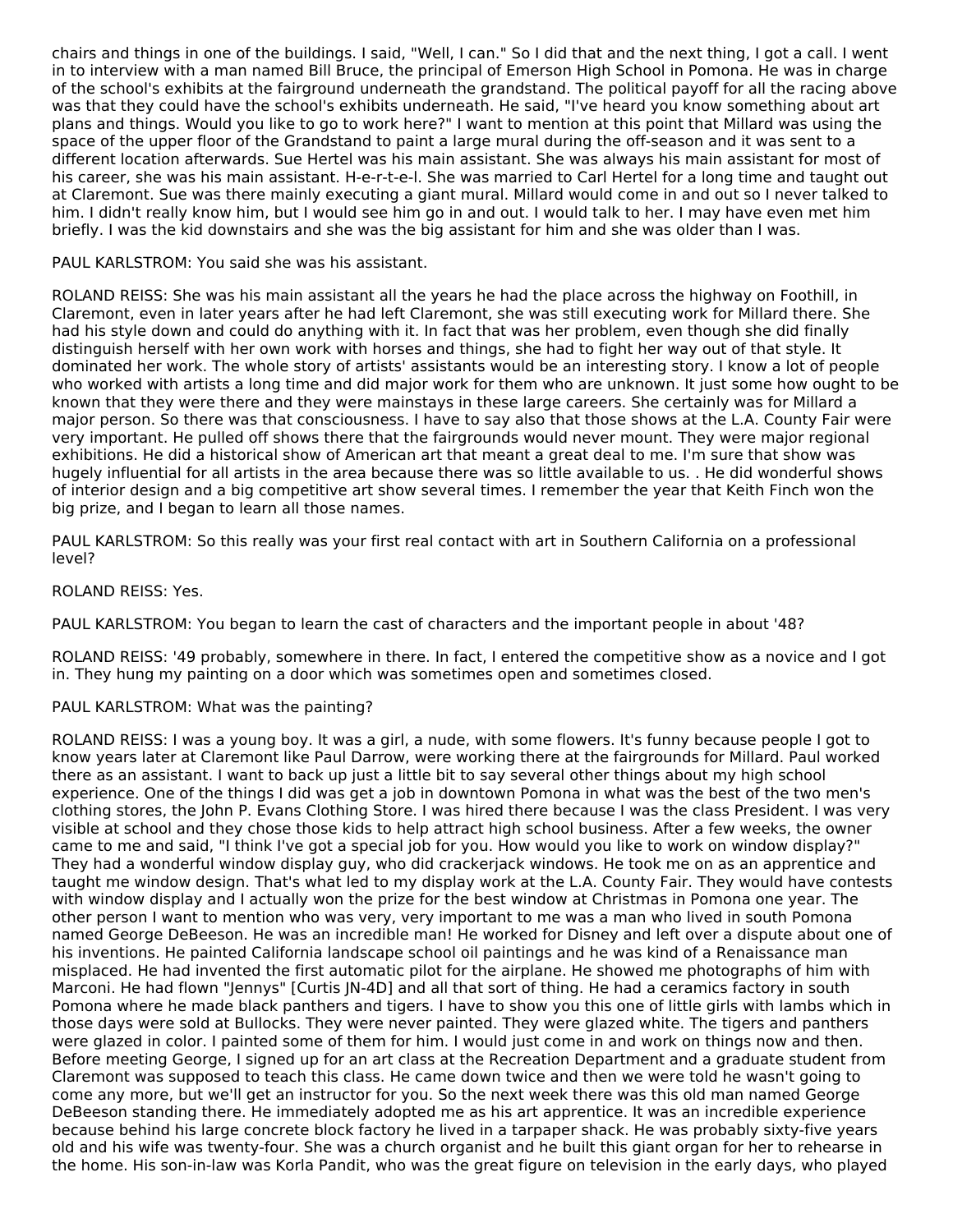chairs and things in one of the buildings. I said, "Well, I can." So I did that and the next thing, I got a call. I went in to interview with a man named Bill Bruce, the principal of Emerson High School in Pomona. He was in charge of the school's exhibits at the fairground underneath the grandstand. The political payoff for all the racing above was that they could have the school's exhibits underneath. He said, "I've heard you know something about art plans and things. Would you like to go to work here?" I want to mention at this point that Millard was using the space of the upper floor of the Grandstand to paint a large mural during the off-season and it was sent to a different location afterwards. Sue Hertel was his main assistant. She was always his main assistant for most of his career, she was his main assistant. H-e-r-t-e-l. She was married to Carl Hertel for a long time and taught out at Claremont. Sue was there mainly executing a giant mural. Millard would come in and out so I never talked to him. I didn't really know him, but I would see him go in and out. I would talk to her. I may have even met him briefly. I was the kid downstairs and she was the big assistant for him and she was older than I was.

PAUL KARLSTROM: You said she was his assistant.

ROLAND REISS: She was his main assistant all the years he had the place across the highway on Foothill, in Claremont, even in later years after he had left Claremont, she was still executing work for Millard there. She had his style down and could do anything with it. In fact that was her problem, even though she did finally distinguish herself with her own work with horses and things, she had to fight her way out of that style. It dominated her work. The whole story of artists' assistants would be an interesting story. I know a lot of people who worked with artists a long time and did major work for them who are unknown. It just some how ought to be known that they were there and they were mainstays in these large careers. She certainly was for Millard a major person. So there was that consciousness. I have to say also that those shows at the L.A. County Fair were very important. He pulled off shows there that the fairgrounds would never mount. They were major regional exhibitions. He did a historical show of American art that meant a great deal to me. I'm sure that show was hugely influential for all artists in the area because there was so little available to us. . He did wonderful shows of interior design and a big competitive art show several times. I remember the year that Keith Finch won the big prize, and I began to learn all those names.

PAUL KARLSTROM: So this really was your first real contact with art in Southern California on a professional level?

ROLAND REISS: Yes.

PAUL KARLSTROM: You began to learn the cast of characters and the important people in about '48?

ROLAND REISS: '49 probably, somewhere in there. In fact, I entered the competitive show as a novice and I got in. They hung my painting on a door which was sometimes open and sometimes closed.

PAUL KARLSTROM: What was the painting?

ROLAND REISS: I was a young boy. It was a girl, a nude, with some flowers. It's funny because people I got to know years later at Claremont like Paul Darrow, were working there at the fairgrounds for Millard. Paul worked there as an assistant. I want to back up just a little bit to say several other things about my high school experience. One of the things I did was get a job in downtown Pomona in what was the best of the two men's clothing stores, the John P. Evans Clothing Store. I was hired there because I was the class President. I was very visible at school and they chose those kids to help attract high school business. After a few weeks, the owner came to me and said, "I think I've got a special job for you. How would you like to work on window display?" They had a wonderful window display guy, who did crackerjack windows. He took me on as an apprentice and taught me window design. That's what led to my display work at the L.A. County Fair. They would have contests with window display and I actually won the prize for the best window at Christmas in Pomona one year. The other person I want to mention who was very, very important to me was a man who lived in south Pomona named George DeBeeson. He was an incredible man! He worked for Disney and left over a dispute about one of his inventions. He painted California landscape school oil paintings and he was kind of a Renaissance man misplaced. He had invented the first automatic pilot for the airplane. He showed me photographs of him with Marconi. He had flown "Jennys" [Curtis JN-4D] and all that sort of thing. He had a ceramics factory in south Pomona where he made black panthers and tigers. I have to show you this one of little girls with lambs which in those days were sold at Bullocks. They were never painted. They were glazed white. The tigers and panthers were glazed in color. I painted some of them for him. I would just come in and work on things now and then. Before meeting George, I signed up for an art class at the Recreation Department and a graduate student from Claremont was supposed to teach this class. He came down twice and then we were told he wasn't going to come any more, but we'll get an instructor for you. So the next week there was this old man named George DeBeeson standing there. He immediately adopted me as his art apprentice. It was an incredible experience because behind his large concrete block factory he lived in a tarpaper shack. He was probably sixty-five years old and his wife was twenty-four. She was a church organist and he built this giant organ for her to rehearse in the home. His son-in-law was Korla Pandit, who was the great figure on television in the early days, who played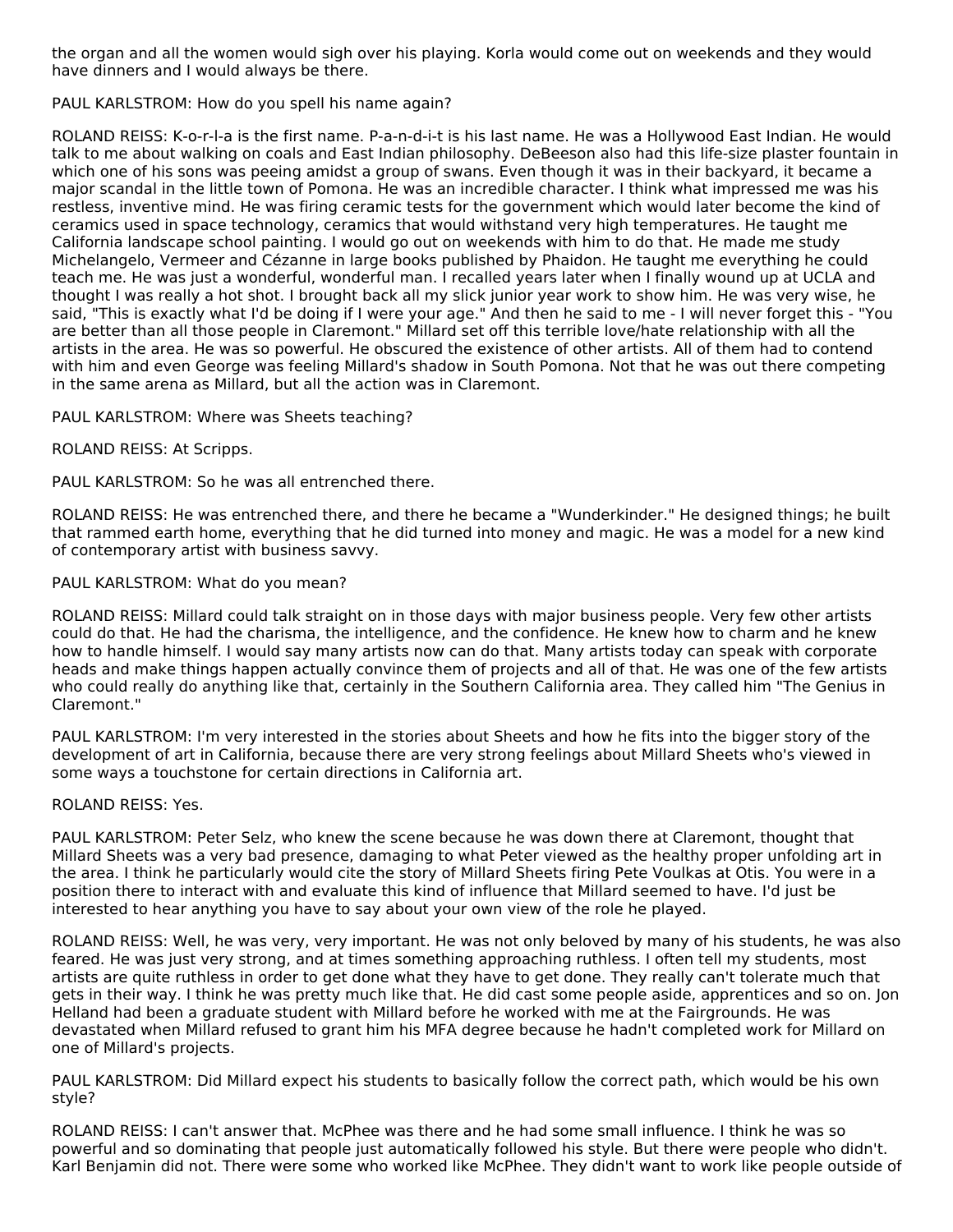the organ and all the women would sigh over his playing. Korla would come out on weekends and they would have dinners and I would always be there.

PAUL KARLSTROM: How do you spell his name again?

ROLAND REISS: K-o-r-l-a is the first name. P-a-n-d-i-t is his last name. He was a Hollywood East Indian. He would talk to me about walking on coals and East Indian philosophy. DeBeeson also had this life-size plaster fountain in which one of his sons was peeing amidst a group of swans. Even though it was in their backyard, it became a major scandal in the little town of Pomona. He was an incredible character. I think what impressed me was his restless, inventive mind. He was firing ceramic tests for the government which would later become the kind of ceramics used in space technology, ceramics that would withstand very high temperatures. He taught me California landscape school painting. I would go out on weekends with him to do that. He made me study Michelangelo, Vermeer and Cézanne in large books published by Phaidon. He taught me everything he could teach me. He was just a wonderful, wonderful man. I recalled years later when I finally wound up at UCLA and thought I was really a hot shot. I brought back all my slick junior year work to show him. He was very wise, he said, "This is exactly what I'd be doing if I were your age." And then he said to me - I will never forget this - "You are better than all those people in Claremont." Millard set off this terrible love/hate relationship with all the artists in the area. He was so powerful. He obscured the existence of other artists. All of them had to contend with him and even George was feeling Millard's shadow in South Pomona. Not that he was out there competing in the same arena as Millard, but all the action was in Claremont.

PAUL KARLSTROM: Where was Sheets teaching?

ROLAND REISS: At Scripps.

PAUL KARLSTROM: So he was all entrenched there.

ROLAND REISS: He was entrenched there, and there he became a "Wunderkinder." He designed things; he built that rammed earth home, everything that he did turned into money and magic. He was a model for a new kind of contemporary artist with business savvy.

PAUL KARLSTROM: What do you mean?

ROLAND REISS: Millard could talk straight on in those days with major business people. Very few other artists could do that. He had the charisma, the intelligence, and the confidence. He knew how to charm and he knew how to handle himself. I would say many artists now can do that. Many artists today can speak with corporate heads and make things happen actually convince them of projects and all of that. He was one of the few artists who could really do anything like that, certainly in the Southern California area. They called him "The Genius in Claremont."

PAUL KARLSTROM: I'm very interested in the stories about Sheets and how he fits into the bigger story of the development of art in California, because there are very strong feelings about Millard Sheets who's viewed in some ways a touchstone for certain directions in California art.

ROLAND REISS: Yes.

PAUL KARLSTROM: Peter Selz, who knew the scene because he was down there at Claremont, thought that Millard Sheets was a very bad presence, damaging to what Peter viewed as the healthy proper unfolding art in the area. I think he particularly would cite the story of Millard Sheets firing Pete Voulkas at Otis. You were in a position there to interact with and evaluate this kind of influence that Millard seemed to have. I'd just be interested to hear anything you have to say about your own view of the role he played.

ROLAND REISS: Well, he was very, very important. He was not only beloved by many of his students, he was also feared. He was just very strong, and at times something approaching ruthless. I often tell my students, most artists are quite ruthless in order to get done what they have to get done. They really can't tolerate much that gets in their way. I think he was pretty much like that. He did cast some people aside, apprentices and so on. Jon Helland had been a graduate student with Millard before he worked with me at the Fairgrounds. He was devastated when Millard refused to grant him his MFA degree because he hadn't completed work for Millard on one of Millard's projects.

PAUL KARLSTROM: Did Millard expect his students to basically follow the correct path, which would be his own style?

ROLAND REISS: I can't answer that. McPhee was there and he had some small influence. I think he was so powerful and so dominating that people just automatically followed his style. But there were people who didn't. Karl Benjamin did not. There were some who worked like McPhee. They didn't want to work like people outside of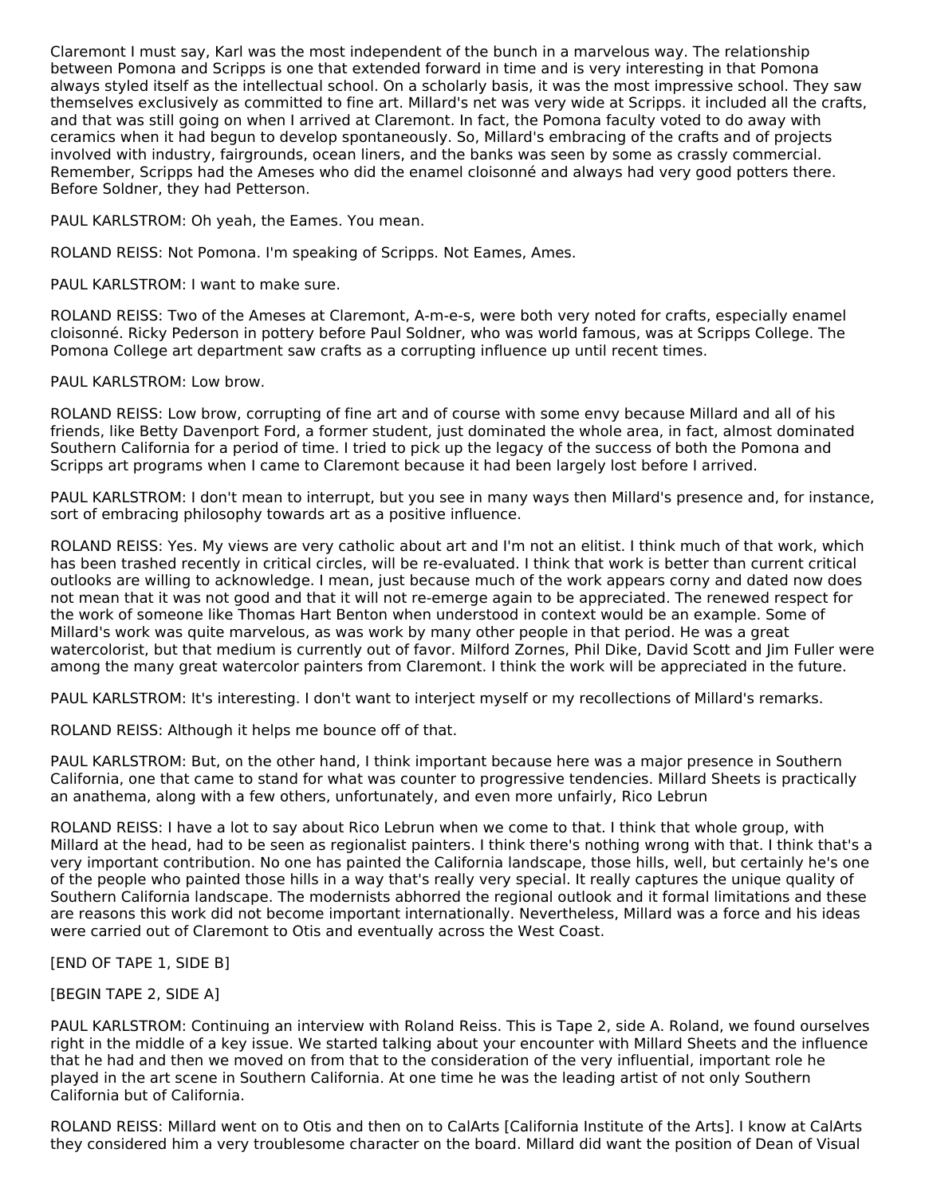Claremont I must say, Karl was the most independent of the bunch in a marvelous way. The relationship between Pomona and Scripps is one that extended forward in time and is very interesting in that Pomona always styled itself as the intellectual school. On a scholarly basis, it was the most impressive school. They saw themselves exclusively as committed to fine art. Millard's net was very wide at Scripps. it included all the crafts, and that was still going on when I arrived at Claremont. In fact, the Pomona faculty voted to do away with ceramics when it had begun to develop spontaneously. So, Millard's embracing of the crafts and of projects involved with industry, fairgrounds, ocean liners, and the banks was seen by some as crassly commercial. Remember, Scripps had the Ameses who did the enamel cloisonné and always had very good potters there. Before Soldner, they had Petterson.

PAUL KARLSTROM: Oh yeah, the Eames. You mean.

ROLAND REISS: Not Pomona. I'm speaking of Scripps. Not Eames, Ames.

PAUL KARLSTROM: I want to make sure.

ROLAND REISS: Two of the Ameses at Claremont, A-m-e-s, were both very noted for crafts, especially enamel cloisonné. Ricky Pederson in pottery before Paul Soldner, who was world famous, was at Scripps College. The Pomona College art department saw crafts as a corrupting influence up until recent times.

PAUL KARLSTROM: Low brow.

ROLAND REISS: Low brow, corrupting of fine art and of course with some envy because Millard and all of his friends, like Betty Davenport Ford, a former student, just dominated the whole area, in fact, almost dominated Southern California for a period of time. I tried to pick up the legacy of the success of both the Pomona and Scripps art programs when I came to Claremont because it had been largely lost before I arrived.

PAUL KARLSTROM: I don't mean to interrupt, but you see in many ways then Millard's presence and, for instance, sort of embracing philosophy towards art as a positive influence.

ROLAND REISS: Yes. My views are very catholic about art and I'm not an elitist. I think much of that work, which has been trashed recently in critical circles, will be re-evaluated. I think that work is better than current critical outlooks are willing to acknowledge. I mean, just because much of the work appears corny and dated now does not mean that it was not good and that it will not re-emerge again to be appreciated. The renewed respect for the work of someone like Thomas Hart Benton when understood in context would be an example. Some of Millard's work was quite marvelous, as was work by many other people in that period. He was a great watercolorist, but that medium is currently out of favor. Milford Zornes, Phil Dike, David Scott and Jim Fuller were among the many great watercolor painters from Claremont. I think the work will be appreciated in the future.

PAUL KARLSTROM: It's interesting. I don't want to interject myself or my recollections of Millard's remarks.

ROLAND REISS: Although it helps me bounce off of that.

PAUL KARLSTROM: But, on the other hand, I think important because here was a major presence in Southern California, one that came to stand for what was counter to progressive tendencies. Millard Sheets is practically an anathema, along with a few others, unfortunately, and even more unfairly, Rico Lebrun

ROLAND REISS: I have a lot to say about Rico Lebrun when we come to that. I think that whole group, with Millard at the head, had to be seen as regionalist painters. I think there's nothing wrong with that. I think that's a very important contribution. No one has painted the California landscape, those hills, well, but certainly he's one of the people who painted those hills in a way that's really very special. It really captures the unique quality of Southern California landscape. The modernists abhorred the regional outlook and it formal limitations and these are reasons this work did not become important internationally. Nevertheless, Millard was a force and his ideas were carried out of Claremont to Otis and eventually across the West Coast.

[END OF TAPE 1, SIDE B]

[BEGIN TAPE 2, SIDE A]

PAUL KARLSTROM: Continuing an interview with Roland Reiss. This is Tape 2, side A. Roland, we found ourselves right in the middle of a key issue. We started talking about your encounter with Millard Sheets and the influence that he had and then we moved on from that to the consideration of the very influential, important role he played in the art scene in Southern California. At one time he was the leading artist of not only Southern California but of California.

ROLAND REISS: Millard went on to Otis and then on to CalArts [California Institute of the Arts]. I know at CalArts they considered him a very troublesome character on the board. Millard did want the position of Dean of Visual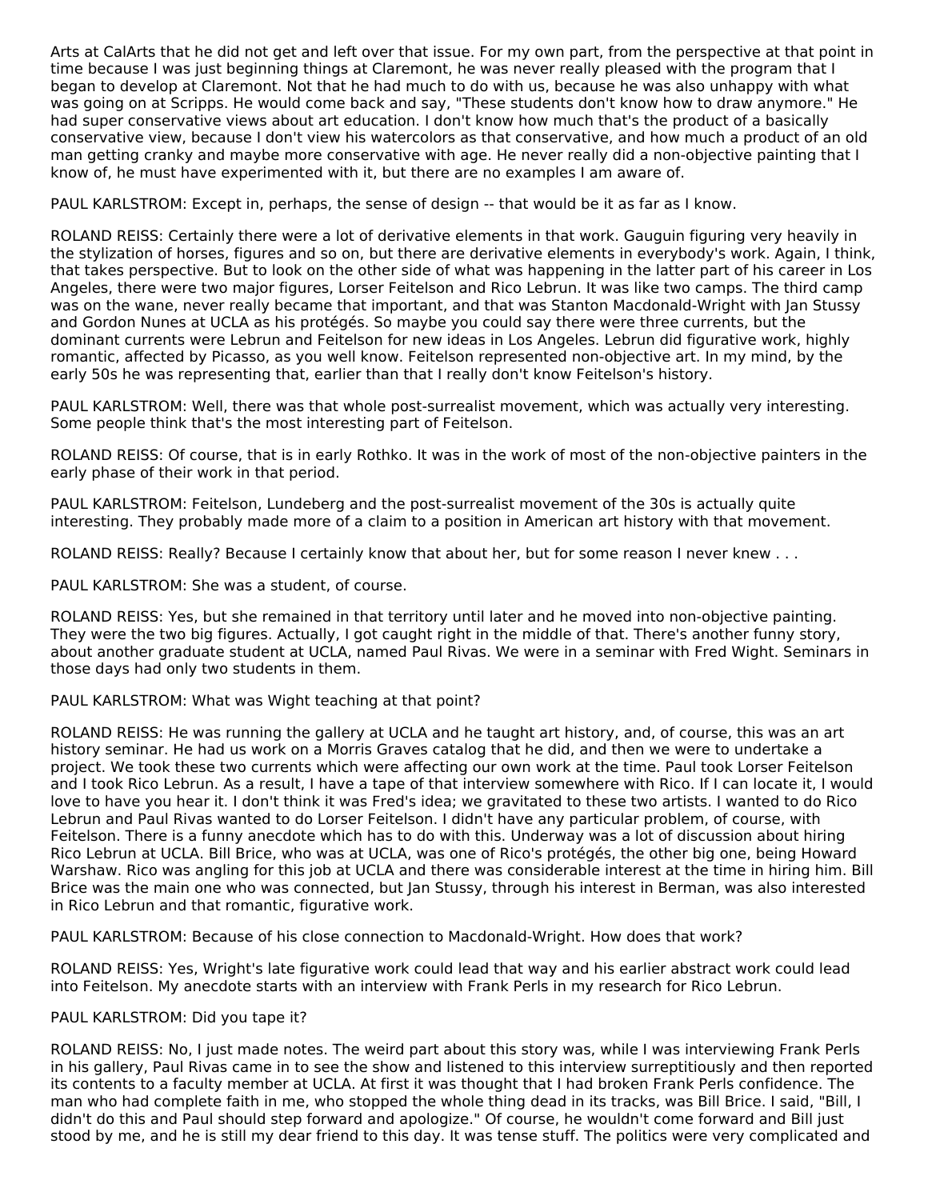Arts at CalArts that he did not get and left over that issue. For my own part, from the perspective at that point in time because I was just beginning things at Claremont, he was never really pleased with the program that I began to develop at Claremont. Not that he had much to do with us, because he was also unhappy with what was going on at Scripps. He would come back and say, "These students don't know how to draw anymore." He had super conservative views about art education. I don't know how much that's the product of a basically conservative view, because I don't view his watercolors as that conservative, and how much a product of an old man getting cranky and maybe more conservative with age. He never really did a non-objective painting that I know of, he must have experimented with it, but there are no examples I am aware of.

PAUL KARLSTROM: Except in, perhaps, the sense of design -- that would be it as far as I know.

ROLAND REISS: Certainly there were a lot of derivative elements in that work. Gauguin figuring very heavily in the stylization of horses, figures and so on, but there are derivative elements in everybody's work. Again, I think, that takes perspective. But to look on the other side of what was happening in the latter part of his career in Los Angeles, there were two major figures, Lorser Feitelson and Rico Lebrun. It was like two camps. The third camp was on the wane, never really became that important, and that was Stanton Macdonald-Wright with Jan Stussy and Gordon Nunes at UCLA as his protégés. So maybe you could say there were three currents, but the dominant currents were Lebrun and Feitelson for new ideas in Los Angeles. Lebrun did figurative work, highly romantic, affected by Picasso, as you well know. Feitelson represented non-objective art. In my mind, by the early 50s he was representing that, earlier than that I really don't know Feitelson's history.

PAUL KARLSTROM: Well, there was that whole post-surrealist movement, which was actually very interesting. Some people think that's the most interesting part of Feitelson.

ROLAND REISS: Of course, that is in early Rothko. It was in the work of most of the non-objective painters in the early phase of their work in that period.

PAUL KARLSTROM: Feitelson, Lundeberg and the post-surrealist movement of the 30s is actually quite interesting. They probably made more of a claim to a position in American art history with that movement.

ROLAND REISS: Really? Because I certainly know that about her, but for some reason I never knew . . .

PAUL KARLSTROM: She was a student, of course.

ROLAND REISS: Yes, but she remained in that territory until later and he moved into non-objective painting. They were the two big figures. Actually, I got caught right in the middle of that. There's another funny story, about another graduate student at UCLA, named Paul Rivas. We were in a seminar with Fred Wight. Seminars in those days had only two students in them.

PAUL KARLSTROM: What was Wight teaching at that point?

ROLAND REISS: He was running the gallery at UCLA and he taught art history, and, of course, this was an art history seminar. He had us work on a Morris Graves catalog that he did, and then we were to undertake a project. We took these two currents which were affecting our own work at the time. Paul took Lorser Feitelson and I took Rico Lebrun. As a result, I have a tape of that interview somewhere with Rico. If I can locate it, I would love to have you hear it. I don't think it was Fred's idea; we gravitated to these two artists. I wanted to do Rico Lebrun and Paul Rivas wanted to do Lorser Feitelson. I didn't have any particular problem, of course, with Feitelson. There is a funny anecdote which has to do with this. Underway was a lot of discussion about hiring Rico Lebrun at UCLA. Bill Brice, who was at UCLA, was one of Rico's protégés, the other big one, being Howard Warshaw. Rico was angling for this job at UCLA and there was considerable interest at the time in hiring him. Bill Brice was the main one who was connected, but Jan Stussy, through his interest in Berman, was also interested in Rico Lebrun and that romantic, figurative work.

PAUL KARLSTROM: Because of his close connection to Macdonald-Wright. How does that work?

ROLAND REISS: Yes, Wright's late figurative work could lead that way and his earlier abstract work could lead into Feitelson. My anecdote starts with an interview with Frank Perls in my research for Rico Lebrun.

PAUL KARLSTROM: Did you tape it?

ROLAND REISS: No, I just made notes. The weird part about this story was, while I was interviewing Frank Perls in his gallery, Paul Rivas came in to see the show and listened to this interview surreptitiously and then reported its contents to a faculty member at UCLA. At first it was thought that I had broken Frank Perls confidence. The man who had complete faith in me, who stopped the whole thing dead in its tracks, was Bill Brice. I said, "Bill, I didn't do this and Paul should step forward and apologize." Of course, he wouldn't come forward and Bill just stood by me, and he is still my dear friend to this day. It was tense stuff. The politics were very complicated and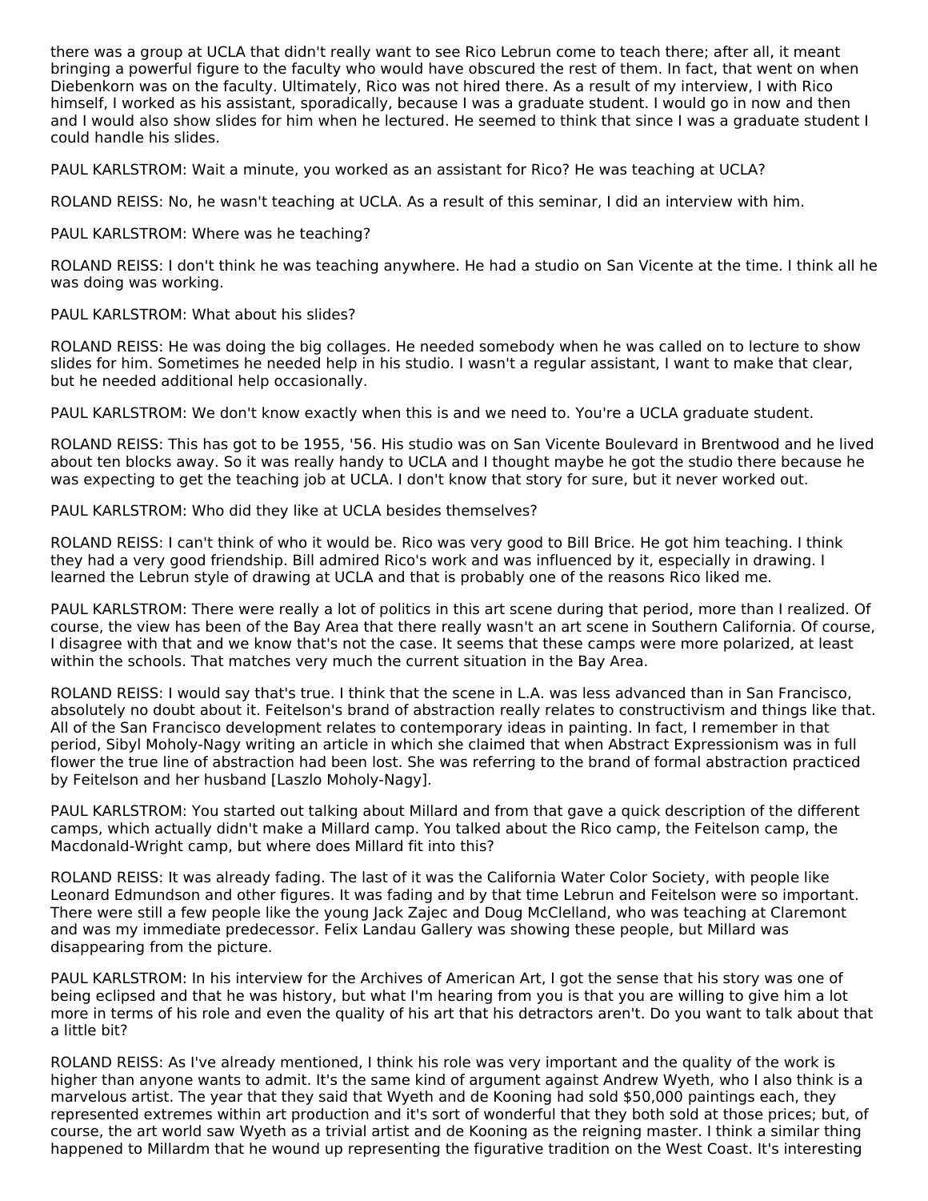there was a group at UCLA that didn't really want to see Rico Lebrun come to teach there; after all, it meant bringing a powerful figure to the faculty who would have obscured the rest of them. In fact, that went on when Diebenkorn was on the faculty. Ultimately, Rico was not hired there. As a result of my interview, I with Rico himself, I worked as his assistant, sporadically, because I was a graduate student. I would go in now and then and I would also show slides for him when he lectured. He seemed to think that since I was a graduate student I could handle his slides.

PAUL KARLSTROM: Wait a minute, you worked as an assistant for Rico? He was teaching at UCLA?

ROLAND REISS: No, he wasn't teaching at UCLA. As a result of this seminar, I did an interview with him.

PAUL KARLSTROM: Where was he teaching?

ROLAND REISS: I don't think he was teaching anywhere. He had a studio on San Vicente at the time. I think all he was doing was working.

PAUL KARLSTROM: What about his slides?

ROLAND REISS: He was doing the big collages. He needed somebody when he was called on to lecture to show slides for him. Sometimes he needed help in his studio. I wasn't a regular assistant, I want to make that clear, but he needed additional help occasionally.

PAUL KARLSTROM: We don't know exactly when this is and we need to. You're a UCLA graduate student.

ROLAND REISS: This has got to be 1955, '56. His studio was on San Vicente Boulevard in Brentwood and he lived about ten blocks away. So it was really handy to UCLA and I thought maybe he got the studio there because he was expecting to get the teaching job at UCLA. I don't know that story for sure, but it never worked out.

PAUL KARLSTROM: Who did they like at UCLA besides themselves?

ROLAND REISS: I can't think of who it would be. Rico was very good to Bill Brice. He got him teaching. I think they had a very good friendship. Bill admired Rico's work and was influenced by it, especially in drawing. I learned the Lebrun style of drawing at UCLA and that is probably one of the reasons Rico liked me.

PAUL KARLSTROM: There were really a lot of politics in this art scene during that period, more than I realized. Of course, the view has been of the Bay Area that there really wasn't an art scene in Southern California. Of course, I disagree with that and we know that's not the case. It seems that these camps were more polarized, at least within the schools. That matches very much the current situation in the Bay Area.

ROLAND REISS: I would say that's true. I think that the scene in L.A. was less advanced than in San Francisco, absolutely no doubt about it. Feitelson's brand of abstraction really relates to constructivism and things like that. All of the San Francisco development relates to contemporary ideas in painting. In fact, I remember in that period, Sibyl Moholy-Nagy writing an article in which she claimed that when Abstract Expressionism was in full flower the true line of abstraction had been lost. She was referring to the brand of formal abstraction practiced by Feitelson and her husband [Laszlo Moholy-Nagy].

PAUL KARLSTROM: You started out talking about Millard and from that gave a quick description of the different camps, which actually didn't make a Millard camp. You talked about the Rico camp, the Feitelson camp, the Macdonald-Wright camp, but where does Millard fit into this?

ROLAND REISS: It was already fading. The last of it was the California Water Color Society, with people like Leonard Edmundson and other figures. It was fading and by that time Lebrun and Feitelson were so important. There were still a few people like the young Jack Zajec and Doug McClelland, who was teaching at Claremont and was my immediate predecessor. Felix Landau Gallery was showing these people, but Millard was disappearing from the picture.

PAUL KARLSTROM: In his interview for the Archives of American Art, I got the sense that his story was one of being eclipsed and that he was history, but what I'm hearing from you is that you are willing to give him a lot more in terms of his role and even the quality of his art that his detractors aren't. Do you want to talk about that a little bit?

ROLAND REISS: As I've already mentioned, I think his role was very important and the quality of the work is higher than anyone wants to admit. It's the same kind of argument against Andrew Wyeth, who I also think is a marvelous artist. The year that they said that Wyeth and de Kooning had sold $50,000 paintings each, they represented extremes within art production and it's sort of wonderful that they both sold at those prices; but, of course, the art world saw Wyeth as a trivial artist and de Kooning as the reigning master. I think a similar thing happened to Millardm that he wound up representing the figurative tradition on the West Coast. It's interesting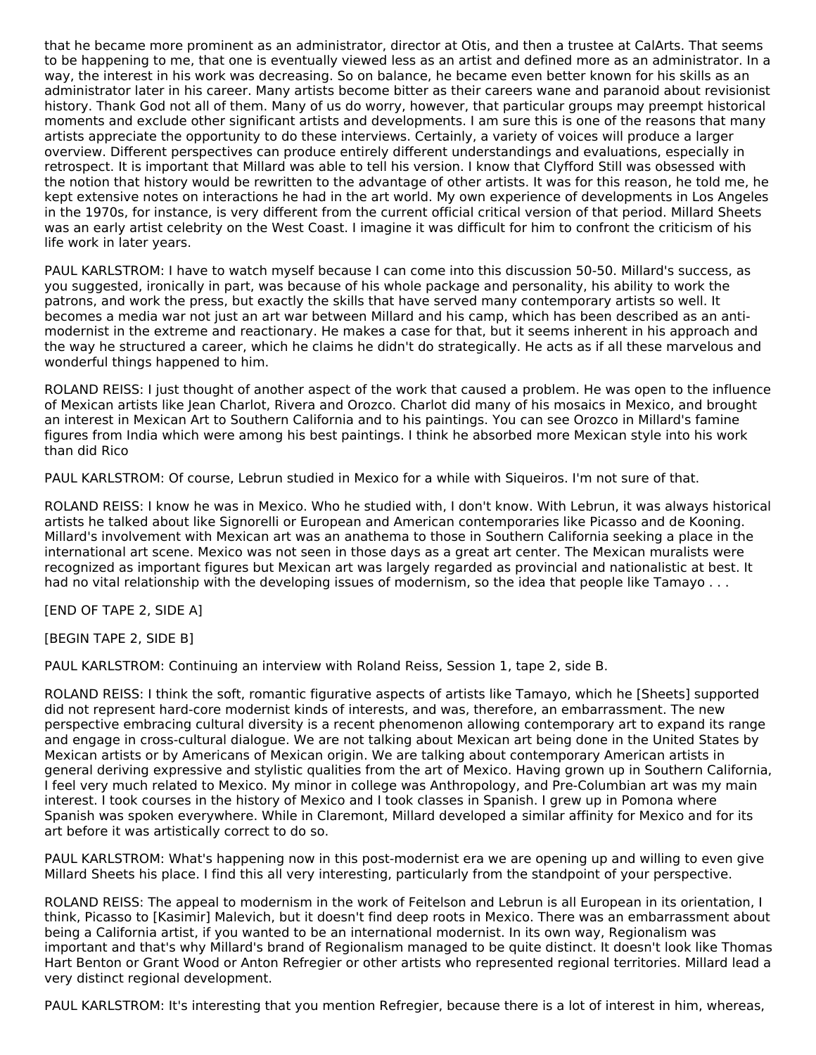that he became more prominent as an administrator, director at Otis, and then a trustee at CalArts. That seems to be happening to me, that one is eventually viewed less as an artist and defined more as an administrator. In a way, the interest in his work was decreasing. So on balance, he became even better known for his skills as an administrator later in his career. Many artists become bitter as their careers wane and paranoid about revisionist history. Thank God not all of them. Many of us do worry, however, that particular groups may preempt historical moments and exclude other significant artists and developments. I am sure this is one of the reasons that many artists appreciate the opportunity to do these interviews. Certainly, a variety of voices will produce a larger overview. Different perspectives can produce entirely different understandings and evaluations, especially in retrospect. It is important that Millard was able to tell his version. I know that Clyfford Still was obsessed with the notion that history would be rewritten to the advantage of other artists. It was for this reason, he told me, he kept extensive notes on interactions he had in the art world. My own experience of developments in Los Angeles in the 1970s, for instance, is very different from the current official critical version of that period. Millard Sheets was an early artist celebrity on the West Coast. I imagine it was difficult for him to confront the criticism of his life work in later years.

PAUL KARLSTROM: I have to watch myself because I can come into this discussion 50-50. Millard's success, as you suggested, ironically in part, was because of his whole package and personality, his ability to work the patrons, and work the press, but exactly the skills that have served many contemporary artists so well. It becomes a media war not just an art war between Millard and his camp, which has been described as an anti-modernist in the extreme and reactionary. He makes a case for that, but it seems inherent in his approach and the way he structured a career, which he claims he didn't do strategically. He acts as if all these marvelous and wonderful things happened to him.

ROLAND REISS: I just thought of another aspect of the work that caused a problem. He was open to the influence of Mexican artists like Jean Charlot, Rivera and Orozco. Charlot did many of his mosaics in Mexico, and brought an interest in Mexican Art to Southern California and to his paintings. You can see Orozco in Millard's famine figures from India which were among his best paintings. I think he absorbed more Mexican style into his work than did Rico

PAUL KARLSTROM: Of course, Lebrun studied in Mexico for a while with Siqueiros. I'm not sure of that.

ROLAND REISS: I know he was in Mexico. Who he studied with, I don't know. With Lebrun, it was always historical artists he talked about like Signorelli or European and American contemporaries like Picasso and de Kooning. Millard's involvement with Mexican art was an anathema to those in Southern California seeking a place in the international art scene. Mexico was not seen in those days as a great art center. The Mexican muralists were recognized as important figures but Mexican art was largely regarded as provincial and nationalistic at best. It had no vital relationship with the developing issues of modernism, so the idea that people like Tamayo . . .

[END OF TAPE 2, SIDE A]

[BEGIN TAPE 2, SIDE B]

PAUL KARLSTROM: Continuing an interview with Roland Reiss, Session 1, tape 2, side B.

ROLAND REISS: I think the soft, romantic figurative aspects of artists like Tamayo, which he [Sheets] supported did not represent hard-core modernist kinds of interests, and was, therefore, an embarrassment. The new perspective embracing cultural diversity is a recent phenomenon allowing contemporary art to expand its range and engage in cross-cultural dialogue. We are not talking about Mexican art being done in the United States by Mexican artists or by Americans of Mexican origin. We are talking about contemporary American artists in general deriving expressive and stylistic qualities from the art of Mexico. Having grown up in Southern California, I feel very much related to Mexico. My minor in college was Anthropology, and Pre-Columbian art was my main interest. I took courses in the history of Mexico and I took classes in Spanish. I grew up in Pomona where Spanish was spoken everywhere. While in Claremont, Millard developed a similar affinity for Mexico and for its art before it was artistically correct to do so.

PAUL KARLSTROM: What's happening now in this post-modernist era we are opening up and willing to even give Millard Sheets his place. I find this all very interesting, particularly from the standpoint of your perspective.

ROLAND REISS: The appeal to modernism in the work of Feitelson and Lebrun is all European in its orientation, I think, Picasso to [Kasimir] Malevich, but it doesn't find deep roots in Mexico. There was an embarrassment about being a California artist, if you wanted to be an international modernist. In its own way, Regionalism was important and that's why Millard's brand of Regionalism managed to be quite distinct. It doesn't look like Thomas Hart Benton or Grant Wood or Anton Refregier or other artists who represented regional territories. Millard lead a very distinct regional development.

PAUL KARLSTROM: It's interesting that you mention Refregier, because there is a lot of interest in him, whereas,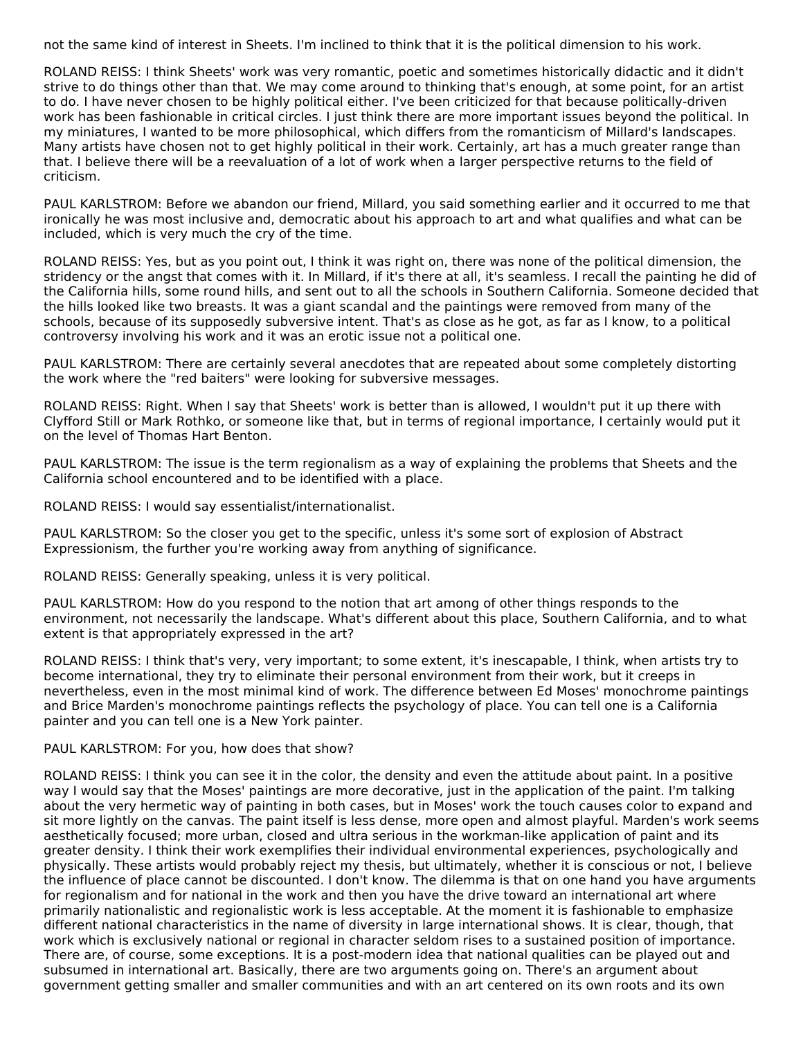not the same kind of interest in Sheets. I'm inclined to think that it is the political dimension to his work.

ROLAND REISS: I think Sheets' work was very romantic, poetic and sometimes historically didactic and it didn't strive to do things other than that. We may come around to thinking that's enough, at some point, for an artist to do. I have never chosen to be highly political either. I've been criticized for that because politically-driven work has been fashionable in critical circles. I just think there are more important issues beyond the political. In my miniatures, I wanted to be more philosophical, which differs from the romanticism of Millard's landscapes. Many artists have chosen not to get highly political in their work. Certainly, art has a much greater range than that. I believe there will be a reevaluation of a lot of work when a larger perspective returns to the field of criticism.

PAUL KARLSTROM: Before we abandon our friend, Millard, you said something earlier and it occurred to me that ironically he was most inclusive and, democratic about his approach to art and what qualifies and what can be included, which is very much the cry of the time.

ROLAND REISS: Yes, but as you point out, I think it was right on, there was none of the political dimension, the stridency or the angst that comes with it. In Millard, if it's there at all, it's seamless. I recall the painting he did of the California hills, some round hills, and sent out to all the schools in Southern California. Someone decided that the hills looked like two breasts. It was a giant scandal and the paintings were removed from many of the schools, because of its supposedly subversive intent. That's as close as he got, as far as I know, to a political controversy involving his work and it was an erotic issue not a political one.

PAUL KARLSTROM: There are certainly several anecdotes that are repeated about some completely distorting the work where the "red baiters" were looking for subversive messages.

ROLAND REISS: Right. When I say that Sheets' work is better than is allowed, I wouldn't put it up there with Clyfford Still or Mark Rothko, or someone like that, but in terms of regional importance, I certainly would put it on the level of Thomas Hart Benton.

PAUL KARLSTROM: The issue is the term regionalism as a way of explaining the problems that Sheets and the California school encountered and to be identified with a place.

ROLAND REISS: I would say essentialist/internationalist.

PAUL KARLSTROM: So the closer you get to the specific, unless it's some sort of explosion of Abstract Expressionism, the further you're working away from anything of significance.

ROLAND REISS: Generally speaking, unless it is very political.

PAUL KARLSTROM: How do you respond to the notion that art among of other things responds to the environment, not necessarily the landscape. What's different about this place, Southern California, and to what extent is that appropriately expressed in the art?

ROLAND REISS: I think that's very, very important; to some extent, it's inescapable, I think, when artists try to become international, they try to eliminate their personal environment from their work, but it creeps in nevertheless, even in the most minimal kind of work. The difference between Ed Moses' monochrome paintings and Brice Marden's monochrome paintings reflects the psychology of place. You can tell one is a California painter and you can tell one is a New York painter.

PAUL KARLSTROM: For you, how does that show?

ROLAND REISS: I think you can see it in the color, the density and even the attitude about paint. In a positive way I would say that the Moses' paintings are more decorative, just in the application of the paint. I'm talking about the very hermetic way of painting in both cases, but in Moses' work the touch causes color to expand and sit more lightly on the canvas. The paint itself is less dense, more open and almost playful. Marden's work seems aesthetically focused; more urban, closed and ultra serious in the workman-like application of paint and its greater density. I think their work exemplifies their individual environmental experiences, psychologically and physically. These artists would probably reject my thesis, but ultimately, whether it is conscious or not, I believe the influence of place cannot be discounted. I don't know. The dilemma is that on one hand you have arguments for regionalism and for national in the work and then you have the drive toward an international art where primarily nationalistic and regionalistic work is less acceptable. At the moment it is fashionable to emphasize different national characteristics in the name of diversity in large international shows. It is clear, though, that work which is exclusively national or regional in character seldom rises to a sustained position of importance. There are, of course, some exceptions. It is a post-modern idea that national qualities can be played out and subsumed in international art. Basically, there are two arguments going on. There's an argument about government getting smaller and smaller communities and with an art centered on its own roots and its own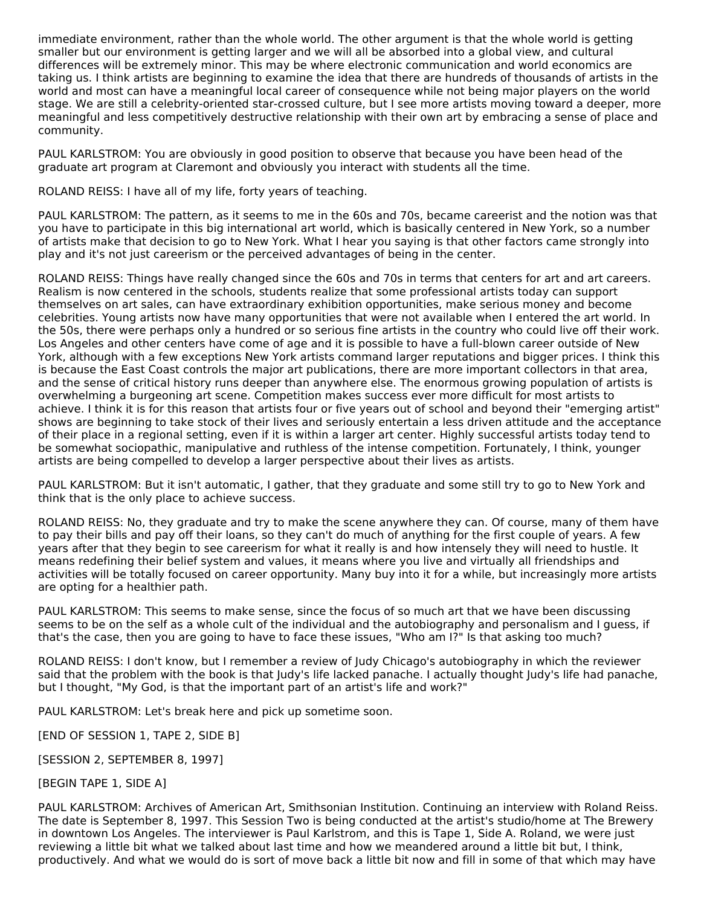immediate environment, rather than the whole world. The other argument is that the whole world is getting smaller but our environment is getting larger and we will all be absorbed into a global view, and cultural differences will be extremely minor. This may be where electronic communication and world economics are taking us. I think artists are beginning to examine the idea that there are hundreds of thousands of artists in the world and most can have a meaningful local career of consequence while not being major players on the world stage. We are still a celebrity-oriented star-crossed culture, but I see more artists moving toward a deeper, more meaningful and less competitively destructive relationship with their own art by embracing a sense of place and community.

PAUL KARLSTROM: You are obviously in good position to observe that because you have been head of the graduate art program at Claremont and obviously you interact with students all the time.

ROLAND REISS: I have all of my life, forty years of teaching.

PAUL KARLSTROM: The pattern, as it seems to me in the 60s and 70s, became careerist and the notion was that you have to participate in this big international art world, which is basically centered in New York, so a number of artists make that decision to go to New York. What I hear you saying is that other factors came strongly into play and it's not just careerism or the perceived advantages of being in the center.

ROLAND REISS: Things have really changed since the 60s and 70s in terms that centers for art and art careers. Realism is now centered in the schools, students realize that some professional artists today can support themselves on art sales, can have extraordinary exhibition opportunities, make serious money and become celebrities. Young artists now have many opportunities that were not available when I entered the art world. In the 50s, there were perhaps only a hundred or so serious fine artists in the country who could live off their work. Los Angeles and other centers have come of age and it is possible to have a full-blown career outside of New York, although with a few exceptions New York artists command larger reputations and bigger prices. I think this is because the East Coast controls the major art publications, there are more important collectors in that area, and the sense of critical history runs deeper than anywhere else. The enormous growing population of artists is overwhelming a burgeoning art scene. Competition makes success ever more difficult for most artists to achieve. I think it is for this reason that artists four or five years out of school and beyond their "emerging artist" shows are beginning to take stock of their lives and seriously entertain a less driven attitude and the acceptance of their place in a regional setting, even if it is within a larger art center. Highly successful artists today tend to be somewhat sociopathic, manipulative and ruthless of the intense competition. Fortunately, I think, younger artists are being compelled to develop a larger perspective about their lives as artists.

PAUL KARLSTROM: But it isn't automatic, I gather, that they graduate and some still try to go to New York and think that is the only place to achieve success.

ROLAND REISS: No, they graduate and try to make the scene anywhere they can. Of course, many of them have to pay their bills and pay off their loans, so they can't do much of anything for the first couple of years. A few years after that they begin to see careerism for what it really is and how intensely they will need to hustle. It means redefining their belief system and values, it means where you live and virtually all friendships and activities will be totally focused on career opportunity. Many buy into it for a while, but increasingly more artists are opting for a healthier path.

PAUL KARLSTROM: This seems to make sense, since the focus of so much art that we have been discussing seems to be on the self as a whole cult of the individual and the autobiography and personalism and I guess, if that's the case, then you are going to have to face these issues, "Who am I?" Is that asking too much?

ROLAND REISS: I don't know, but I remember a review of Judy Chicago's autobiography in which the reviewer said that the problem with the book is that Judy's life lacked panache. I actually thought Judy's life had panache, but I thought, "My God, is that the important part of an artist's life and work?"

PAUL KARLSTROM: Let's break here and pick up sometime soon.

[END OF SESSION 1, TAPE 2, SIDE B]

[SESSION 2, SEPTEMBER 8, 1997]

[BEGIN TAPE 1, SIDE A]

PAUL KARLSTROM: Archives of American Art, Smithsonian Institution. Continuing an interview with Roland Reiss. The date is September 8, 1997. This Session Two is being conducted at the artist's studio/home at The Brewery in downtown Los Angeles. The interviewer is Paul Karlstrom, and this is Tape 1, Side A. Roland, we were just reviewing a little bit what we talked about last time and how we meandered around a little bit but, I think, productively. And what we would do is sort of move back a little bit now and fill in some of that which may have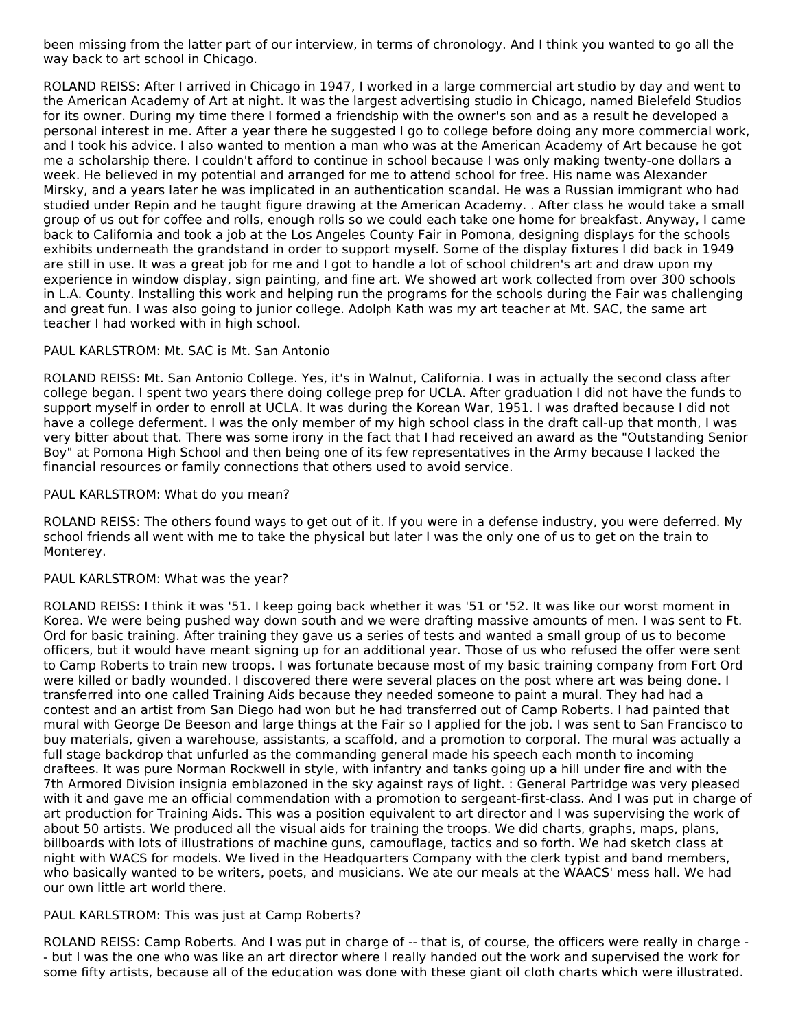been missing from the latter part of our interview, in terms of chronology. And I think you wanted to go all the way back to art school in Chicago.

ROLAND REISS: After I arrived in Chicago in 1947, I worked in a large commercial art studio by day and went to the American Academy of Art at night. It was the largest advertising studio in Chicago, named Bielefeld Studios for its owner. During my time there I formed a friendship with the owner's son and as a result he developed a personal interest in me. After a year there he suggested I go to college before doing any more commercial work, and I took his advice. I also wanted to mention a man who was at the American Academy of Art because he got me a scholarship there. I couldn't afford to continue in school because I was only making twenty-one dollars a week. He believed in my potential and arranged for me to attend school for free. His name was Alexander Mirsky, and a years later he was implicated in an authentication scandal. He was a Russian immigrant who had studied under Repin and he taught figure drawing at the American Academy. . After class he would take a small group of us out for coffee and rolls, enough rolls so we could each take one home for breakfast. Anyway, I came back to California and took a job at the Los Angeles County Fair in Pomona, designing displays for the schools exhibits underneath the grandstand in order to support myself. Some of the display fixtures I did back in 1949 are still in use. It was a great job for me and I got to handle a lot of school children's art and draw upon my experience in window display, sign painting, and fine art. We showed art work collected from over 300 schools in L.A. County. Installing this work and helping run the programs for the schools during the Fair was challenging and great fun. I was also going to junior college. Adolph Kath was my art teacher at Mt. SAC, the same art teacher I had worked with in high school.

PAUL KARLSTROM: Mt. SAC is Mt. San Antonio

ROLAND REISS: Mt. San Antonio College. Yes, it's in Walnut, California. I was in actually the second class after college began. I spent two years there doing college prep for UCLA. After graduation I did not have the funds to support myself in order to enroll at UCLA. It was during the Korean War, 1951. I was drafted because I did not have a college deferment. I was the only member of my high school class in the draft call-up that month, I was very bitter about that. There was some irony in the fact that I had received an award as the "Outstanding Senior Boy" at Pomona High School and then being one of its few representatives in the Army because I lacked the financial resources or family connections that others used to avoid service.

PAUL KARLSTROM: What do you mean?

ROLAND REISS: The others found ways to get out of it. If you were in a defense industry, you were deferred. My school friends all went with me to take the physical but later I was the only one of us to get on the train to Monterey.

PAUL KARLSTROM: What was the year?

ROLAND REISS: I think it was '51. I keep going back whether it was '51 or '52. It was like our worst moment in Korea. We were being pushed way down south and we were drafting massive amounts of men. I was sent to Ft. Ord for basic training. After training they gave us a series of tests and wanted a small group of us to become officers, but it would have meant signing up for an additional year. Those of us who refused the offer were sent to Camp Roberts to train new troops. I was fortunate because most of my basic training company from Fort Ord were killed or badly wounded. I discovered there were several places on the post where art was being done. I transferred into one called Training Aids because they needed someone to paint a mural. They had had a contest and an artist from San Diego had won but he had transferred out of Camp Roberts. I had painted that mural with George De Beeson and large things at the Fair so I applied for the job. I was sent to San Francisco to buy materials, given a warehouse, assistants, a scaffold, and a promotion to corporal. The mural was actually a full stage backdrop that unfurled as the commanding general made his speech each month to incoming draftees. It was pure Norman Rockwell in style, with infantry and tanks going up a hill under fire and with the 7th Armored Division insignia emblazoned in the sky against rays of light. : General Partridge was very pleased with it and gave me an official commendation with a promotion to sergeant-first-class. And I was put in charge of art production for Training Aids. This was a position equivalent to art director and I was supervising the work of about 50 artists. We produced all the visual aids for training the troops. We did charts, graphs, maps, plans, billboards with lots of illustrations of machine guns, camouflage, tactics and so forth. We had sketch class at night with WACS for models. We lived in the Headquarters Company with the clerk typist and band members, who basically wanted to be writers, poets, and musicians. We ate our meals at the WAACS' mess hall. We had our own little art world there.

PAUL KARLSTROM: This was just at Camp Roberts?

ROLAND REISS: Camp Roberts. And I was put in charge of -- that is, of course, the officers were really in charge -- but I was the one who was like an art director where I really handed out the work and supervised the work for some fifty artists, because all of the education was done with these giant oil cloth charts which were illustrated.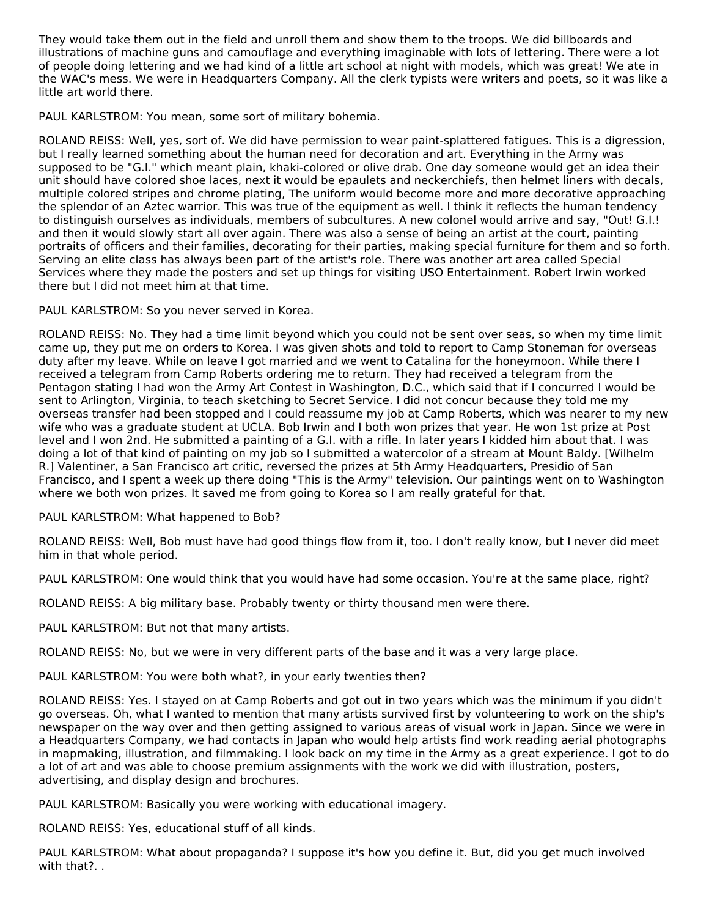They would take them out in the field and unroll them and show them to the troops. We did billboards and illustrations of machine guns and camouflage and everything imaginable with lots of lettering. There were a lot of people doing lettering and we had kind of a little art school at night with models, which was great! We ate in the WAC's mess. We were in Headquarters Company. All the clerk typists were writers and poets, so it was like a little art world there.

PAUL KARLSTROM: You mean, some sort of military bohemia.

ROLAND REISS: Well, yes, sort of. We did have permission to wear paint-splattered fatigues. This is a digression, but I really learned something about the human need for decoration and art. Everything in the Army was supposed to be "G.I." which meant plain, khaki-colored or olive drab. One day someone would get an idea their unit should have colored shoe laces, next it would be epaulets and neckerchiefs, then helmet liners with decals, multiple colored stripes and chrome plating, The uniform would become more and more decorative approaching the splendor of an Aztec warrior. This was true of the equipment as well. I think it reflects the human tendency to distinguish ourselves as individuals, members of subcultures. A new colonel would arrive and say, "Out! G.I.! and then it would slowly start all over again. There was also a sense of being an artist at the court, painting portraits of officers and their families, decorating for their parties, making special furniture for them and so forth. Serving an elite class has always been part of the artist's role. There was another art area called Special Services where they made the posters and set up things for visiting USO Entertainment. Robert Irwin worked there but I did not meet him at that time.

PAUL KARLSTROM: So you never served in Korea.

ROLAND REISS: No. They had a time limit beyond which you could not be sent over seas, so when my time limit came up, they put me on orders to Korea. I was given shots and told to report to Camp Stoneman for overseas duty after my leave. While on leave I got married and we went to Catalina for the honeymoon. While there I received a telegram from Camp Roberts ordering me to return. They had received a telegram from the Pentagon stating I had won the Army Art Contest in Washington, D.C., which said that if I concurred I would be sent to Arlington, Virginia, to teach sketching to Secret Service. I did not concur because they told me my overseas transfer had been stopped and I could reassume my job at Camp Roberts, which was nearer to my new wife who was a graduate student at UCLA. Bob Irwin and I both won prizes that year. He won 1st prize at Post level and I won 2nd. He submitted a painting of a G.I. with a rifle. In later years I kidded him about that. I was doing a lot of that kind of painting on my job so I submitted a watercolor of a stream at Mount Baldy. [Wilhelm R.] Valentiner, a San Francisco art critic, reversed the prizes at 5th Army Headquarters, Presidio of San Francisco, and I spent a week up there doing "This is the Army" television. Our paintings went on to Washington where we both won prizes. It saved me from going to Korea so I am really grateful for that.

PAUL KARLSTROM: What happened to Bob?

ROLAND REISS: Well, Bob must have had good things flow from it, too. I don't really know, but I never did meet him in that whole period.

PAUL KARLSTROM: One would think that you would have had some occasion. You're at the same place, right?

ROLAND REISS: A big military base. Probably twenty or thirty thousand men were there.

PAUL KARLSTROM: But not that many artists.

ROLAND REISS: No, but we were in very different parts of the base and it was a very large place.

PAUL KARLSTROM: You were both what?, in your early twenties then?

ROLAND REISS: Yes. I stayed on at Camp Roberts and got out in two years which was the minimum if you didn't go overseas. Oh, what I wanted to mention that many artists survived first by volunteering to work on the ship's newspaper on the way over and then getting assigned to various areas of visual work in Japan. Since we were in a Headquarters Company, we had contacts in Japan who would help artists find work reading aerial photographs in mapmaking, illustration, and filmmaking. I look back on my time in the Army as a great experience. I got to do a lot of art and was able to choose premium assignments with the work we did with illustration, posters, advertising, and display design and brochures.

PAUL KARLSTROM: Basically you were working with educational imagery.

ROLAND REISS: Yes, educational stuff of all kinds.

PAUL KARLSTROM: What about propaganda? I suppose it's how you define it. But, did you get much involved with that?. .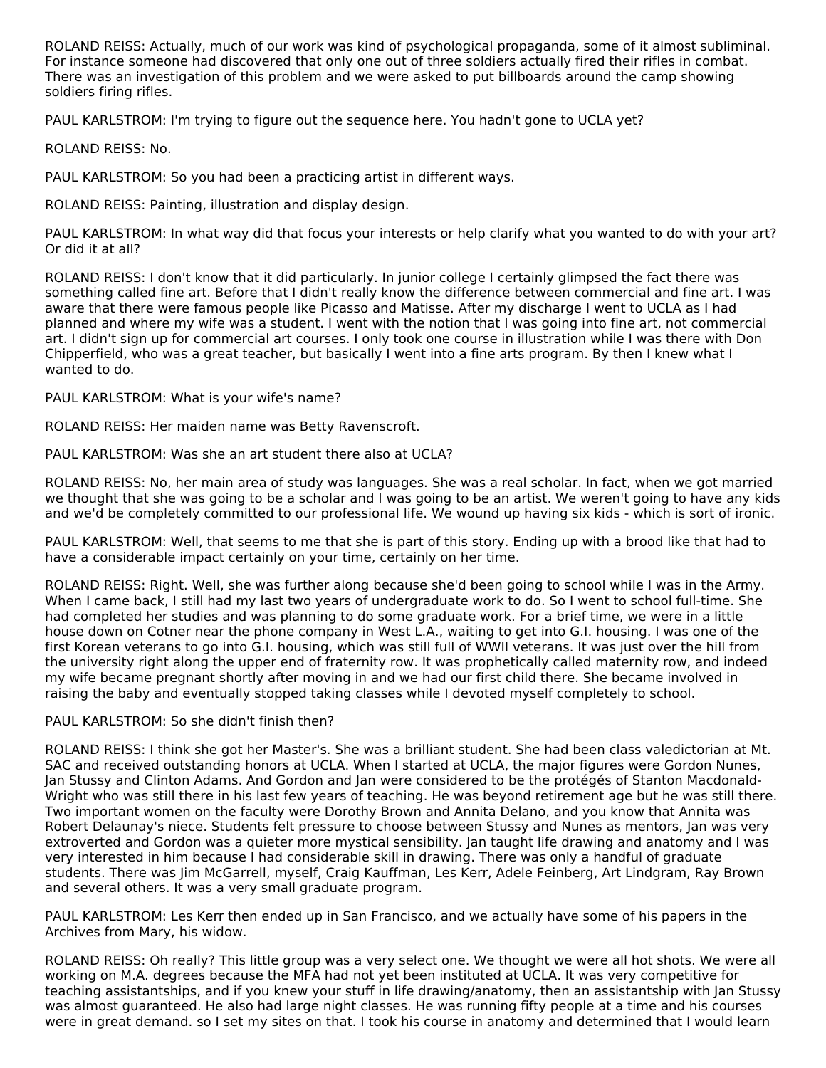ROLAND REISS: Actually, much of our work was kind of psychological propaganda, some of it almost subliminal. For instance someone had discovered that only one out of three soldiers actually fired their rifles in combat. There was an investigation of this problem and we were asked to put billboards around the camp showing soldiers firing rifles.

PAUL KARLSTROM: I'm trying to figure out the sequence here. You hadn't gone to UCLA yet?

ROLAND REISS: No.

PAUL KARLSTROM: So you had been a practicing artist in different ways.

ROLAND REISS: Painting, illustration and display design.

PAUL KARLSTROM: In what way did that focus your interests or help clarify what you wanted to do with your art? Or did it at all?

ROLAND REISS: I don't know that it did particularly. In junior college I certainly glimpsed the fact there was something called fine art. Before that I didn't really know the difference between commercial and fine art. I was aware that there were famous people like Picasso and Matisse. After my discharge I went to UCLA as I had planned and where my wife was a student. I went with the notion that I was going into fine art, not commercial art. I didn't sign up for commercial art courses. I only took one course in illustration while I was there with Don Chipperfield, who was a great teacher, but basically I went into a fine arts program. By then I knew what I wanted to do.

PAUL KARLSTROM: What is your wife's name?

ROLAND REISS: Her maiden name was Betty Ravenscroft.

PAUL KARLSTROM: Was she an art student there also at UCLA?

ROLAND REISS: No, her main area of study was languages. She was a real scholar. In fact, when we got married we thought that she was going to be a scholar and I was going to be an artist. We weren't going to have any kids and we'd be completely committed to our professional life. We wound up having six kids - which is sort of ironic.

PAUL KARLSTROM: Well, that seems to me that she is part of this story. Ending up with a brood like that had to have a considerable impact certainly on your time, certainly on her time.

ROLAND REISS: Right. Well, she was further along because she'd been going to school while I was in the Army. When I came back, I still had my last two years of undergraduate work to do. So I went to school full-time. She had completed her studies and was planning to do some graduate work. For a brief time, we were in a little house down on Cotner near the phone company in West L.A., waiting to get into G.I. housing. I was one of the first Korean veterans to go into G.I. housing, which was still full of WWII veterans. It was just over the hill from the university right along the upper end of fraternity row. It was prophetically called maternity row, and indeed my wife became pregnant shortly after moving in and we had our first child there. She became involved in raising the baby and eventually stopped taking classes while I devoted myself completely to school.

PAUL KARLSTROM: So she didn't finish then?

ROLAND REISS: I think she got her Master's. She was a brilliant student. She had been class valedictorian at Mt. SAC and received outstanding honors at UCLA. When I started at UCLA, the major figures were Gordon Nunes, Jan Stussy and Clinton Adams. And Gordon and Jan were considered to be the protégés of Stanton Macdonald-Wright who was still there in his last few years of teaching. He was beyond retirement age but he was still there. Two important women on the faculty were Dorothy Brown and Annita Delano, and you know that Annita was Robert Delaunay's niece. Students felt pressure to choose between Stussy and Nunes as mentors, Jan was very extroverted and Gordon was a quieter more mystical sensibility. Jan taught life drawing and anatomy and I was very interested in him because I had considerable skill in drawing. There was only a handful of graduate students. There was Jim McGarrell, myself, Craig Kauffman, Les Kerr, Adele Feinberg, Art Lindgram, Ray Brown and several others. It was a very small graduate program.

PAUL KARLSTROM: Les Kerr then ended up in San Francisco, and we actually have some of his papers in the Archives from Mary, his widow.

ROLAND REISS: Oh really? This little group was a very select one. We thought we were all hot shots. We were all working on M.A. degrees because the MFA had not yet been instituted at UCLA. It was very competitive for teaching assistantships, and if you knew your stuff in life drawing/anatomy, then an assistantship with Jan Stussy was almost guaranteed. He also had large night classes. He was running fifty people at a time and his courses were in great demand. so I set my sites on that. I took his course in anatomy and determined that I would learn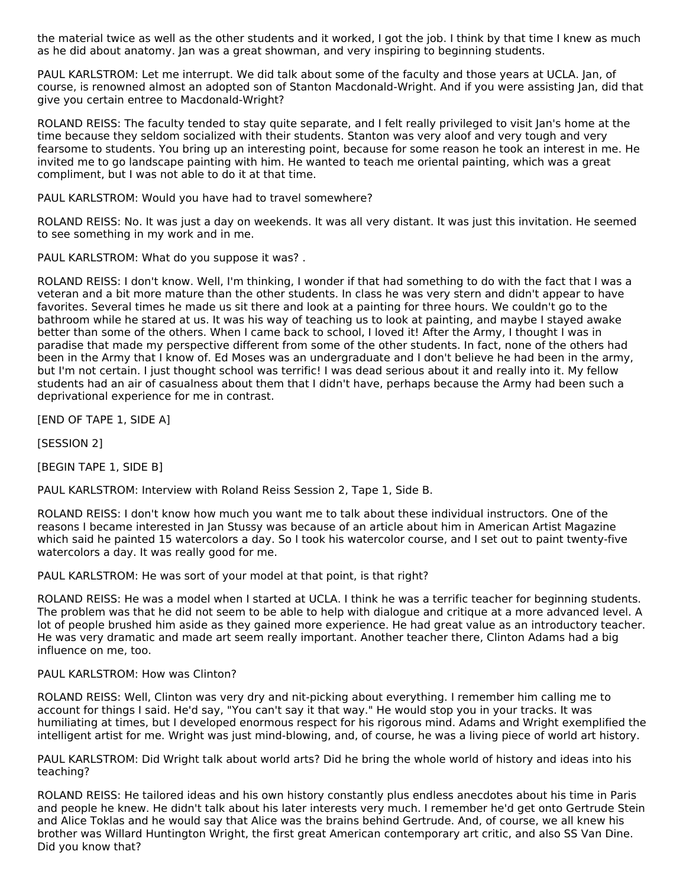the material twice as well as the other students and it worked, I got the job. I think by that time I knew as much as he did about anatomy. Jan was a great showman, and very inspiring to beginning students.

PAUL KARLSTROM: Let me interrupt. We did talk about some of the faculty and those years at UCLA. Jan, of course, is renowned almost an adopted son of Stanton Macdonald-Wright. And if you were assisting Jan, did that give you certain entree to Macdonald-Wright?

ROLAND REISS: The faculty tended to stay quite separate, and I felt really privileged to visit Jan's home at the time because they seldom socialized with their students. Stanton was very aloof and very tough and very fearsome to students. You bring up an interesting point, because for some reason he took an interest in me. He invited me to go landscape painting with him. He wanted to teach me oriental painting, which was a great compliment, but I was not able to do it at that time.

PAUL KARLSTROM: Would you have had to travel somewhere?

ROLAND REISS: No. It was just a day on weekends. It was all very distant. It was just this invitation. He seemed to see something in my work and in me.

PAUL KARLSTROM: What do you suppose it was? .

ROLAND REISS: I don't know. Well, I'm thinking, I wonder if that had something to do with the fact that I was a veteran and a bit more mature than the other students. In class he was very stern and didn't appear to have favorites. Several times he made us sit there and look at a painting for three hours. We couldn't go to the bathroom while he stared at us. It was his way of teaching us to look at painting, and maybe I stayed awake better than some of the others. When I came back to school, I loved it! After the Army, I thought I was in paradise that made my perspective different from some of the other students. In fact, none of the others had been in the Army that I know of. Ed Moses was an undergraduate and I don't believe he had been in the army, but I'm not certain. I just thought school was terrific! I was dead serious about it and really into it. My fellow students had an air of casualness about them that I didn't have, perhaps because the Army had been such a deprivational experience for me in contrast.

[END OF TAPE 1, SIDE A]

[SESSION 2]

[BEGIN TAPE 1, SIDE B]

PAUL KARLSTROM: Interview with Roland Reiss Session 2, Tape 1, Side B.

ROLAND REISS: I don't know how much you want me to talk about these individual instructors. One of the reasons I became interested in Jan Stussy was because of an article about him in American Artist Magazine which said he painted 15 watercolors a day. So I took his watercolor course, and I set out to paint twenty-five watercolors a day. It was really good for me.

PAUL KARLSTROM: He was sort of your model at that point, is that right?

ROLAND REISS: He was a model when I started at UCLA. I think he was a terrific teacher for beginning students. The problem was that he did not seem to be able to help with dialogue and critique at a more advanced level. A lot of people brushed him aside as they gained more experience. He had great value as an introductory teacher. He was very dramatic and made art seem really important. Another teacher there, Clinton Adams had a big influence on me, too.

PAUL KARLSTROM: How was Clinton?

ROLAND REISS: Well, Clinton was very dry and nit-picking about everything. I remember him calling me to account for things I said. He'd say, "You can't say it that way." He would stop you in your tracks. It was humiliating at times, but I developed enormous respect for his rigorous mind. Adams and Wright exemplified the intelligent artist for me. Wright was just mind-blowing, and, of course, he was a living piece of world art history.

PAUL KARLSTROM: Did Wright talk about world arts? Did he bring the whole world of history and ideas into his teaching?

ROLAND REISS: He tailored ideas and his own history constantly plus endless anecdotes about his time in Paris and people he knew. He didn't talk about his later interests very much. I remember he'd get onto Gertrude Stein and Alice Toklas and he would say that Alice was the brains behind Gertrude. And, of course, we all knew his brother was Willard Huntington Wright, the first great American contemporary art critic, and also SS Van Dine. Did you know that?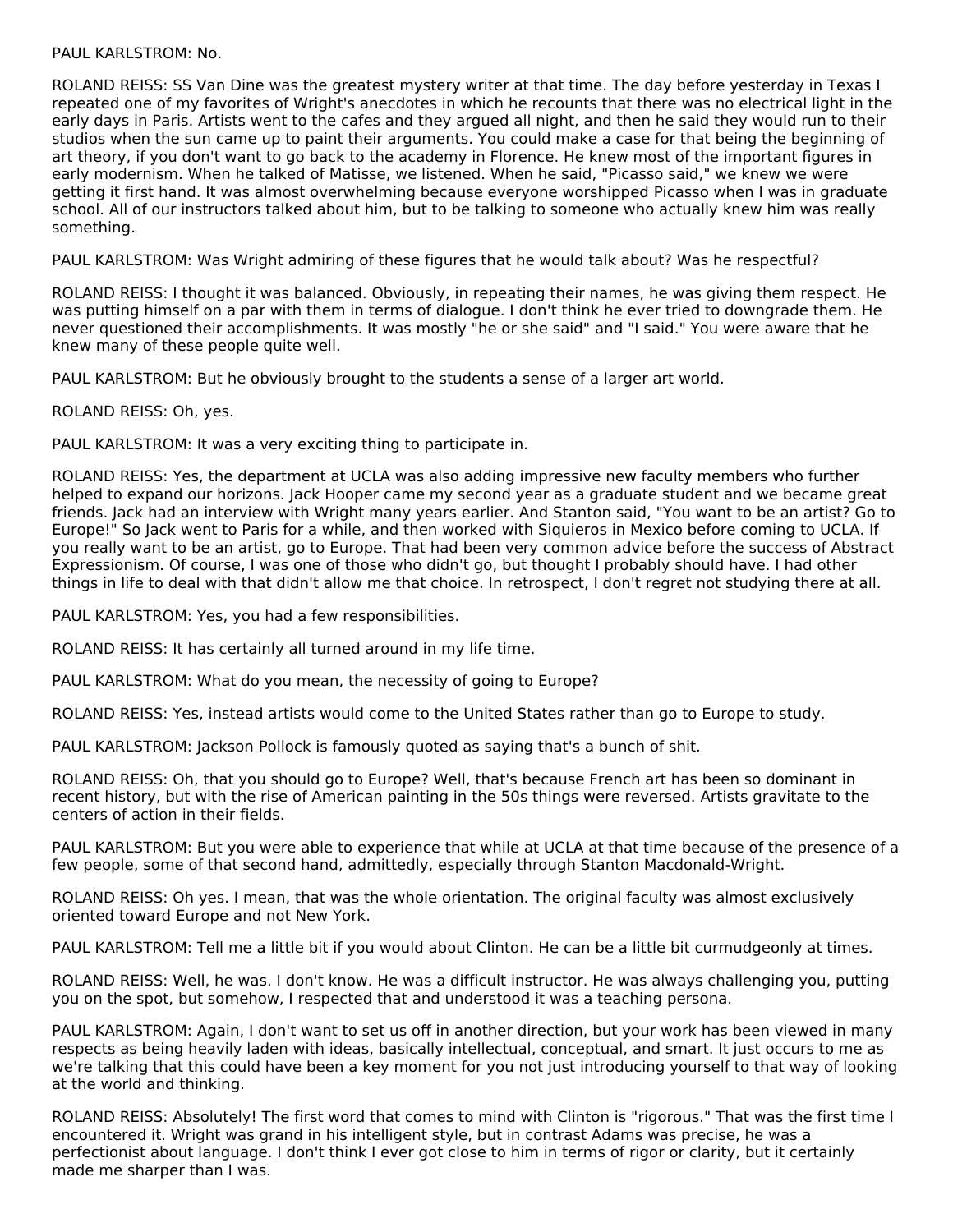PAUL KARLSTROM: No.

ROLAND REISS: SS Van Dine was the greatest mystery writer at that time. The day before yesterday in Texas I repeated one of my favorites of Wright's anecdotes in which he recounts that there was no electrical light in the early days in Paris. Artists went to the cafes and they argued all night, and then he said they would run to their studios when the sun came up to paint their arguments. You could make a case for that being the beginning of art theory, if you don't want to go back to the academy in Florence. He knew most of the important figures in early modernism. When he talked of Matisse, we listened. When he said, "Picasso said," we knew we were getting it first hand. It was almost overwhelming because everyone worshipped Picasso when I was in graduate school. All of our instructors talked about him, but to be talking to someone who actually knew him was really something.

PAUL KARLSTROM: Was Wright admiring of these figures that he would talk about? Was he respectful?

ROLAND REISS: I thought it was balanced. Obviously, in repeating their names, he was giving them respect. He was putting himself on a par with them in terms of dialogue. I don't think he ever tried to downgrade them. He never questioned their accomplishments. It was mostly "he or she said" and "I said." You were aware that he knew many of these people quite well.

PAUL KARLSTROM: But he obviously brought to the students a sense of a larger art world.

ROLAND REISS: Oh, yes.

PAUL KARLSTROM: It was a very exciting thing to participate in.

ROLAND REISS: Yes, the department at UCLA was also adding impressive new faculty members who further helped to expand our horizons. Jack Hooper came my second year as a graduate student and we became great friends. Jack had an interview with Wright many years earlier. And Stanton said, "You want to be an artist? Go to Europe!" So Jack went to Paris for a while, and then worked with Siqueiros in Mexico before coming to UCLA. If you really want to be an artist, go to Europe. That had been very common advice before the success of Abstract Expressionism. Of course, I was one of those who didn't go, but thought I probably should have. I had other things in life to deal with that didn't allow me that choice. In retrospect, I don't regret not studying there at all.

PAUL KARLSTROM: Yes, you had a few responsibilities.

ROLAND REISS: It has certainly all turned around in my life time.

PAUL KARLSTROM: What do you mean, the necessity of going to Europe?

ROLAND REISS: Yes, instead artists would come to the United States rather than go to Europe to study.

PAUL KARLSTROM: Jackson Pollock is famously quoted as saying that's a bunch of shit.

ROLAND REISS: Oh, that you should go to Europe? Well, that's because French art has been so dominant in recent history, but with the rise of American painting in the 50s things were reversed. Artists gravitate to the centers of action in their fields.

PAUL KARLSTROM: But you were able to experience that while at UCLA at that time because of the presence of a few people, some of that second hand, admittedly, especially through Stanton Macdonald-Wright.

ROLAND REISS: Oh yes. I mean, that was the whole orientation. The original faculty was almost exclusively oriented toward Europe and not New York.

PAUL KARLSTROM: Tell me a little bit if you would about Clinton. He can be a little bit curmudgeonly at times.

ROLAND REISS: Well, he was. I don't know. He was a difficult instructor. He was always challenging you, putting you on the spot, but somehow, I respected that and understood it was a teaching persona.

PAUL KARLSTROM: Again, I don't want to set us off in another direction, but your work has been viewed in many respects as being heavily laden with ideas, basically intellectual, conceptual, and smart. It just occurs to me as we're talking that this could have been a key moment for you not just introducing yourself to that way of looking at the world and thinking.

ROLAND REISS: Absolutely! The first word that comes to mind with Clinton is "rigorous." That was the first time I encountered it. Wright was grand in his intelligent style, but in contrast Adams was precise, he was a perfectionist about language. I don't think I ever got close to him in terms of rigor or clarity, but it certainly made me sharper than I was.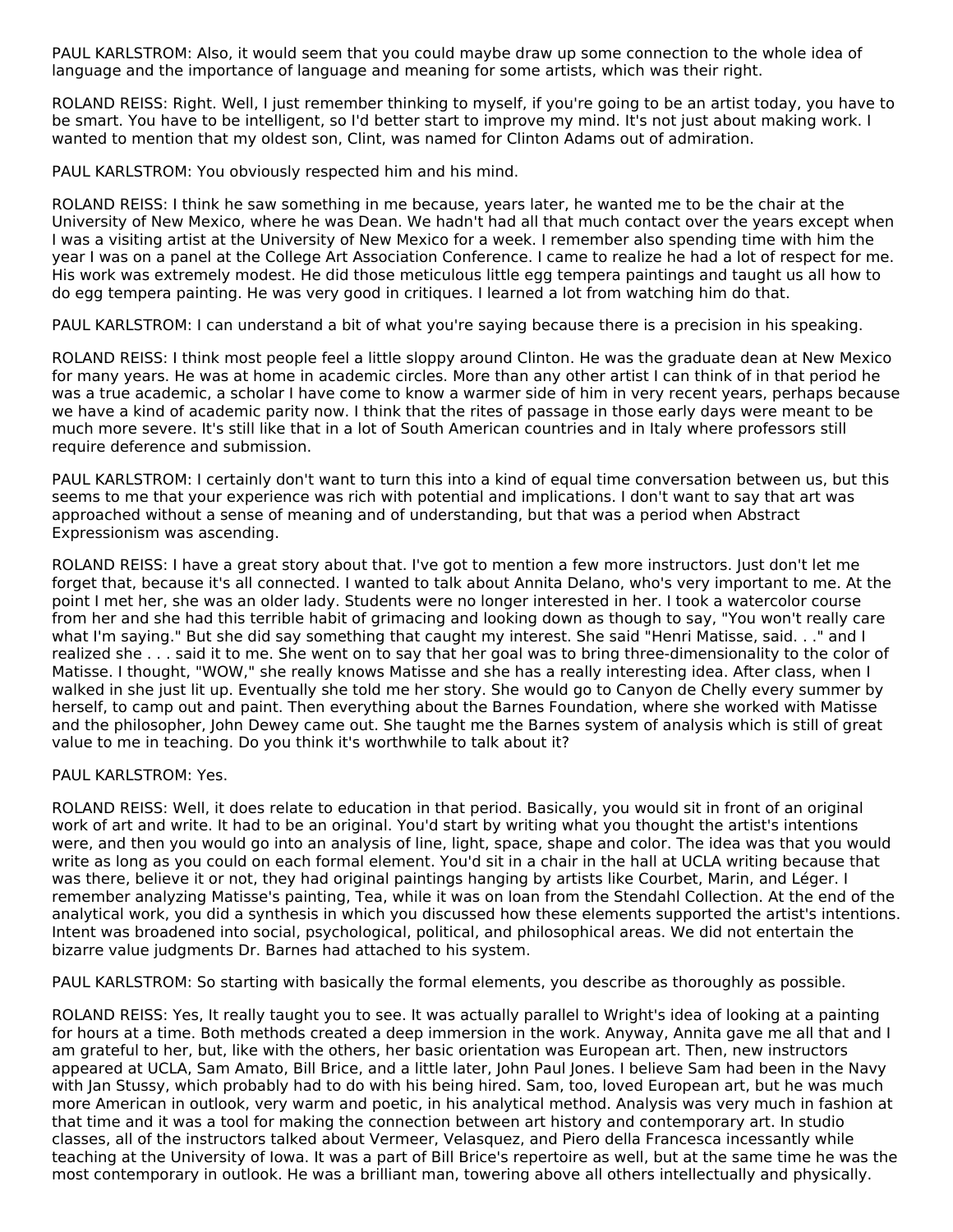PAUL KARLSTROM: Also, it would seem that you could maybe draw up some connection to the whole idea of language and the importance of language and meaning for some artists, which was their right.

ROLAND REISS: Right. Well, I just remember thinking to myself, if you're going to be an artist today, you have to be smart. You have to be intelligent, so I'd better start to improve my mind. It's not just about making work. I wanted to mention that my oldest son, Clint, was named for Clinton Adams out of admiration.

PAUL KARLSTROM: You obviously respected him and his mind.

ROLAND REISS: I think he saw something in me because, years later, he wanted me to be the chair at the University of New Mexico, where he was Dean. We hadn't had all that much contact over the years except when I was a visiting artist at the University of New Mexico for a week. I remember also spending time with him the year I was on a panel at the College Art Association Conference. I came to realize he had a lot of respect for me. His work was extremely modest. He did those meticulous little egg tempera paintings and taught us all how to do egg tempera painting. He was very good in critiques. I learned a lot from watching him do that.

PAUL KARLSTROM: I can understand a bit of what you're saying because there is a precision in his speaking.

ROLAND REISS: I think most people feel a little sloppy around Clinton. He was the graduate dean at New Mexico for many years. He was at home in academic circles. More than any other artist I can think of in that period he was a true academic, a scholar I have come to know a warmer side of him in very recent years, perhaps because we have a kind of academic parity now. I think that the rites of passage in those early days were meant to be much more severe. It's still like that in a lot of South American countries and in Italy where professors still require deference and submission.

PAUL KARLSTROM: I certainly don't want to turn this into a kind of equal time conversation between us, but this seems to me that your experience was rich with potential and implications. I don't want to say that art was approached without a sense of meaning and of understanding, but that was a period when Abstract Expressionism was ascending.

ROLAND REISS: I have a great story about that. I've got to mention a few more instructors. Just don't let me forget that, because it's all connected. I wanted to talk about Annita Delano, who's very important to me. At the point I met her, she was an older lady. Students were no longer interested in her. I took a watercolor course from her and she had this terrible habit of grimacing and looking down as though to say, "You won't really care what I'm saying." But she did say something that caught my interest. She said "Henri Matisse, said. . ." and I realized she . . . said it to me. She went on to say that her goal was to bring three-dimensionality to the color of Matisse. I thought, "WOW," she really knows Matisse and she has a really interesting idea. After class, when I walked in she just lit up. Eventually she told me her story. She would go to Canyon de Chelly every summer by herself, to camp out and paint. Then everything about the Barnes Foundation, where she worked with Matisse and the philosopher, John Dewey came out. She taught me the Barnes system of analysis which is still of great value to me in teaching. Do you think it's worthwhile to talk about it?

PAUL KARLSTROM: Yes.

ROLAND REISS: Well, it does relate to education in that period. Basically, you would sit in front of an original work of art and write. It had to be an original. You'd start by writing what you thought the artist's intentions were, and then you would go into an analysis of line, light, space, shape and color. The idea was that you would write as long as you could on each formal element. You'd sit in a chair in the hall at UCLA writing because that was there, believe it or not, they had original paintings hanging by artists like Courbet, Marin, and Léger. I remember analyzing Matisse's painting, Tea, while it was on loan from the Stendahl Collection. At the end of the analytical work, you did a synthesis in which you discussed how these elements supported the artist's intentions. Intent was broadened into social, psychological, political, and philosophical areas. We did not entertain the bizarre value judgments Dr. Barnes had attached to his system.

PAUL KARLSTROM: So starting with basically the formal elements, you describe as thoroughly as possible.

ROLAND REISS: Yes, It really taught you to see. It was actually parallel to Wright's idea of looking at a painting for hours at a time. Both methods created a deep immersion in the work. Anyway, Annita gave me all that and I am grateful to her, but, like with the others, her basic orientation was European art. Then, new instructors appeared at UCLA, Sam Amato, Bill Brice, and a little later, John Paul Jones. I believe Sam had been in the Navy with Jan Stussy, which probably had to do with his being hired. Sam, too, loved European art, but he was much more American in outlook, very warm and poetic, in his analytical method. Analysis was very much in fashion at that time and it was a tool for making the connection between art history and contemporary art. In studio classes, all of the instructors talked about Vermeer, Velasquez, and Piero della Francesca incessantly while teaching at the University of Iowa. It was a part of Bill Brice's repertoire as well, but at the same time he was the most contemporary in outlook. He was a brilliant man, towering above all others intellectually and physically.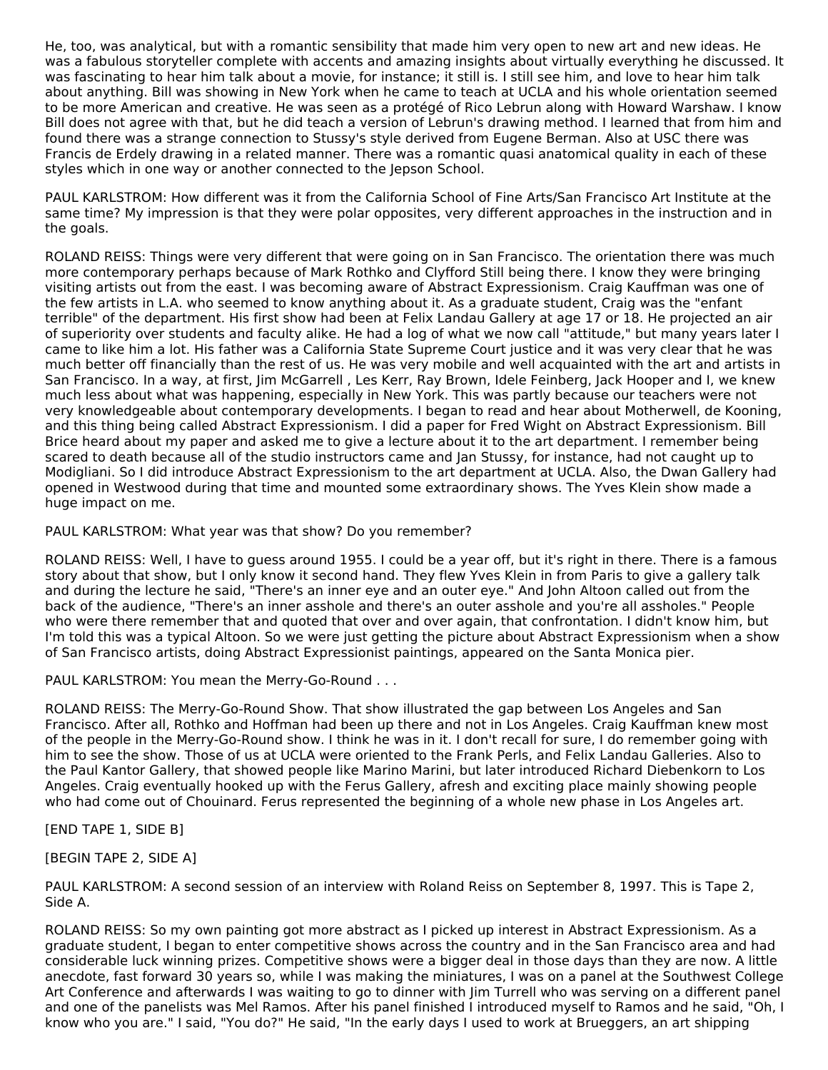He, too, was analytical, but with a romantic sensibility that made him very open to new art and new ideas. He was a fabulous storyteller complete with accents and amazing insights about virtually everything he discussed. It was fascinating to hear him talk about a movie, for instance; it still is. I still see him, and love to hear him talk about anything. Bill was showing in New York when he came to teach at UCLA and his whole orientation seemed to be more American and creative. He was seen as a protégé of Rico Lebrun along with Howard Warshaw. I know Bill does not agree with that, but he did teach a version of Lebrun's drawing method. I learned that from him and found there was a strange connection to Stussy's style derived from Eugene Berman. Also at USC there was Francis de Erdely drawing in a related manner. There was a romantic quasi anatomical quality in each of these styles which in one way or another connected to the Jepson School.

PAUL KARLSTROM: How different was it from the California School of Fine Arts/San Francisco Art Institute at the same time? My impression is that they were polar opposites, very different approaches in the instruction and in the goals.

ROLAND REISS: Things were very different that were going on in San Francisco. The orientation there was much more contemporary perhaps because of Mark Rothko and Clyfford Still being there. I know they were bringing visiting artists out from the east. I was becoming aware of Abstract Expressionism. Craig Kauffman was one of the few artists in L.A. who seemed to know anything about it. As a graduate student, Craig was the "enfant terrible" of the department. His first show had been at Felix Landau Gallery at age 17 or 18. He projected an air of superiority over students and faculty alike. He had a log of what we now call "attitude," but many years later I came to like him a lot. His father was a California State Supreme Court justice and it was very clear that he was much better off financially than the rest of us. He was very mobile and well acquainted with the art and artists in San Francisco. In a way, at first, Jim McGarrell , Les Kerr, Ray Brown, Idele Feinberg, Jack Hooper and I, we knew much less about what was happening, especially in New York. This was partly because our teachers were not very knowledgeable about contemporary developments. I began to read and hear about Motherwell, de Kooning, and this thing being called Abstract Expressionism. I did a paper for Fred Wight on Abstract Expressionism. Bill Brice heard about my paper and asked me to give a lecture about it to the art department. I remember being scared to death because all of the studio instructors came and Jan Stussy, for instance, had not caught up to Modigliani. So I did introduce Abstract Expressionism to the art department at UCLA. Also, the Dwan Gallery had opened in Westwood during that time and mounted some extraordinary shows. The Yves Klein show made a huge impact on me.

PAUL KARLSTROM: What year was that show? Do you remember?

ROLAND REISS: Well, I have to guess around 1955. I could be a year off, but it's right in there. There is a famous story about that show, but I only know it second hand. They flew Yves Klein in from Paris to give a gallery talk and during the lecture he said, "There's an inner eye and an outer eye." And John Altoon called out from the back of the audience, "There's an inner asshole and there's an outer asshole and you're all assholes." People who were there remember that and quoted that over and over again, that confrontation. I didn't know him, but I'm told this was a typical Altoon. So we were just getting the picture about Abstract Expressionism when a show of San Francisco artists, doing Abstract Expressionist paintings, appeared on the Santa Monica pier.

PAUL KARLSTROM: You mean the Merry-Go-Round . . .

ROLAND REISS: The Merry-Go-Round Show. That show illustrated the gap between Los Angeles and San Francisco. After all, Rothko and Hoffman had been up there and not in Los Angeles. Craig Kauffman knew most of the people in the Merry-Go-Round show. I think he was in it. I don't recall for sure, I do remember going with him to see the show. Those of us at UCLA were oriented to the Frank Perls, and Felix Landau Galleries. Also to the Paul Kantor Gallery, that showed people like Marino Marini, but later introduced Richard Diebenkorn to Los Angeles. Craig eventually hooked up with the Ferus Gallery, afresh and exciting place mainly showing people who had come out of Chouinard. Ferus represented the beginning of a whole new phase in Los Angeles art.

[END TAPE 1, SIDE B]

[BEGIN TAPE 2, SIDE A]

PAUL KARLSTROM: A second session of an interview with Roland Reiss on September 8, 1997. This is Tape 2, Side A.

ROLAND REISS: So my own painting got more abstract as I picked up interest in Abstract Expressionism. As a graduate student, I began to enter competitive shows across the country and in the San Francisco area and had considerable luck winning prizes. Competitive shows were a bigger deal in those days than they are now. A little anecdote, fast forward 30 years so, while I was making the miniatures, I was on a panel at the Southwest College Art Conference and afterwards I was waiting to go to dinner with Jim Turrell who was serving on a different panel and one of the panelists was Mel Ramos. After his panel finished I introduced myself to Ramos and he said, "Oh, I know who you are." I said, "You do?" He said, "In the early days I used to work at Brueggers, an art shipping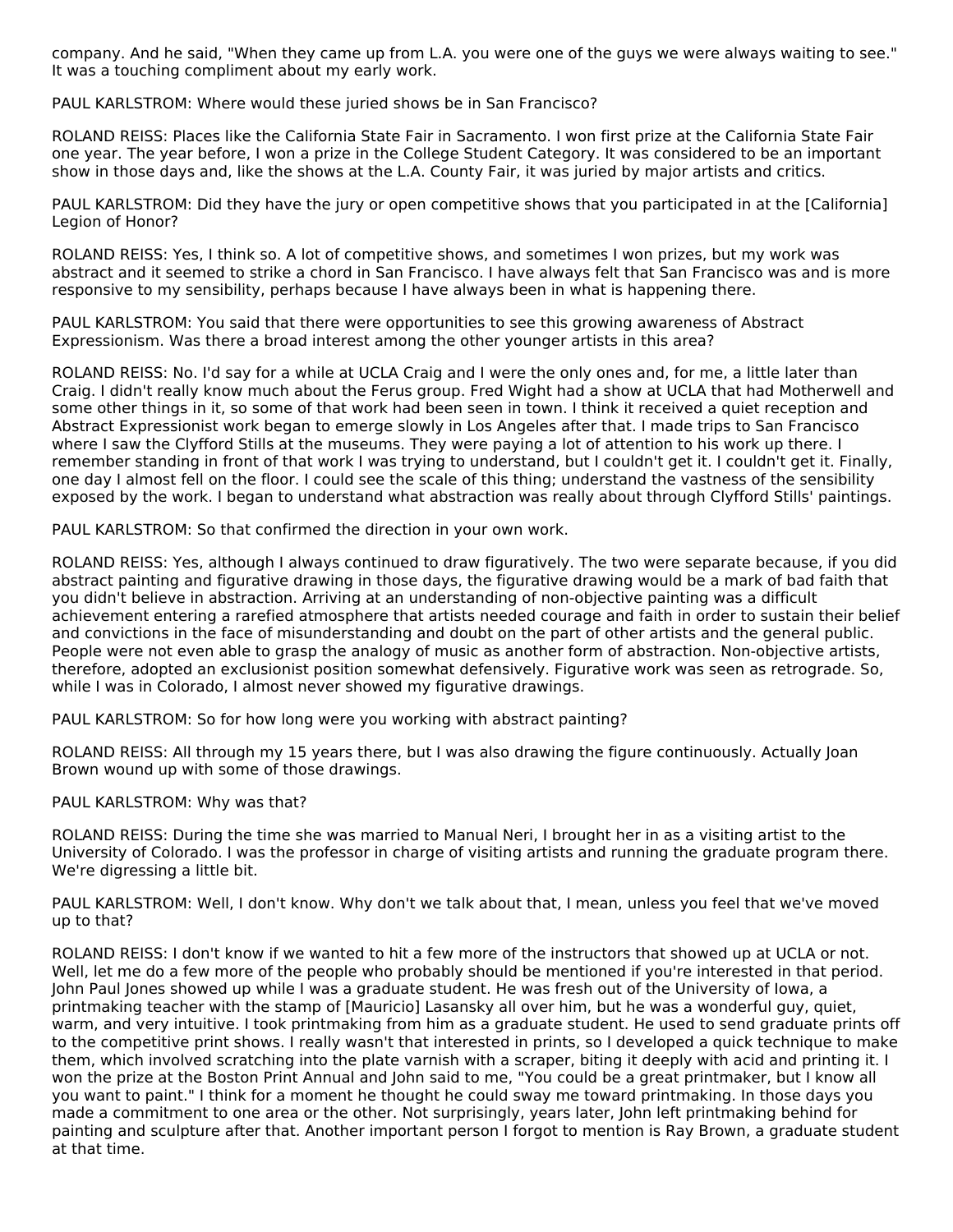company. And he said, "When they came up from L.A. you were one of the guys we were always waiting to see." It was a touching compliment about my early work.

PAUL KARLSTROM: Where would these juried shows be in San Francisco?

ROLAND REISS: Places like the California State Fair in Sacramento. I won first prize at the California State Fair one year. The year before, I won a prize in the College Student Category. It was considered to be an important show in those days and, like the shows at the L.A. County Fair, it was juried by major artists and critics.

PAUL KARLSTROM: Did they have the jury or open competitive shows that you participated in at the [California] Legion of Honor?

ROLAND REISS: Yes, I think so. A lot of competitive shows, and sometimes I won prizes, but my work was abstract and it seemed to strike a chord in San Francisco. I have always felt that San Francisco was and is more responsive to my sensibility, perhaps because I have always been in what is happening there.

PAUL KARLSTROM: You said that there were opportunities to see this growing awareness of Abstract Expressionism. Was there a broad interest among the other younger artists in this area?

ROLAND REISS: No. I'd say for a while at UCLA Craig and I were the only ones and, for me, a little later than Craig. I didn't really know much about the Ferus group. Fred Wight had a show at UCLA that had Motherwell and some other things in it, so some of that work had been seen in town. I think it received a quiet reception and Abstract Expressionist work began to emerge slowly in Los Angeles after that. I made trips to San Francisco where I saw the Clyfford Stills at the museums. They were paying a lot of attention to his work up there. I remember standing in front of that work I was trying to understand, but I couldn't get it. I couldn't get it. Finally, one day I almost fell on the floor. I could see the scale of this thing; understand the vastness of the sensibility exposed by the work. I began to understand what abstraction was really about through Clyfford Stills' paintings.

PAUL KARLSTROM: So that confirmed the direction in your own work.

ROLAND REISS: Yes, although I always continued to draw figuratively. The two were separate because, if you did abstract painting and figurative drawing in those days, the figurative drawing would be a mark of bad faith that you didn't believe in abstraction. Arriving at an understanding of non-objective painting was a difficult achievement entering a rarefied atmosphere that artists needed courage and faith in order to sustain their belief and convictions in the face of misunderstanding and doubt on the part of other artists and the general public. People were not even able to grasp the analogy of music as another form of abstraction. Non-objective artists, therefore, adopted an exclusionist position somewhat defensively. Figurative work was seen as retrograde. So, while I was in Colorado, I almost never showed my figurative drawings.

PAUL KARLSTROM: So for how long were you working with abstract painting?

ROLAND REISS: All through my 15 years there, but I was also drawing the figure continuously. Actually Joan Brown wound up with some of those drawings.

PAUL KARLSTROM: Why was that?

ROLAND REISS: During the time she was married to Manual Neri, I brought her in as a visiting artist to the University of Colorado. I was the professor in charge of visiting artists and running the graduate program there. We're digressing a little bit.

PAUL KARLSTROM: Well, I don't know. Why don't we talk about that, I mean, unless you feel that we've moved up to that?

ROLAND REISS: I don't know if we wanted to hit a few more of the instructors that showed up at UCLA or not. Well, let me do a few more of the people who probably should be mentioned if you're interested in that period. John Paul Jones showed up while I was a graduate student. He was fresh out of the University of Iowa, a printmaking teacher with the stamp of [Mauricio] Lasansky all over him, but he was a wonderful guy, quiet, warm, and very intuitive. I took printmaking from him as a graduate student. He used to send graduate prints off to the competitive print shows. I really wasn't that interested in prints, so I developed a quick technique to make them, which involved scratching into the plate varnish with a scraper, biting it deeply with acid and printing it. I won the prize at the Boston Print Annual and John said to me, "You could be a great printmaker, but I know all you want to paint." I think for a moment he thought he could sway me toward printmaking. In those days you made a commitment to one area or the other. Not surprisingly, years later, John left printmaking behind for painting and sculpture after that. Another important person I forgot to mention is Ray Brown, a graduate student at that time.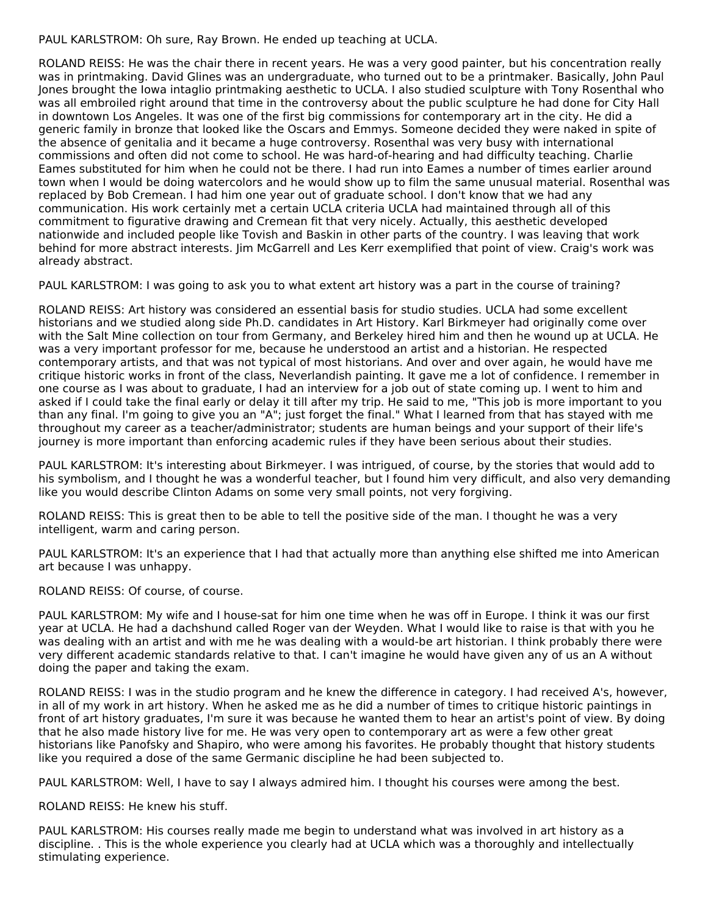PAUL KARLSTROM: Oh sure, Ray Brown. He ended up teaching at UCLA.

ROLAND REISS: He was the chair there in recent years. He was a very good painter, but his concentration really was in printmaking. David Glines was an undergraduate, who turned out to be a printmaker. Basically, John Paul Jones brought the Iowa intaglio printmaking aesthetic to UCLA. I also studied sculpture with Tony Rosenthal who was all embroiled right around that time in the controversy about the public sculpture he had done for City Hall in downtown Los Angeles. It was one of the first big commissions for contemporary art in the city. He did a generic family in bronze that looked like the Oscars and Emmys. Someone decided they were naked in spite of the absence of genitalia and it became a huge controversy. Rosenthal was very busy with international commissions and often did not come to school. He was hard-of-hearing and had difficulty teaching. Charlie Eames substituted for him when he could not be there. I had run into Eames a number of times earlier around town when I would be doing watercolors and he would show up to film the same unusual material. Rosenthal was replaced by Bob Cremean. I had him one year out of graduate school. I don't know that we had any communication. His work certainly met a certain UCLA criteria UCLA had maintained through all of this commitment to figurative drawing and Cremean fit that very nicely. Actually, this aesthetic developed nationwide and included people like Tovish and Baskin in other parts of the country. I was leaving that work behind for more abstract interests. Jim McGarrell and Les Kerr exemplified that point of view. Craig's work was already abstract.

PAUL KARLSTROM: I was going to ask you to what extent art history was a part in the course of training?

ROLAND REISS: Art history was considered an essential basis for studio studies. UCLA had some excellent historians and we studied along side Ph.D. candidates in Art History. Karl Birkmeyer had originally come over with the Salt Mine collection on tour from Germany, and Berkeley hired him and then he wound up at UCLA. He was a very important professor for me, because he understood an artist and a historian. He respected contemporary artists, and that was not typical of most historians. And over and over again, he would have me critique historic works in front of the class, Neverlandish painting. It gave me a lot of confidence. I remember in one course as I was about to graduate, I had an interview for a job out of state coming up. I went to him and asked if I could take the final early or delay it till after my trip. He said to me, "This job is more important to you than any final. I'm going to give you an "A"; just forget the final." What I learned from that has stayed with me throughout my career as a teacher/administrator; students are human beings and your support of their life's journey is more important than enforcing academic rules if they have been serious about their studies.

PAUL KARLSTROM: It's interesting about Birkmeyer. I was intrigued, of course, by the stories that would add to his symbolism, and I thought he was a wonderful teacher, but I found him very difficult, and also very demanding like you would describe Clinton Adams on some very small points, not very forgiving.

ROLAND REISS: This is great then to be able to tell the positive side of the man. I thought he was a very intelligent, warm and caring person.

PAUL KARLSTROM: It's an experience that I had that actually more than anything else shifted me into American art because I was unhappy.

ROLAND REISS: Of course, of course.

PAUL KARLSTROM: My wife and I house-sat for him one time when he was off in Europe. I think it was our first year at UCLA. He had a dachshund called Roger van der Weyden. What I would like to raise is that with you he was dealing with an artist and with me he was dealing with a would-be art historian. I think probably there were very different academic standards relative to that. I can't imagine he would have given any of us an A without doing the paper and taking the exam.

ROLAND REISS: I was in the studio program and he knew the difference in category. I had received A's, however, in all of my work in art history. When he asked me as he did a number of times to critique historic paintings in front of art history graduates, I'm sure it was because he wanted them to hear an artist's point of view. By doing that he also made history live for me. He was very open to contemporary art as were a few other great historians like Panofsky and Shapiro, who were among his favorites. He probably thought that history students like you required a dose of the same Germanic discipline he had been subjected to.

PAUL KARLSTROM: Well, I have to say I always admired him. I thought his courses were among the best.

ROLAND REISS: He knew his stuff.

PAUL KARLSTROM: His courses really made me begin to understand what was involved in art history as a discipline. . This is the whole experience you clearly had at UCLA which was a thoroughly and intellectually stimulating experience.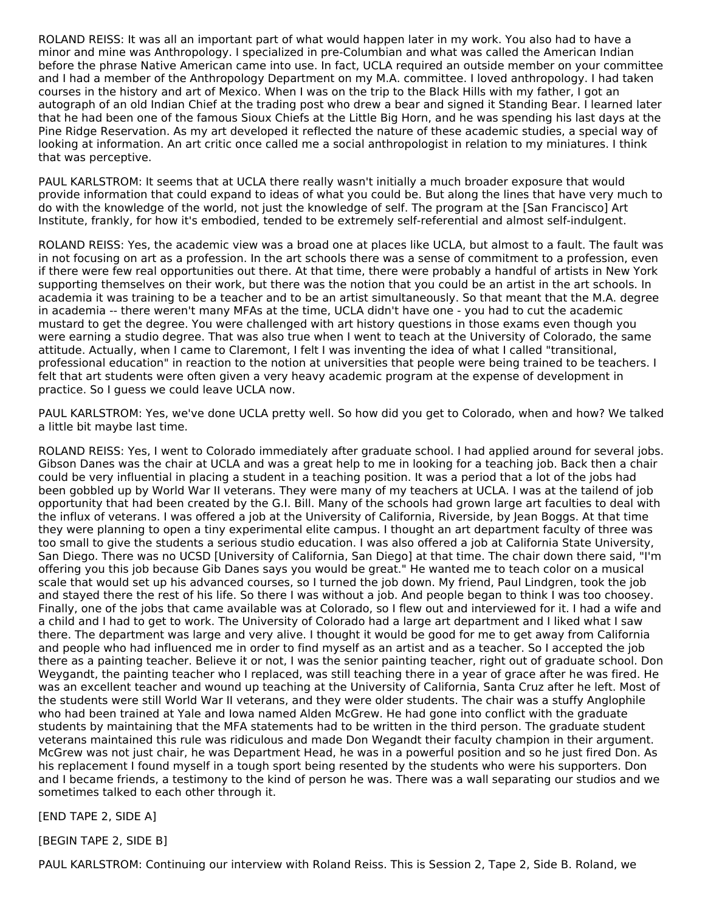ROLAND REISS: It was all an important part of what would happen later in my work. You also had to have a minor and mine was Anthropology. I specialized in pre-Columbian and what was called the American Indian before the phrase Native American came into use. In fact, UCLA required an outside member on your committee and I had a member of the Anthropology Department on my M.A. committee. I loved anthropology. I had taken courses in the history and art of Mexico. When I was on the trip to the Black Hills with my father, I got an autograph of an old Indian Chief at the trading post who drew a bear and signed it Standing Bear. I learned later that he had been one of the famous Sioux Chiefs at the Little Big Horn, and he was spending his last days at the Pine Ridge Reservation. As my art developed it reflected the nature of these academic studies, a special way of looking at information. An art critic once called me a social anthropologist in relation to my miniatures. I think that was perceptive.

PAUL KARLSTROM: It seems that at UCLA there really wasn't initially a much broader exposure that would provide information that could expand to ideas of what you could be. But along the lines that have very much to do with the knowledge of the world, not just the knowledge of self. The program at the [San Francisco] Art Institute, frankly, for how it's embodied, tended to be extremely self-referential and almost self-indulgent.

ROLAND REISS: Yes, the academic view was a broad one at places like UCLA, but almost to a fault. The fault was in not focusing on art as a profession. In the art schools there was a sense of commitment to a profession, even if there were few real opportunities out there. At that time, there were probably a handful of artists in New York supporting themselves on their work, but there was the notion that you could be an artist in the art schools. In academia it was training to be a teacher and to be an artist simultaneously. So that meant that the M.A. degree in academia -- there weren't many MFAs at the time, UCLA didn't have one - you had to cut the academic mustard to get the degree. You were challenged with art history questions in those exams even though you were earning a studio degree. That was also true when I went to teach at the University of Colorado, the same attitude. Actually, when I came to Claremont, I felt I was inventing the idea of what I called "transitional, professional education" in reaction to the notion at universities that people were being trained to be teachers. I felt that art students were often given a very heavy academic program at the expense of development in practice. So I guess we could leave UCLA now.

PAUL KARLSTROM: Yes, we've done UCLA pretty well. So how did you get to Colorado, when and how? We talked a little bit maybe last time.

ROLAND REISS: Yes, I went to Colorado immediately after graduate school. I had applied around for several jobs. Gibson Danes was the chair at UCLA and was a great help to me in looking for a teaching job. Back then a chair could be very influential in placing a student in a teaching position. It was a period that a lot of the jobs had been gobbled up by World War II veterans. They were many of my teachers at UCLA. I was at the tailend of job opportunity that had been created by the G.I. Bill. Many of the schools had grown large art faculties to deal with the influx of veterans. I was offered a job at the University of California, Riverside, by Jean Boggs. At that time they were planning to open a tiny experimental elite campus. I thought an art department faculty of three was too small to give the students a serious studio education. I was also offered a job at California State University, San Diego. There was no UCSD [University of California, San Diego] at that time. The chair down there said, "I'm offering you this job because Gib Danes says you would be great." He wanted me to teach color on a musical scale that would set up his advanced courses, so I turned the job down. My friend, Paul Lindgren, took the job and stayed there the rest of his life. So there I was without a job. And people began to think I was too choosey. Finally, one of the jobs that came available was at Colorado, so I flew out and interviewed for it. I had a wife and a child and I had to get to work. The University of Colorado had a large art department and I liked what I saw there. The department was large and very alive. I thought it would be good for me to get away from California and people who had influenced me in order to find myself as an artist and as a teacher. So I accepted the job there as a painting teacher. Believe it or not, I was the senior painting teacher, right out of graduate school. Don Weygandt, the painting teacher who I replaced, was still teaching there in a year of grace after he was fired. He was an excellent teacher and wound up teaching at the University of California, Santa Cruz after he left. Most of the students were still World War II veterans, and they were older students. The chair was a stuffy Anglophile who had been trained at Yale and Iowa named Alden McGrew. He had gone into conflict with the graduate students by maintaining that the MFA statements had to be written in the third person. The graduate student veterans maintained this rule was ridiculous and made Don Wegandt their faculty champion in their argument. McGrew was not just chair, he was Department Head, he was in a powerful position and so he just fired Don. As his replacement I found myself in a tough sport being resented by the students who were his supporters. Don and I became friends, a testimony to the kind of person he was. There was a wall separating our studios and we sometimes talked to each other through it.

[END TAPE 2, SIDE A]

[BEGIN TAPE 2, SIDE B]

PAUL KARLSTROM: Continuing our interview with Roland Reiss. This is Session 2, Tape 2, Side B. Roland, we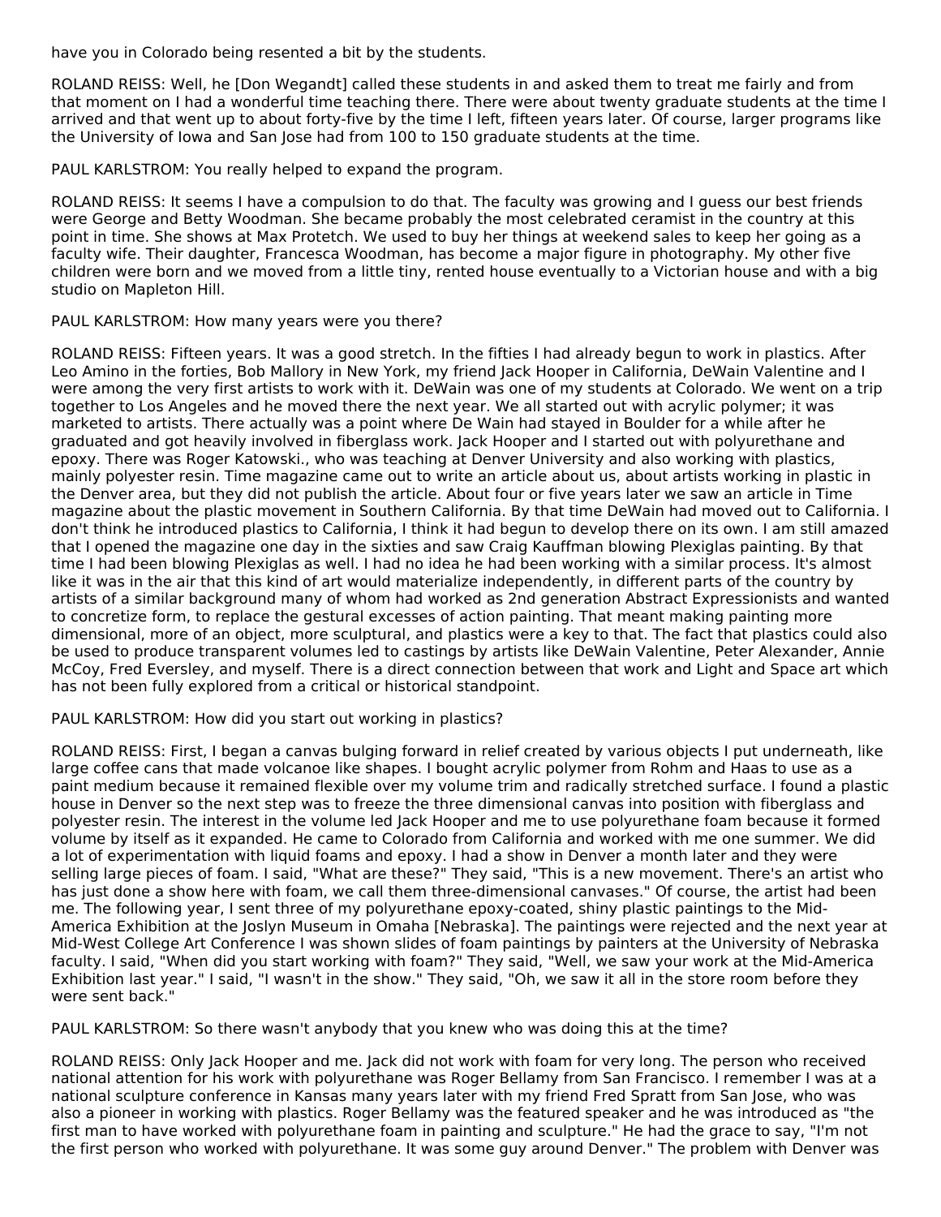have you in Colorado being resented a bit by the students.

ROLAND REISS: Well, he [Don Wegandt] called these students in and asked them to treat me fairly and from that moment on I had a wonderful time teaching there. There were about twenty graduate students at the time I arrived and that went up to about forty-five by the time I left, fifteen years later. Of course, larger programs like the University of Iowa and San Jose had from 100 to 150 graduate students at the time.

PAUL KARLSTROM: You really helped to expand the program.

ROLAND REISS: It seems I have a compulsion to do that. The faculty was growing and I guess our best friends were George and Betty Woodman. She became probably the most celebrated ceramist in the country at this point in time. She shows at Max Protetch. We used to buy her things at weekend sales to keep her going as a faculty wife. Their daughter, Francesca Woodman, has become a major figure in photography. My other five children were born and we moved from a little tiny, rented house eventually to a Victorian house and with a big studio on Mapleton Hill.

PAUL KARLSTROM: How many years were you there?

ROLAND REISS: Fifteen years. It was a good stretch. In the fifties I had already begun to work in plastics. After Leo Amino in the forties, Bob Mallory in New York, my friend Jack Hooper in California, DeWain Valentine and I were among the very first artists to work with it. DeWain was one of my students at Colorado. We went on a trip together to Los Angeles and he moved there the next year. We all started out with acrylic polymer; it was marketed to artists. There actually was a point where De Wain had stayed in Boulder for a while after he graduated and got heavily involved in fiberglass work. Jack Hooper and I started out with polyurethane and epoxy. There was Roger Katowski., who was teaching at Denver University and also working with plastics, mainly polyester resin. Time magazine came out to write an article about us, about artists working in plastic in the Denver area, but they did not publish the article. About four or five years later we saw an article in Time magazine about the plastic movement in Southern California. By that time DeWain had moved out to California. I don't think he introduced plastics to California, I think it had begun to develop there on its own. I am still amazed that I opened the magazine one day in the sixties and saw Craig Kauffman blowing Plexiglas painting. By that time I had been blowing Plexiglas as well. I had no idea he had been working with a similar process. It's almost like it was in the air that this kind of art would materialize independently, in different parts of the country by artists of a similar background many of whom had worked as 2nd generation Abstract Expressionists and wanted to concretize form, to replace the gestural excesses of action painting. That meant making painting more dimensional, more of an object, more sculptural, and plastics were a key to that. The fact that plastics could also be used to produce transparent volumes led to castings by artists like DeWain Valentine, Peter Alexander, Annie McCoy, Fred Eversley, and myself. There is a direct connection between that work and Light and Space art which has not been fully explored from a critical or historical standpoint.

PAUL KARLSTROM: How did you start out working in plastics?

ROLAND REISS: First, I began a canvas bulging forward in relief created by various objects I put underneath, like large coffee cans that made volcanoe like shapes. I bought acrylic polymer from Rohm and Haas to use as a paint medium because it remained flexible over my volume trim and radically stretched surface. I found a plastic house in Denver so the next step was to freeze the three dimensional canvas into position with fiberglass and polyester resin. The interest in the volume led Jack Hooper and me to use polyurethane foam because it formed volume by itself as it expanded. He came to Colorado from California and worked with me one summer. We did a lot of experimentation with liquid foams and epoxy. I had a show in Denver a month later and they were selling large pieces of foam. I said, "What are these?" They said, "This is a new movement. There's an artist who has just done a show here with foam, we call them three-dimensional canvases." Of course, the artist had been me. The following year, I sent three of my polyurethane epoxy-coated, shiny plastic paintings to the Mid-America Exhibition at the Joslyn Museum in Omaha [Nebraska]. The paintings were rejected and the next year at Mid-West College Art Conference I was shown slides of foam paintings by painters at the University of Nebraska faculty. I said, "When did you start working with foam?" They said, "Well, we saw your work at the Mid-America Exhibition last year." I said, "I wasn't in the show." They said, "Oh, we saw it all in the store room before they were sent back."

PAUL KARLSTROM: So there wasn't anybody that you knew who was doing this at the time?

ROLAND REISS: Only Jack Hooper and me. Jack did not work with foam for very long. The person who received national attention for his work with polyurethane was Roger Bellamy from San Francisco. I remember I was at a national sculpture conference in Kansas many years later with my friend Fred Spratt from San Jose, who was also a pioneer in working with plastics. Roger Bellamy was the featured speaker and he was introduced as "the first man to have worked with polyurethane foam in painting and sculpture." He had the grace to say, "I'm not the first person who worked with polyurethane. It was some guy around Denver." The problem with Denver was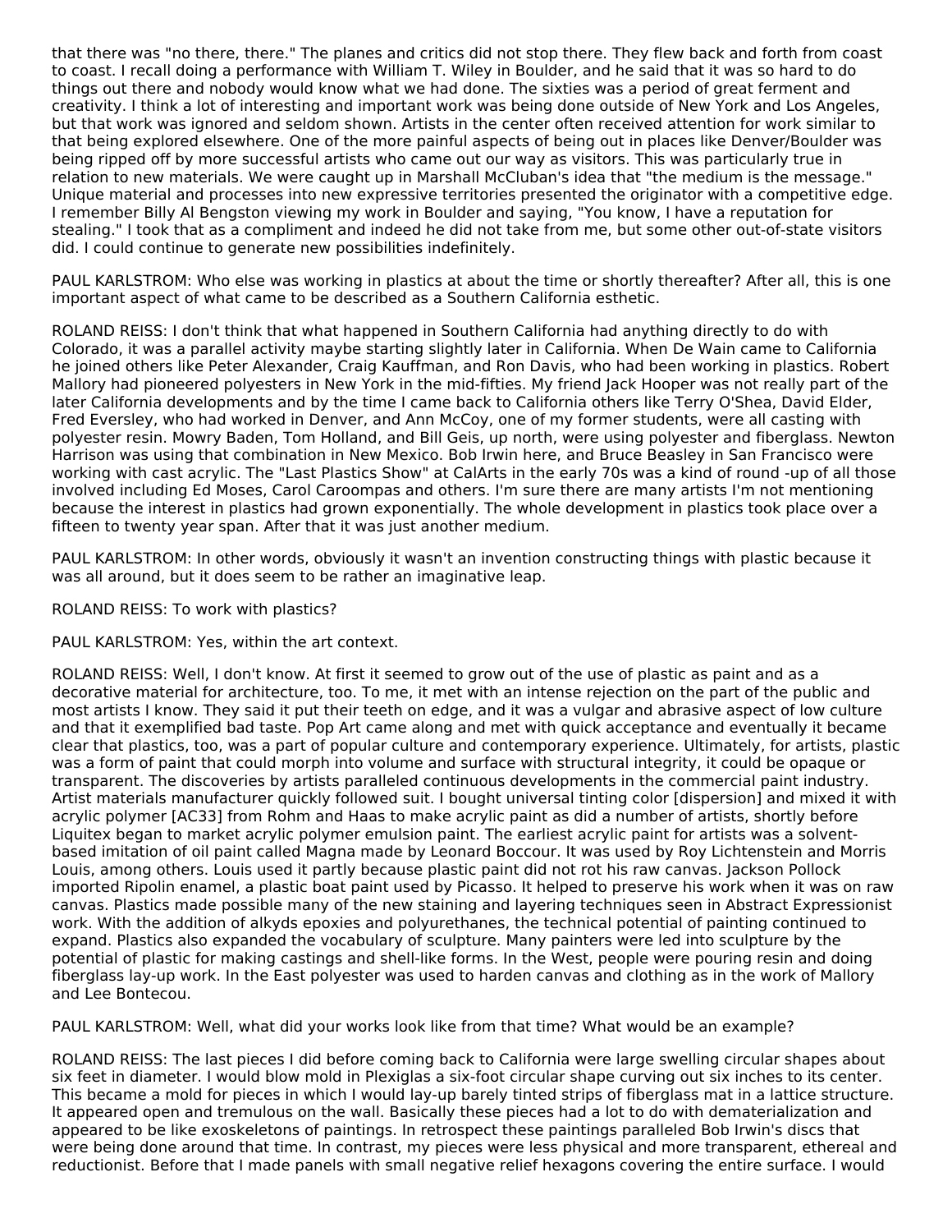that there was "no there, there." The planes and critics did not stop there. They flew back and forth from coast to coast. I recall doing a performance with William T. Wiley in Boulder, and he said that it was so hard to do things out there and nobody would know what we had done. The sixties was a period of great ferment and creativity. I think a lot of interesting and important work was being done outside of New York and Los Angeles, but that work was ignored and seldom shown. Artists in the center often received attention for work similar to that being explored elsewhere. One of the more painful aspects of being out in places like Denver/Boulder was being ripped off by more successful artists who came out our way as visitors. This was particularly true in relation to new materials. We were caught up in Marshall McCluban's idea that "the medium is the message." Unique material and processes into new expressive territories presented the originator with a competitive edge. I remember Billy Al Bengston viewing my work in Boulder and saying, "You know, I have a reputation for stealing." I took that as a compliment and indeed he did not take from me, but some other out-of-state visitors did. I could continue to generate new possibilities indefinitely.

PAUL KARLSTROM: Who else was working in plastics at about the time or shortly thereafter? After all, this is one important aspect of what came to be described as a Southern California esthetic.

ROLAND REISS: I don't think that what happened in Southern California had anything directly to do with Colorado, it was a parallel activity maybe starting slightly later in California. When De Wain came to California he joined others like Peter Alexander, Craig Kauffman, and Ron Davis, who had been working in plastics. Robert Mallory had pioneered polyesters in New York in the mid-fifties. My friend Jack Hooper was not really part of the later California developments and by the time I came back to California others like Terry O'Shea, David Elder, Fred Eversley, who had worked in Denver, and Ann McCoy, one of my former students, were all casting with polyester resin. Mowry Baden, Tom Holland, and Bill Geis, up north, were using polyester and fiberglass. Newton Harrison was using that combination in New Mexico. Bob Irwin here, and Bruce Beasley in San Francisco were working with cast acrylic. The "Last Plastics Show" at CalArts in the early 70s was a kind of round -up of all those involved including Ed Moses, Carol Caroompas and others. I'm sure there are many artists I'm not mentioning because the interest in plastics had grown exponentially. The whole development in plastics took place over a fifteen to twenty year span. After that it was just another medium.

PAUL KARLSTROM: In other words, obviously it wasn't an invention constructing things with plastic because it was all around, but it does seem to be rather an imaginative leap.

ROLAND REISS: To work with plastics?

PAUL KARLSTROM: Yes, within the art context.

ROLAND REISS: Well, I don't know. At first it seemed to grow out of the use of plastic as paint and as a decorative material for architecture, too. To me, it met with an intense rejection on the part of the public and most artists I know. They said it put their teeth on edge, and it was a vulgar and abrasive aspect of low culture and that it exemplified bad taste. Pop Art came along and met with quick acceptance and eventually it became clear that plastics, too, was a part of popular culture and contemporary experience. Ultimately, for artists, plastic was a form of paint that could morph into volume and surface with structural integrity, it could be opaque or transparent. The discoveries by artists paralleled continuous developments in the commercial paint industry. Artist materials manufacturer quickly followed suit. I bought universal tinting color [dispersion] and mixed it with acrylic polymer [AC33] from Rohm and Haas to make acrylic paint as did a number of artists, shortly before Liquitex began to market acrylic polymer emulsion paint. The earliest acrylic paint for artists was a solvent-based imitation of oil paint called Magna made by Leonard Boccour. It was used by Roy Lichtenstein and Morris Louis, among others. Louis used it partly because plastic paint did not rot his raw canvas. Jackson Pollock imported Ripolin enamel, a plastic boat paint used by Picasso. It helped to preserve his work when it was on raw canvas. Plastics made possible many of the new staining and layering techniques seen in Abstract Expressionist work. With the addition of alkyds epoxies and polyurethanes, the technical potential of painting continued to expand. Plastics also expanded the vocabulary of sculpture. Many painters were led into sculpture by the potential of plastic for making castings and shell-like forms. In the West, people were pouring resin and doing fiberglass lay-up work. In the East polyester was used to harden canvas and clothing as in the work of Mallory and Lee Bontecou.

PAUL KARLSTROM: Well, what did your works look like from that time? What would be an example?

ROLAND REISS: The last pieces I did before coming back to California were large swelling circular shapes about six feet in diameter. I would blow mold in Plexiglas a six-foot circular shape curving out six inches to its center. This became a mold for pieces in which I would lay-up barely tinted strips of fiberglass mat in a lattice structure. It appeared open and tremulous on the wall. Basically these pieces had a lot to do with dematerialization and appeared to be like exoskeletons of paintings. In retrospect these paintings paralleled Bob Irwin's discs that were being done around that time. In contrast, my pieces were less physical and more transparent, ethereal and reductionist. Before that I made panels with small negative relief hexagons covering the entire surface. I would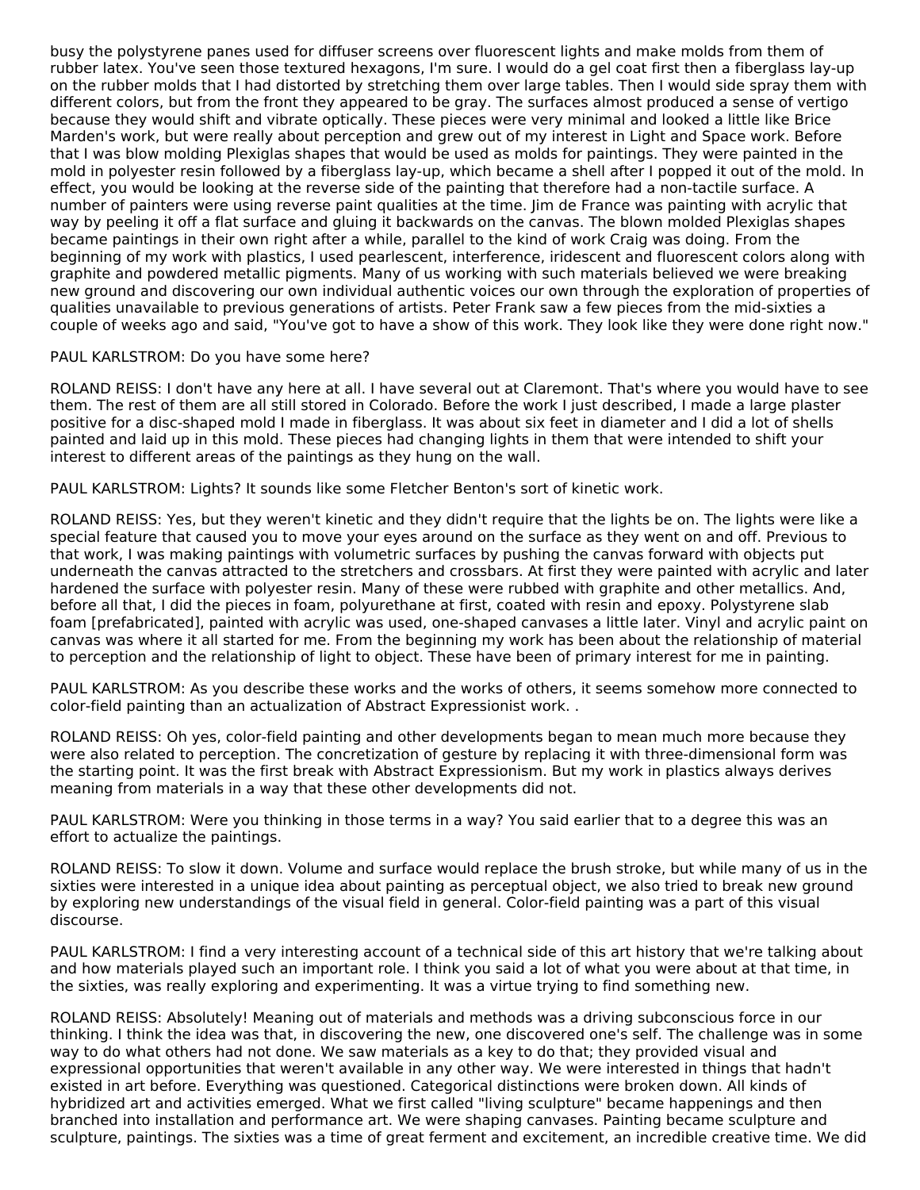busy the polystyrene panes used for diffuser screens over fluorescent lights and make molds from them of rubber latex. You've seen those textured hexagons, I'm sure. I would do a gel coat first then a fiberglass lay-up on the rubber molds that I had distorted by stretching them over large tables. Then I would side spray them with different colors, but from the front they appeared to be gray. The surfaces almost produced a sense of vertigo because they would shift and vibrate optically. These pieces were very minimal and looked a little like Brice Marden's work, but were really about perception and grew out of my interest in Light and Space work. Before that I was blow molding Plexiglas shapes that would be used as molds for paintings. They were painted in the mold in polyester resin followed by a fiberglass lay-up, which became a shell after I popped it out of the mold. In effect, you would be looking at the reverse side of the painting that therefore had a non-tactile surface. A number of painters were using reverse paint qualities at the time. Jim de France was painting with acrylic that way by peeling it off a flat surface and gluing it backwards on the canvas. The blown molded Plexiglas shapes became paintings in their own right after a while, parallel to the kind of work Craig was doing. From the beginning of my work with plastics, I used pearlescent, interference, iridescent and fluorescent colors along with graphite and powdered metallic pigments. Many of us working with such materials believed we were breaking new ground and discovering our own individual authentic voices our own through the exploration of properties of qualities unavailable to previous generations of artists. Peter Frank saw a few pieces from the mid-sixties a couple of weeks ago and said, "You've got to have a show of this work. They look like they were done right now."

PAUL KARLSTROM: Do you have some here?

ROLAND REISS: I don't have any here at all. I have several out at Claremont. That's where you would have to see them. The rest of them are all still stored in Colorado. Before the work I just described, I made a large plaster positive for a disc-shaped mold I made in fiberglass. It was about six feet in diameter and I did a lot of shells painted and laid up in this mold. These pieces had changing lights in them that were intended to shift your interest to different areas of the paintings as they hung on the wall.

PAUL KARLSTROM: Lights? It sounds like some Fletcher Benton's sort of kinetic work.

ROLAND REISS: Yes, but they weren't kinetic and they didn't require that the lights be on. The lights were like a special feature that caused you to move your eyes around on the surface as they went on and off. Previous to that work, I was making paintings with volumetric surfaces by pushing the canvas forward with objects put underneath the canvas attracted to the stretchers and crossbars. At first they were painted with acrylic and later hardened the surface with polyester resin. Many of these were rubbed with graphite and other metallics. And, before all that, I did the pieces in foam, polyurethane at first, coated with resin and epoxy. Polystyrene slab foam [prefabricated], painted with acrylic was used, one-shaped canvases a little later. Vinyl and acrylic paint on canvas was where it all started for me. From the beginning my work has been about the relationship of material to perception and the relationship of light to object. These have been of primary interest for me in painting.

PAUL KARLSTROM: As you describe these works and the works of others, it seems somehow more connected to color-field painting than an actualization of Abstract Expressionist work. .

ROLAND REISS: Oh yes, color-field painting and other developments began to mean much more because they were also related to perception. The concretization of gesture by replacing it with three-dimensional form was the starting point. It was the first break with Abstract Expressionism. But my work in plastics always derives meaning from materials in a way that these other developments did not.

PAUL KARLSTROM: Were you thinking in those terms in a way? You said earlier that to a degree this was an effort to actualize the paintings.

ROLAND REISS: To slow it down. Volume and surface would replace the brush stroke, but while many of us in the sixties were interested in a unique idea about painting as perceptual object, we also tried to break new ground by exploring new understandings of the visual field in general. Color-field painting was a part of this visual discourse.

PAUL KARLSTROM: I find a very interesting account of a technical side of this art history that we're talking about and how materials played such an important role. I think you said a lot of what you were about at that time, in the sixties, was really exploring and experimenting. It was a virtue trying to find something new.

ROLAND REISS: Absolutely! Meaning out of materials and methods was a driving subconscious force in our thinking. I think the idea was that, in discovering the new, one discovered one's self. The challenge was in some way to do what others had not done. We saw materials as a key to do that; they provided visual and expressional opportunities that weren't available in any other way. We were interested in things that hadn't existed in art before. Everything was questioned. Categorical distinctions were broken down. All kinds of hybridized art and activities emerged. What we first called "living sculpture" became happenings and then branched into installation and performance art. We were shaping canvases. Painting became sculpture and sculpture, paintings. The sixties was a time of great ferment and excitement, an incredible creative time. We did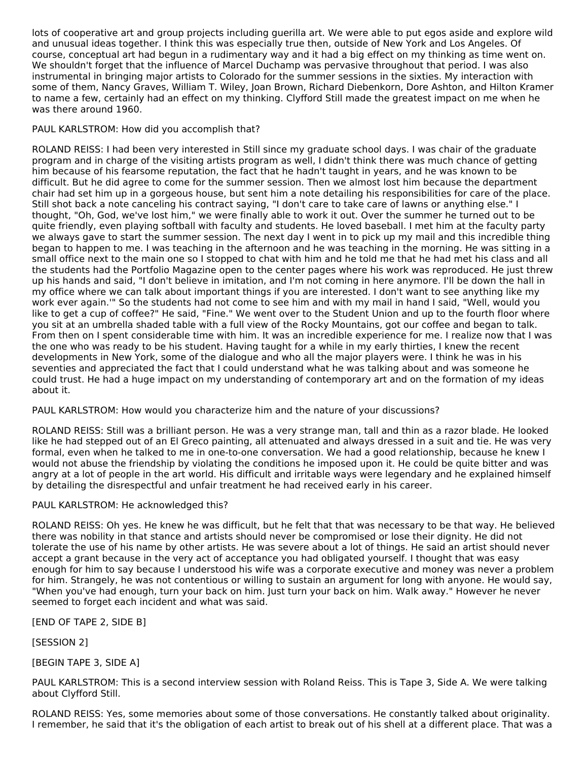lots of cooperative art and group projects including guerilla art. We were able to put egos aside and explore wild and unusual ideas together. I think this was especially true then, outside of New York and Los Angeles. Of course, conceptual art had begun in a rudimentary way and it had a big effect on my thinking as time went on. We shouldn't forget that the influence of Marcel Duchamp was pervasive throughout that period. I was also instrumental in bringing major artists to Colorado for the summer sessions in the sixties. My interaction with some of them, Nancy Graves, William T. Wiley, Joan Brown, Richard Diebenkorn, Dore Ashton, and Hilton Kramer to name a few, certainly had an effect on my thinking. Clyfford Still made the greatest impact on me when he was there around 1960.

PAUL KARLSTROM: How did you accomplish that?

ROLAND REISS: I had been very interested in Still since my graduate school days. I was chair of the graduate program and in charge of the visiting artists program as well, I didn't think there was much chance of getting him because of his fearsome reputation, the fact that he hadn't taught in years, and he was known to be difficult. But he did agree to come for the summer session. Then we almost lost him because the department chair had set him up in a gorgeous house, but sent him a note detailing his responsibilities for care of the place. Still shot back a note canceling his contract saying, "I don't care to take care of lawns or anything else." I thought, "Oh, God, we've lost him," we were finally able to work it out. Over the summer he turned out to be quite friendly, even playing softball with faculty and students. He loved baseball. I met him at the faculty party we always gave to start the summer session. The next day I went in to pick up my mail and this incredible thing began to happen to me. I was teaching in the afternoon and he was teaching in the morning. He was sitting in a small office next to the main one so I stopped to chat with him and he told me that he had met his class and all the students had the Portfolio Magazine open to the center pages where his work was reproduced. He just threw up his hands and said, "I don't believe in imitation, and I'm not coming in here anymore. I'll be down the hall in my office where we can talk about important things if you are interested. I don't want to see anything like my work ever again.'" So the students had not come to see him and with my mail in hand I said, "Well, would you like to get a cup of coffee?" He said, "Fine." We went over to the Student Union and up to the fourth floor where you sit at an umbrella shaded table with a full view of the Rocky Mountains, got our coffee and began to talk. From then on I spent considerable time with him. It was an incredible experience for me. I realize now that I was the one who was ready to be his student. Having taught for a while in my early thirties, I knew the recent developments in New York, some of the dialogue and who all the major players were. I think he was in his seventies and appreciated the fact that I could understand what he was talking about and was someone he could trust. He had a huge impact on my understanding of contemporary art and on the formation of my ideas about it.

PAUL KARLSTROM: How would you characterize him and the nature of your discussions?

ROLAND REISS: Still was a brilliant person. He was a very strange man, tall and thin as a razor blade. He looked like he had stepped out of an El Greco painting, all attenuated and always dressed in a suit and tie. He was very formal, even when he talked to me in one-to-one conversation. We had a good relationship, because he knew I would not abuse the friendship by violating the conditions he imposed upon it. He could be quite bitter and was angry at a lot of people in the art world. His difficult and irritable ways were legendary and he explained himself by detailing the disrespectful and unfair treatment he had received early in his career.

PAUL KARLSTROM: He acknowledged this?

ROLAND REISS: Oh yes. He knew he was difficult, but he felt that that was necessary to be that way. He believed there was nobility in that stance and artists should never be compromised or lose their dignity. He did not tolerate the use of his name by other artists. He was severe about a lot of things. He said an artist should never accept a grant because in the very act of acceptance you had obligated yourself. I thought that was easy enough for him to say because I understood his wife was a corporate executive and money was never a problem for him. Strangely, he was not contentious or willing to sustain an argument for long with anyone. He would say, "When you've had enough, turn your back on him. Just turn your back on him. Walk away." However he never seemed to forget each incident and what was said.

[END OF TAPE 2, SIDE B]

[SESSION 2]

[BEGIN TAPE 3, SIDE A]

PAUL KARLSTROM: This is a second interview session with Roland Reiss. This is Tape 3, Side A. We were talking about Clyfford Still.

ROLAND REISS: Yes, some memories about some of those conversations. He constantly talked about originality. I remember, he said that it's the obligation of each artist to break out of his shell at a different place. That was a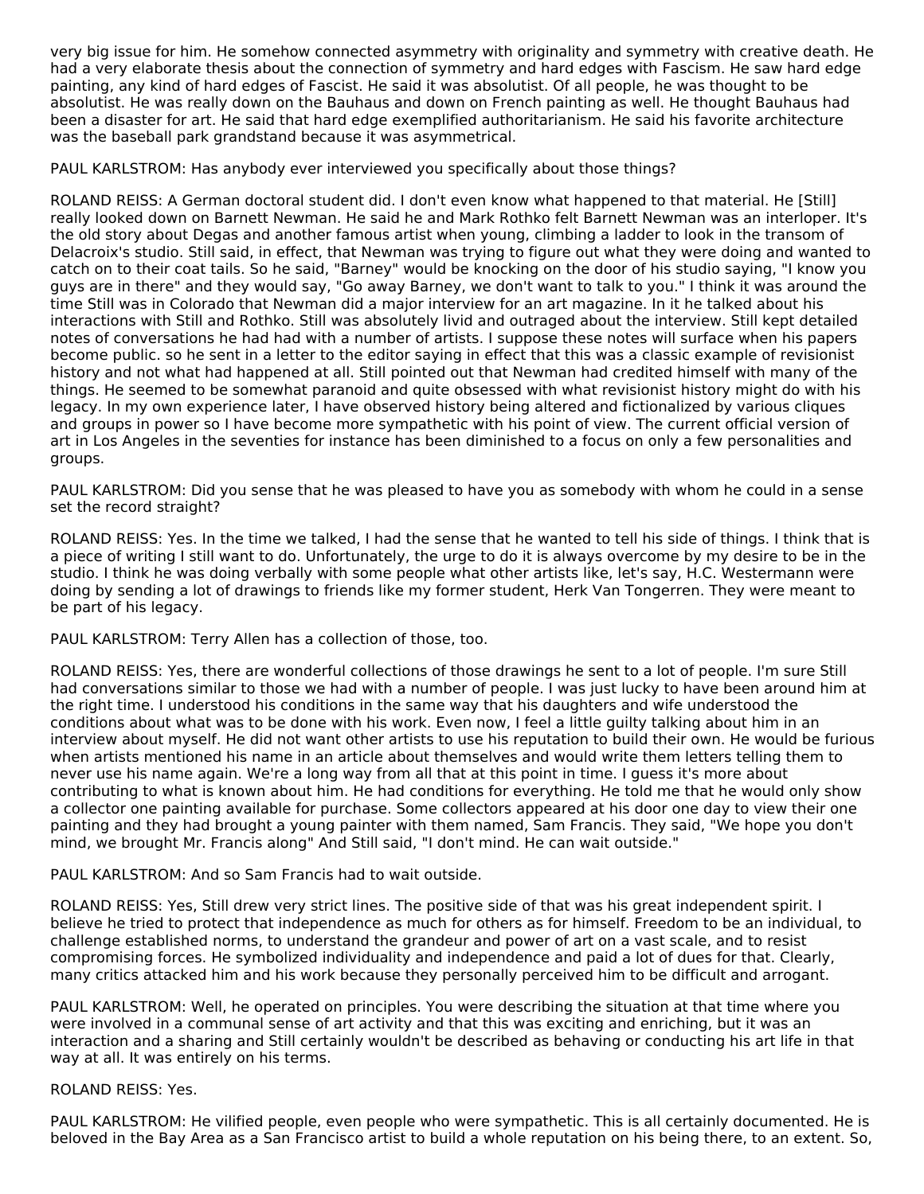very big issue for him. He somehow connected asymmetry with originality and symmetry with creative death. He had a very elaborate thesis about the connection of symmetry and hard edges with Fascism. He saw hard edge painting, any kind of hard edges of Fascist. He said it was absolutist. Of all people, he was thought to be absolutist. He was really down on the Bauhaus and down on French painting as well. He thought Bauhaus had been a disaster for art. He said that hard edge exemplified authoritarianism. He said his favorite architecture was the baseball park grandstand because it was asymmetrical.

PAUL KARLSTROM: Has anybody ever interviewed you specifically about those things?

ROLAND REISS: A German doctoral student did. I don't even know what happened to that material. He [Still] really looked down on Barnett Newman. He said he and Mark Rothko felt Barnett Newman was an interloper. It's the old story about Degas and another famous artist when young, climbing a ladder to look in the transom of Delacroix's studio. Still said, in effect, that Newman was trying to figure out what they were doing and wanted to catch on to their coat tails. So he said, "Barney" would be knocking on the door of his studio saying, "I know you guys are in there" and they would say, "Go away Barney, we don't want to talk to you." I think it was around the time Still was in Colorado that Newman did a major interview for an art magazine. In it he talked about his interactions with Still and Rothko. Still was absolutely livid and outraged about the interview. Still kept detailed notes of conversations he had had with a number of artists. I suppose these notes will surface when his papers become public. so he sent in a letter to the editor saying in effect that this was a classic example of revisionist history and not what had happened at all. Still pointed out that Newman had credited himself with many of the things. He seemed to be somewhat paranoid and quite obsessed with what revisionist history might do with his legacy. In my own experience later, I have observed history being altered and fictionalized by various cliques and groups in power so I have become more sympathetic with his point of view. The current official version of art in Los Angeles in the seventies for instance has been diminished to a focus on only a few personalities and groups.

PAUL KARLSTROM: Did you sense that he was pleased to have you as somebody with whom he could in a sense set the record straight?

ROLAND REISS: Yes. In the time we talked, I had the sense that he wanted to tell his side of things. I think that is a piece of writing I still want to do. Unfortunately, the urge to do it is always overcome by my desire to be in the studio. I think he was doing verbally with some people what other artists like, let's say, H.C. Westermann were doing by sending a lot of drawings to friends like my former student, Herk Van Tongerren. They were meant to be part of his legacy.

PAUL KARLSTROM: Terry Allen has a collection of those, too.

ROLAND REISS: Yes, there are wonderful collections of those drawings he sent to a lot of people. I'm sure Still had conversations similar to those we had with a number of people. I was just lucky to have been around him at the right time. I understood his conditions in the same way that his daughters and wife understood the conditions about what was to be done with his work. Even now, I feel a little guilty talking about him in an interview about myself. He did not want other artists to use his reputation to build their own. He would be furious when artists mentioned his name in an article about themselves and would write them letters telling them to never use his name again. We're a long way from all that at this point in time. I guess it's more about contributing to what is known about him. He had conditions for everything. He told me that he would only show a collector one painting available for purchase. Some collectors appeared at his door one day to view their one painting and they had brought a young painter with them named, Sam Francis. They said, "We hope you don't mind, we brought Mr. Francis along" And Still said, "I don't mind. He can wait outside."

PAUL KARLSTROM: And so Sam Francis had to wait outside.

ROLAND REISS: Yes, Still drew very strict lines. The positive side of that was his great independent spirit. I believe he tried to protect that independence as much for others as for himself. Freedom to be an individual, to challenge established norms, to understand the grandeur and power of art on a vast scale, and to resist compromising forces. He symbolized individuality and independence and paid a lot of dues for that. Clearly, many critics attacked him and his work because they personally perceived him to be difficult and arrogant.

PAUL KARLSTROM: Well, he operated on principles. You were describing the situation at that time where you were involved in a communal sense of art activity and that this was exciting and enriching, but it was an interaction and a sharing and Still certainly wouldn't be described as behaving or conducting his art life in that way at all. It was entirely on his terms.

ROLAND REISS: Yes.

PAUL KARLSTROM: He vilified people, even people who were sympathetic. This is all certainly documented. He is beloved in the Bay Area as a San Francisco artist to build a whole reputation on his being there, to an extent. So,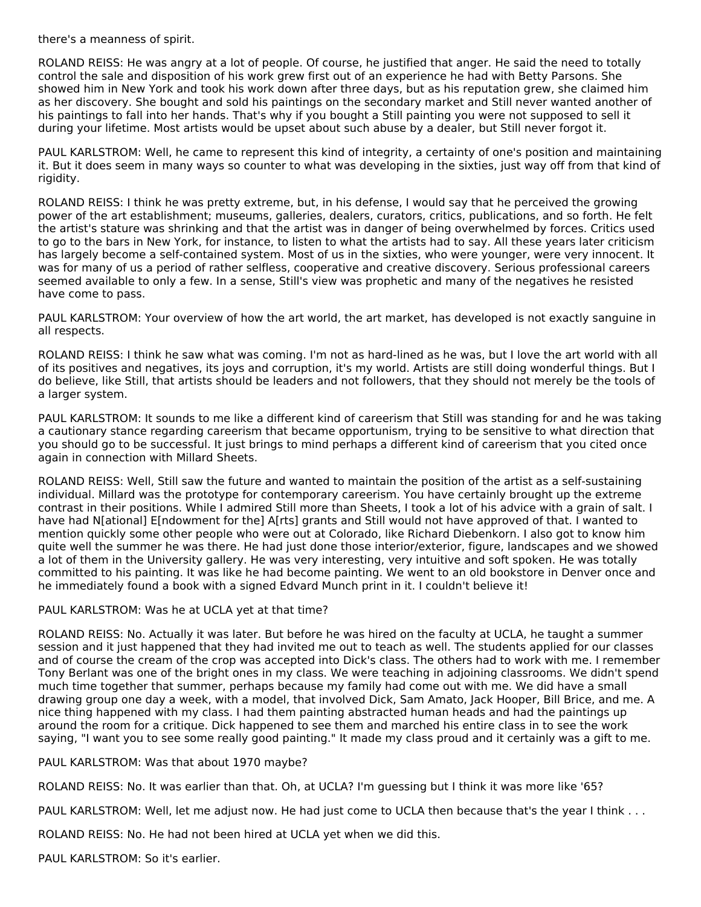there's a meanness of spirit.

ROLAND REISS: He was angry at a lot of people. Of course, he justified that anger. He said the need to totally control the sale and disposition of his work grew first out of an experience he had with Betty Parsons. She showed him in New York and took his work down after three days, but as his reputation grew, she claimed him as her discovery. She bought and sold his paintings on the secondary market and Still never wanted another of his paintings to fall into her hands. That's why if you bought a Still painting you were not supposed to sell it during your lifetime. Most artists would be upset about such abuse by a dealer, but Still never forgot it.

PAUL KARLSTROM: Well, he came to represent this kind of integrity, a certainty of one's position and maintaining it. But it does seem in many ways so counter to what was developing in the sixties, just way off from that kind of rigidity.

ROLAND REISS: I think he was pretty extreme, but, in his defense, I would say that he perceived the growing power of the art establishment; museums, galleries, dealers, curators, critics, publications, and so forth. He felt the artist's stature was shrinking and that the artist was in danger of being overwhelmed by forces. Critics used to go to the bars in New York, for instance, to listen to what the artists had to say. All these years later criticism has largely become a self-contained system. Most of us in the sixties, who were younger, were very innocent. It was for many of us a period of rather selfless, cooperative and creative discovery. Serious professional careers seemed available to only a few. In a sense, Still's view was prophetic and many of the negatives he resisted have come to pass.

PAUL KARLSTROM: Your overview of how the art world, the art market, has developed is not exactly sanguine in all respects.

ROLAND REISS: I think he saw what was coming. I'm not as hard-lined as he was, but I love the art world with all of its positives and negatives, its joys and corruption, it's my world. Artists are still doing wonderful things. But I do believe, like Still, that artists should be leaders and not followers, that they should not merely be the tools of a larger system.

PAUL KARLSTROM: It sounds to me like a different kind of careerism that Still was standing for and he was taking a cautionary stance regarding careerism that became opportunism, trying to be sensitive to what direction that you should go to be successful. It just brings to mind perhaps a different kind of careerism that you cited once again in connection with Millard Sheets.

ROLAND REISS: Well, Still saw the future and wanted to maintain the position of the artist as a self-sustaining individual. Millard was the prototype for contemporary careerism. You have certainly brought up the extreme contrast in their positions. While I admired Still more than Sheets, I took a lot of his advice with a grain of salt. I have had N[ational] E[ndowment for the] A[rts] grants and Still would not have approved of that. I wanted to mention quickly some other people who were out at Colorado, like Richard Diebenkorn. I also got to know him quite well the summer he was there. He had just done those interior/exterior, figure, landscapes and we showed a lot of them in the University gallery. He was very interesting, very intuitive and soft spoken. He was totally committed to his painting. It was like he had become painting. We went to an old bookstore in Denver once and he immediately found a book with a signed Edvard Munch print in it. I couldn't believe it!

PAUL KARLSTROM: Was he at UCLA yet at that time?

ROLAND REISS: No. Actually it was later. But before he was hired on the faculty at UCLA, he taught a summer session and it just happened that they had invited me out to teach as well. The students applied for our classes and of course the cream of the crop was accepted into Dick's class. The others had to work with me. I remember Tony Berlant was one of the bright ones in my class. We were teaching in adjoining classrooms. We didn't spend much time together that summer, perhaps because my family had come out with me. We did have a small drawing group one day a week, with a model, that involved Dick, Sam Amato, Jack Hooper, Bill Brice, and me. A nice thing happened with my class. I had them painting abstracted human heads and had the paintings up around the room for a critique. Dick happened to see them and marched his entire class in to see the work saying, "I want you to see some really good painting." It made my class proud and it certainly was a gift to me.

PAUL KARLSTROM: Was that about 1970 maybe?

ROLAND REISS: No. It was earlier than that. Oh, at UCLA? I'm guessing but I think it was more like '65?

PAUL KARLSTROM: Well, let me adjust now. He had just come to UCLA then because that's the year I think . . .

ROLAND REISS: No. He had not been hired at UCLA yet when we did this.

PAUL KARLSTROM: So it's earlier.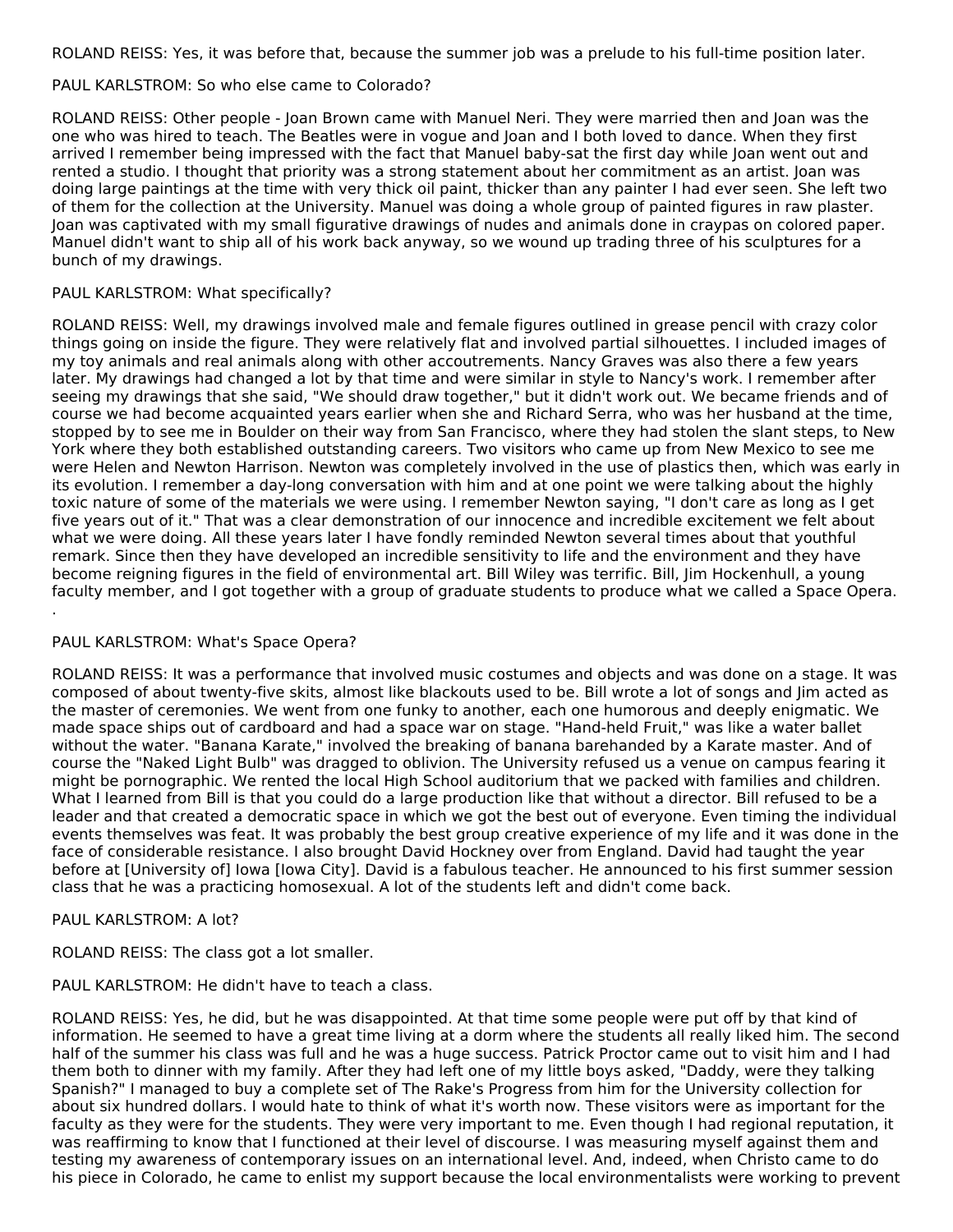ROLAND REISS: Yes, it was before that, because the summer job was a prelude to his full-time position later.

PAUL KARLSTROM: So who else came to Colorado?

ROLAND REISS: Other people - Joan Brown came with Manuel Neri. They were married then and Joan was the one who was hired to teach. The Beatles were in vogue and Joan and I both loved to dance. When they first arrived I remember being impressed with the fact that Manuel baby-sat the first day while Joan went out and rented a studio. I thought that priority was a strong statement about her commitment as an artist. Joan was doing large paintings at the time with very thick oil paint, thicker than any painter I had ever seen. She left two of them for the collection at the University. Manuel was doing a whole group of painted figures in raw plaster. Joan was captivated with my small figurative drawings of nudes and animals done in craypas on colored paper. Manuel didn't want to ship all of his work back anyway, so we wound up trading three of his sculptures for a bunch of my drawings.

PAUL KARLSTROM: What specifically?

ROLAND REISS: Well, my drawings involved male and female figures outlined in grease pencil with crazy color things going on inside the figure. They were relatively flat and involved partial silhouettes. I included images of my toy animals and real animals along with other accoutrements. Nancy Graves was also there a few years later. My drawings had changed a lot by that time and were similar in style to Nancy's work. I remember after seeing my drawings that she said, "We should draw together," but it didn't work out. We became friends and of course we had become acquainted years earlier when she and Richard Serra, who was her husband at the time, stopped by to see me in Boulder on their way from San Francisco, where they had stolen the slant steps, to New York where they both established outstanding careers. Two visitors who came up from New Mexico to see me were Helen and Newton Harrison. Newton was completely involved in the use of plastics then, which was early in its evolution. I remember a day-long conversation with him and at one point we were talking about the highly toxic nature of some of the materials we were using. I remember Newton saying, "I don't care as long as I get five years out of it." That was a clear demonstration of our innocence and incredible excitement we felt about what we were doing. All these years later I have fondly reminded Newton several times about that youthful remark. Since then they have developed an incredible sensitivity to life and the environment and they have become reigning figures in the field of environmental art. Bill Wiley was terrific. Bill, Jim Hockenhull, a young faculty member, and I got together with a group of graduate students to produce what we called a Space Opera.
.

PAUL KARLSTROM: What's Space Opera?

ROLAND REISS: It was a performance that involved music costumes and objects and was done on a stage. It was composed of about twenty-five skits, almost like blackouts used to be. Bill wrote a lot of songs and Jim acted as the master of ceremonies. We went from one funky to another, each one humorous and deeply enigmatic. We made space ships out of cardboard and had a space war on stage. "Hand-held Fruit," was like a water ballet without the water. "Banana Karate," involved the breaking of banana barehanded by a Karate master. And of course the "Naked Light Bulb" was dragged to oblivion. The University refused us a venue on campus fearing it might be pornographic. We rented the local High School auditorium that we packed with families and children. What I learned from Bill is that you could do a large production like that without a director. Bill refused to be a leader and that created a democratic space in which we got the best out of everyone. Even timing the individual events themselves was feat. It was probably the best group creative experience of my life and it was done in the face of considerable resistance. I also brought David Hockney over from England. David had taught the year before at [University of] Iowa [Iowa City]. David is a fabulous teacher. He announced to his first summer session class that he was a practicing homosexual. A lot of the students left and didn't come back.

PAUL KARLSTROM: A lot?

ROLAND REISS: The class got a lot smaller.

PAUL KARLSTROM: He didn't have to teach a class.

ROLAND REISS: Yes, he did, but he was disappointed. At that time some people were put off by that kind of information. He seemed to have a great time living at a dorm where the students all really liked him. The second half of the summer his class was full and he was a huge success. Patrick Proctor came out to visit him and I had them both to dinner with my family. After they had left one of my little boys asked, "Daddy, were they talking Spanish?" I managed to buy a complete set of The Rake's Progress from him for the University collection for about six hundred dollars. I would hate to think of what it's worth now. These visitors were as important for the faculty as they were for the students. They were very important to me. Even though I had regional reputation, it was reaffirming to know that I functioned at their level of discourse. I was measuring myself against them and testing my awareness of contemporary issues on an international level. And, indeed, when Christo came to do his piece in Colorado, he came to enlist my support because the local environmentalists were working to prevent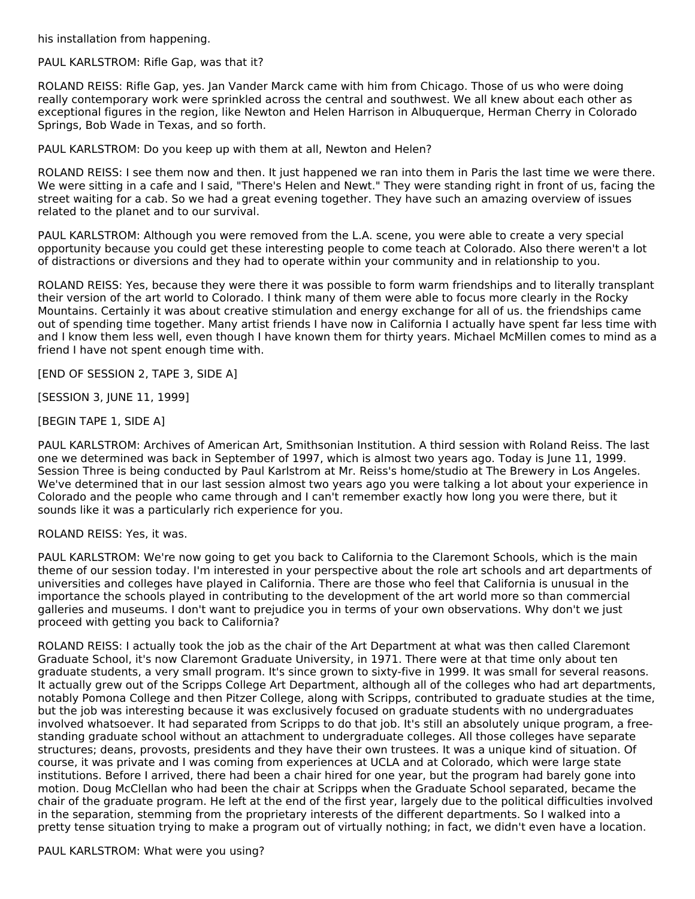his installation from happening.

PAUL KARLSTROM: Rifle Gap, was that it?

ROLAND REISS: Rifle Gap, yes. Jan Vander Marck came with him from Chicago. Those of us who were doing really contemporary work were sprinkled across the central and southwest. We all knew about each other as exceptional figures in the region, like Newton and Helen Harrison in Albuquerque, Herman Cherry in Colorado Springs, Bob Wade in Texas, and so forth.

PAUL KARLSTROM: Do you keep up with them at all, Newton and Helen?

ROLAND REISS: I see them now and then. It just happened we ran into them in Paris the last time we were there. We were sitting in a cafe and I said, "There's Helen and Newt." They were standing right in front of us, facing the street waiting for a cab. So we had a great evening together. They have such an amazing overview of issues related to the planet and to our survival.

PAUL KARLSTROM: Although you were removed from the L.A. scene, you were able to create a very special opportunity because you could get these interesting people to come teach at Colorado. Also there weren't a lot of distractions or diversions and they had to operate within your community and in relationship to you.

ROLAND REISS: Yes, because they were there it was possible to form warm friendships and to literally transplant their version of the art world to Colorado. I think many of them were able to focus more clearly in the Rocky Mountains. Certainly it was about creative stimulation and energy exchange for all of us. the friendships came out of spending time together. Many artist friends I have now in California I actually have spent far less time with and I know them less well, even though I have known them for thirty years. Michael McMillen comes to mind as a friend I have not spent enough time with.

[END OF SESSION 2, TAPE 3, SIDE A]

[SESSION 3, JUNE 11, 1999]

[BEGIN TAPE 1, SIDE A]

PAUL KARLSTROM: Archives of American Art, Smithsonian Institution. A third session with Roland Reiss. The last one we determined was back in September of 1997, which is almost two years ago. Today is June 11, 1999. Session Three is being conducted by Paul Karlstrom at Mr. Reiss's home/studio at The Brewery in Los Angeles. We've determined that in our last session almost two years ago you were talking a lot about your experience in Colorado and the people who came through and I can't remember exactly how long you were there, but it sounds like it was a particularly rich experience for you.

ROLAND REISS: Yes, it was.

PAUL KARLSTROM: We're now going to get you back to California to the Claremont Schools, which is the main theme of our session today. I'm interested in your perspective about the role art schools and art departments of universities and colleges have played in California. There are those who feel that California is unusual in the importance the schools played in contributing to the development of the art world more so than commercial galleries and museums. I don't want to prejudice you in terms of your own observations. Why don't we just proceed with getting you back to California?

ROLAND REISS: I actually took the job as the chair of the Art Department at what was then called Claremont Graduate School, it's now Claremont Graduate University, in 1971. There were at that time only about ten graduate students, a very small program. It's since grown to sixty-five in 1999. It was small for several reasons. It actually grew out of the Scripps College Art Department, although all of the colleges who had art departments, notably Pomona College and then Pitzer College, along with Scripps, contributed to graduate studies at the time, but the job was interesting because it was exclusively focused on graduate students with no undergraduates involved whatsoever. It had separated from Scripps to do that job. It's still an absolutely unique program, a free-standing graduate school without an attachment to undergraduate colleges. All those colleges have separate structures; deans, provosts, presidents and they have their own trustees. It was a unique kind of situation. Of course, it was private and I was coming from experiences at UCLA and at Colorado, which were large state institutions. Before I arrived, there had been a chair hired for one year, but the program had barely gone into motion. Doug McClellan who had been the chair at Scripps when the Graduate School separated, became the chair of the graduate program. He left at the end of the first year, largely due to the political difficulties involved in the separation, stemming from the proprietary interests of the different departments. So I walked into a pretty tense situation trying to make a program out of virtually nothing; in fact, we didn't even have a location.

PAUL KARLSTROM: What were you using?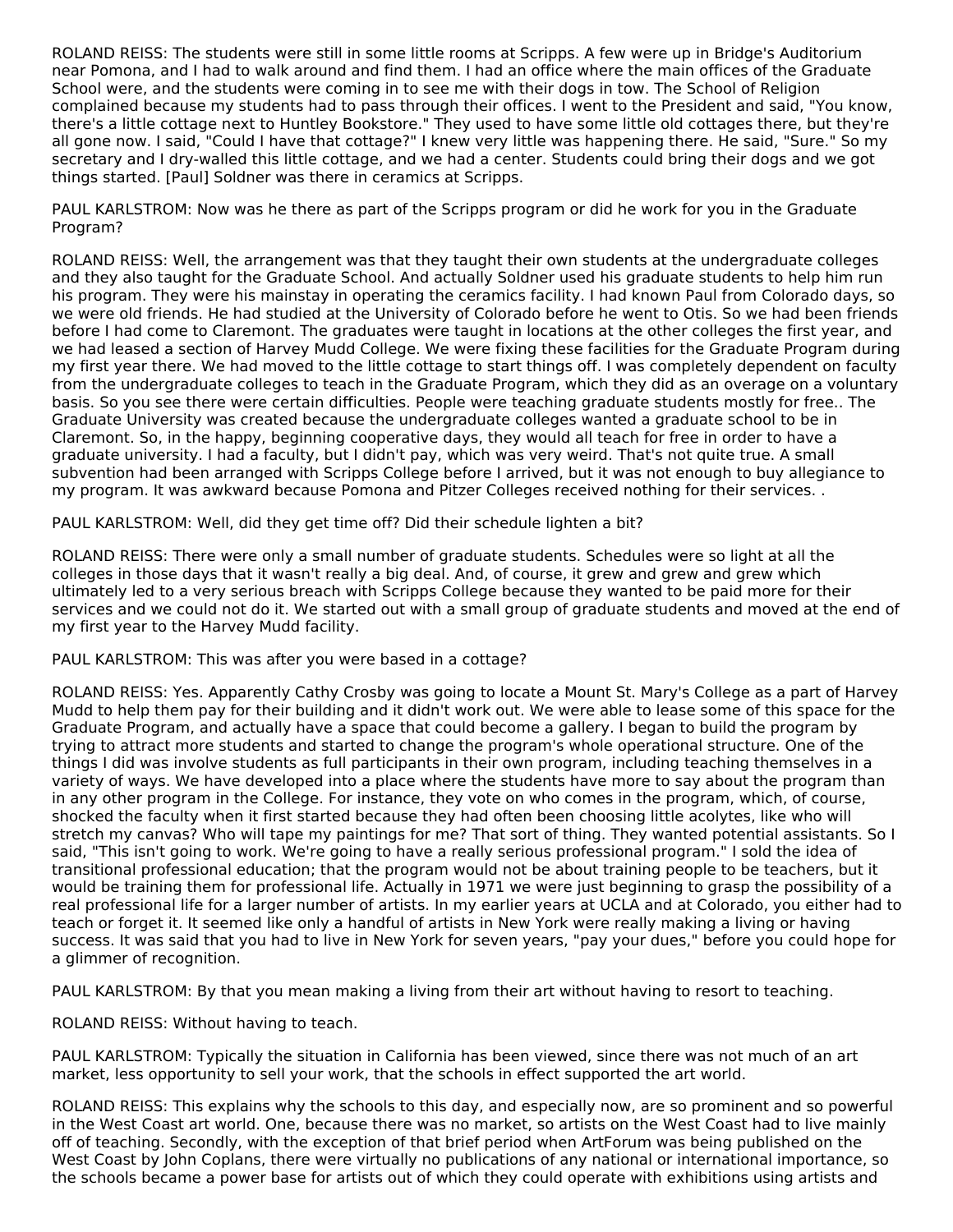ROLAND REISS: The students were still in some little rooms at Scripps. A few were up in Bridge's Auditorium near Pomona, and I had to walk around and find them. I had an office where the main offices of the Graduate School were, and the students were coming in to see me with their dogs in tow. The School of Religion complained because my students had to pass through their offices. I went to the President and said, "You know, there's a little cottage next to Huntley Bookstore." They used to have some little old cottages there, but they're all gone now. I said, "Could I have that cottage?" I knew very little was happening there. He said, "Sure." So my secretary and I dry-walled this little cottage, and we had a center. Students could bring their dogs and we got things started. [Paul] Soldner was there in ceramics at Scripps.

PAUL KARLSTROM: Now was he there as part of the Scripps program or did he work for you in the Graduate Program?

ROLAND REISS: Well, the arrangement was that they taught their own students at the undergraduate colleges and they also taught for the Graduate School. And actually Soldner used his graduate students to help him run his program. They were his mainstay in operating the ceramics facility. I had known Paul from Colorado days, so we were old friends. He had studied at the University of Colorado before he went to Otis. So we had been friends before I had come to Claremont. The graduates were taught in locations at the other colleges the first year, and we had leased a section of Harvey Mudd College. We were fixing these facilities for the Graduate Program during my first year there. We had moved to the little cottage to start things off. I was completely dependent on faculty from the undergraduate colleges to teach in the Graduate Program, which they did as an overage on a voluntary basis. So you see there were certain difficulties. People were teaching graduate students mostly for free.. The Graduate University was created because the undergraduate colleges wanted a graduate school to be in Claremont. So, in the happy, beginning cooperative days, they would all teach for free in order to have a graduate university. I had a faculty, but I didn't pay, which was very weird. That's not quite true. A small subvention had been arranged with Scripps College before I arrived, but it was not enough to buy allegiance to my program. It was awkward because Pomona and Pitzer Colleges received nothing for their services. .

PAUL KARLSTROM: Well, did they get time off? Did their schedule lighten a bit?

ROLAND REISS: There were only a small number of graduate students. Schedules were so light at all the colleges in those days that it wasn't really a big deal. And, of course, it grew and grew and grew which ultimately led to a very serious breach with Scripps College because they wanted to be paid more for their services and we could not do it. We started out with a small group of graduate students and moved at the end of my first year to the Harvey Mudd facility.

PAUL KARLSTROM: This was after you were based in a cottage?

ROLAND REISS: Yes. Apparently Cathy Crosby was going to locate a Mount St. Mary's College as a part of Harvey Mudd to help them pay for their building and it didn't work out. We were able to lease some of this space for the Graduate Program, and actually have a space that could become a gallery. I began to build the program by trying to attract more students and started to change the program's whole operational structure. One of the things I did was involve students as full participants in their own program, including teaching themselves in a variety of ways. We have developed into a place where the students have more to say about the program than in any other program in the College. For instance, they vote on who comes in the program, which, of course, shocked the faculty when it first started because they had often been choosing little acolytes, like who will stretch my canvas? Who will tape my paintings for me? That sort of thing. They wanted potential assistants. So I said, "This isn't going to work. We're going to have a really serious professional program." I sold the idea of transitional professional education; that the program would not be about training people to be teachers, but it would be training them for professional life. Actually in 1971 we were just beginning to grasp the possibility of a real professional life for a larger number of artists. In my earlier years at UCLA and at Colorado, you either had to teach or forget it. It seemed like only a handful of artists in New York were really making a living or having success. It was said that you had to live in New York for seven years, "pay your dues," before you could hope for a glimmer of recognition.

PAUL KARLSTROM: By that you mean making a living from their art without having to resort to teaching.

ROLAND REISS: Without having to teach.

PAUL KARLSTROM: Typically the situation in California has been viewed, since there was not much of an art market, less opportunity to sell your work, that the schools in effect supported the art world.

ROLAND REISS: This explains why the schools to this day, and especially now, are so prominent and so powerful in the West Coast art world. One, because there was no market, so artists on the West Coast had to live mainly off of teaching. Secondly, with the exception of that brief period when ArtForum was being published on the West Coast by John Coplans, there were virtually no publications of any national or international importance, so the schools became a power base for artists out of which they could operate with exhibitions using artists and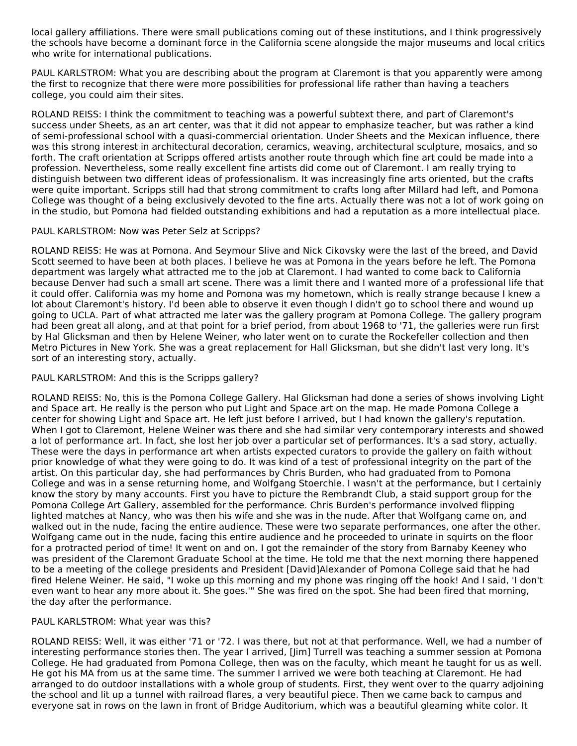local gallery affiliations. There were small publications coming out of these institutions, and I think progressively the schools have become a dominant force in the California scene alongside the major museums and local critics who write for international publications.

PAUL KARLSTROM: What you are describing about the program at Claremont is that you apparently were among the first to recognize that there were more possibilities for professional life rather than having a teachers college, you could aim their sites.

ROLAND REISS: I think the commitment to teaching was a powerful subtext there, and part of Claremont's success under Sheets, as an art center, was that it did not appear to emphasize teacher, but was rather a kind of semi-professional school with a quasi-commercial orientation. Under Sheets and the Mexican influence, there was this strong interest in architectural decoration, ceramics, weaving, architectural sculpture, mosaics, and so forth. The craft orientation at Scripps offered artists another route through which fine art could be made into a profession. Nevertheless, some really excellent fine artists did come out of Claremont. I am really trying to distinguish between two different ideas of professionalism. It was increasingly fine arts oriented, but the crafts were quite important. Scripps still had that strong commitment to crafts long after Millard had left, and Pomona College was thought of a being exclusively devoted to the fine arts. Actually there was not a lot of work going on in the studio, but Pomona had fielded outstanding exhibitions and had a reputation as a more intellectual place.

PAUL KARLSTROM: Now was Peter Selz at Scripps?

ROLAND REISS: He was at Pomona. And Seymour Slive and Nick Cikovsky were the last of the breed, and David Scott seemed to have been at both places. I believe he was at Pomona in the years before he left. The Pomona department was largely what attracted me to the job at Claremont. I had wanted to come back to California because Denver had such a small art scene. There was a limit there and I wanted more of a professional life that it could offer. California was my home and Pomona was my hometown, which is really strange because I knew a lot about Claremont's history. I'd been able to observe it even though I didn't go to school there and wound up going to UCLA. Part of what attracted me later was the gallery program at Pomona College. The gallery program had been great all along, and at that point for a brief period, from about 1968 to '71, the galleries were run first by Hal Glicksman and then by Helene Weiner, who later went on to curate the Rockefeller collection and then Metro Pictures in New York. She was a great replacement for Hall Glicksman, but she didn't last very long. It's sort of an interesting story, actually.

PAUL KARLSTROM: And this is the Scripps gallery?

ROLAND REISS: No, this is the Pomona College Gallery. Hal Glicksman had done a series of shows involving Light and Space art. He really is the person who put Light and Space art on the map. He made Pomona College a center for showing Light and Space art. He left just before I arrived, but I had known the gallery's reputation. When I got to Claremont, Helene Weiner was there and she had similar very contemporary interests and showed a lot of performance art. In fact, she lost her job over a particular set of performances. It's a sad story, actually. These were the days in performance art when artists expected curators to provide the gallery on faith without prior knowledge of what they were going to do. It was kind of a test of professional integrity on the part of the artist. On this particular day, she had performances by Chris Burden, who had graduated from to Pomona College and was in a sense returning home, and Wolfgang Stoerchle. I wasn't at the performance, but I certainly know the story by many accounts. First you have to picture the Rembrandt Club, a staid support group for the Pomona College Art Gallery, assembled for the performance. Chris Burden's performance involved flipping lighted matches at Nancy, who was then his wife and she was in the nude. After that Wolfgang came on, and walked out in the nude, facing the entire audience. These were two separate performances, one after the other. Wolfgang came out in the nude, facing this entire audience and he proceeded to urinate in squirts on the floor for a protracted period of time! It went on and on. I got the remainder of the story from Barnaby Keeney who was president of the Claremont Graduate School at the time. He told me that the next morning there happened to be a meeting of the college presidents and President [David]Alexander of Pomona College said that he had fired Helene Weiner. He said, "I woke up this morning and my phone was ringing off the hook! And I said, 'I don't even want to hear any more about it. She goes.'" She was fired on the spot. She had been fired that morning, the day after the performance.

PAUL KARLSTROM: What year was this?

ROLAND REISS: Well, it was either '71 or '72. I was there, but not at that performance. Well, we had a number of interesting performance stories then. The year I arrived, [Jim] Turrell was teaching a summer session at Pomona College. He had graduated from Pomona College, then was on the faculty, which meant he taught for us as well. He got his MA from us at the same time. The summer I arrived we were both teaching at Claremont. He had arranged to do outdoor installations with a whole group of students. First, they went over to the quarry adjoining the school and lit up a tunnel with railroad flares, a very beautiful piece. Then we came back to campus and everyone sat in rows on the lawn in front of Bridge Auditorium, which was a beautiful gleaming white color. It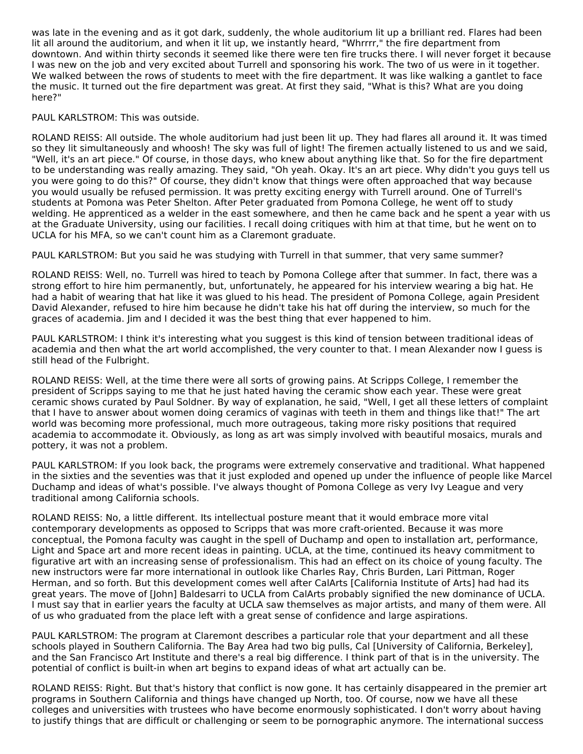was late in the evening and as it got dark, suddenly, the whole auditorium lit up a brilliant red. Flares had been lit all around the auditorium, and when it lit up, we instantly heard, "Whrrrr," the fire department from downtown. And within thirty seconds it seemed like there were ten fire trucks there. I will never forget it because I was new on the job and very excited about Turrell and sponsoring his work. The two of us were in it together. We walked between the rows of students to meet with the fire department. It was like walking a gantlet to face the music. It turned out the fire department was great. At first they said, "What is this? What are you doing here?"

PAUL KARLSTROM: This was outside.

ROLAND REISS: All outside. The whole auditorium had just been lit up. They had flares all around it. It was timed so they lit simultaneously and whoosh! The sky was full of light! The firemen actually listened to us and we said, "Well, it's an art piece." Of course, in those days, who knew about anything like that. So for the fire department to be understanding was really amazing. They said, "Oh yeah. Okay. It's an art piece. Why didn't you guys tell us you were going to do this?" Of course, they didn't know that things were often approached that way because you would usually be refused permission. It was pretty exciting energy with Turrell around. One of Turrell's students at Pomona was Peter Shelton. After Peter graduated from Pomona College, he went off to study welding. He apprenticed as a welder in the east somewhere, and then he came back and he spent a year with us at the Graduate University, using our facilities. I recall doing critiques with him at that time, but he went on to UCLA for his MFA, so we can't count him as a Claremont graduate.

PAUL KARLSTROM: But you said he was studying with Turrell in that summer, that very same summer?

ROLAND REISS: Well, no. Turrell was hired to teach by Pomona College after that summer. In fact, there was a strong effort to hire him permanently, but, unfortunately, he appeared for his interview wearing a big hat. He had a habit of wearing that hat like it was glued to his head. The president of Pomona College, again President David Alexander, refused to hire him because he didn't take his hat off during the interview, so much for the graces of academia. Jim and I decided it was the best thing that ever happened to him.

PAUL KARLSTROM: I think it's interesting what you suggest is this kind of tension between traditional ideas of academia and then what the art world accomplished, the very counter to that. I mean Alexander now I guess is still head of the Fulbright.

ROLAND REISS: Well, at the time there were all sorts of growing pains. At Scripps College, I remember the president of Scripps saying to me that he just hated having the ceramic show each year. These were great ceramic shows curated by Paul Soldner. By way of explanation, he said, "Well, I get all these letters of complaint that I have to answer about women doing ceramics of vaginas with teeth in them and things like that!" The art world was becoming more professional, much more outrageous, taking more risky positions that required academia to accommodate it. Obviously, as long as art was simply involved with beautiful mosaics, murals and pottery, it was not a problem.

PAUL KARLSTROM: If you look back, the programs were extremely conservative and traditional. What happened in the sixties and the seventies was that it just exploded and opened up under the influence of people like Marcel Duchamp and ideas of what's possible. I've always thought of Pomona College as very Ivy League and very traditional among California schools.

ROLAND REISS: No, a little different. Its intellectual posture meant that it would embrace more vital contemporary developments as opposed to Scripps that was more craft-oriented. Because it was more conceptual, the Pomona faculty was caught in the spell of Duchamp and open to installation art, performance, Light and Space art and more recent ideas in painting. UCLA, at the time, continued its heavy commitment to figurative art with an increasing sense of professionalism. This had an effect on its choice of young faculty. The new instructors were far more international in outlook like Charles Ray, Chris Burden, Lari Pittman, Roger Herman, and so forth. But this development comes well after CalArts [California Institute of Arts] had had its great years. The move of [John] Baldesarri to UCLA from CalArts probably signified the new dominance of UCLA. I must say that in earlier years the faculty at UCLA saw themselves as major artists, and many of them were. All of us who graduated from the place left with a great sense of confidence and large aspirations.

PAUL KARLSTROM: The program at Claremont describes a particular role that your department and all these schools played in Southern California. The Bay Area had two big pulls, Cal [University of California, Berkeley], and the San Francisco Art Institute and there's a real big difference. I think part of that is in the university. The potential of conflict is built-in when art begins to expand ideas of what art actually can be.

ROLAND REISS: Right. But that's history that conflict is now gone. It has certainly disappeared in the premier art programs in Southern California and things have changed up North, too. Of course, now we have all these colleges and universities with trustees who have become enormously sophisticated. I don't worry about having to justify things that are difficult or challenging or seem to be pornographic anymore. The international success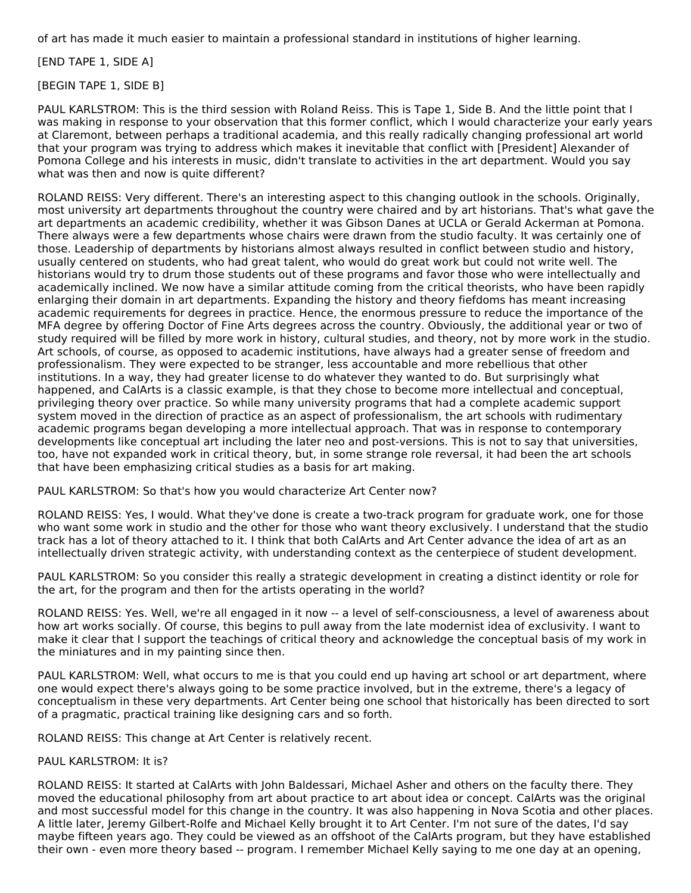of art has made it much easier to maintain a professional standard in institutions of higher learning.

[END TAPE 1, SIDE A]

[BEGIN TAPE 1, SIDE B]

PAUL KARLSTROM: This is the third session with Roland Reiss. This is Tape 1, Side B. And the little point that I was making in response to your observation that this former conflict, which I would characterize your early years at Claremont, between perhaps a traditional academia, and this really radically changing professional art world that your program was trying to address which makes it inevitable that conflict with [President] Alexander of Pomona College and his interests in music, didn't translate to activities in the art department. Would you say what was then and now is quite different?

ROLAND REISS: Very different. There's an interesting aspect to this changing outlook in the schools. Originally, most university art departments throughout the country were chaired and by art historians. That's what gave the art departments an academic credibility, whether it was Gibson Danes at UCLA or Gerald Ackerman at Pomona. There always were a few departments whose chairs were drawn from the studio faculty. It was certainly one of those. Leadership of departments by historians almost always resulted in conflict between studio and history, usually centered on students, who had great talent, who would do great work but could not write well. The historians would try to drum those students out of these programs and favor those who were intellectually and academically inclined. We now have a similar attitude coming from the critical theorists, who have been rapidly enlarging their domain in art departments. Expanding the history and theory fiefdoms has meant increasing academic requirements for degrees in practice. Hence, the enormous pressure to reduce the importance of the MFA degree by offering Doctor of Fine Arts degrees across the country. Obviously, the additional year or two of study required will be filled by more work in history, cultural studies, and theory, not by more work in the studio. Art schools, of course, as opposed to academic institutions, have always had a greater sense of freedom and professionalism. They were expected to be stranger, less accountable and more rebellious that other institutions. In a way, they had greater license to do whatever they wanted to do. But surprisingly what happened, and CalArts is a classic example, is that they chose to become more intellectual and conceptual, privileging theory over practice. So while many university programs that had a complete academic support system moved in the direction of practice as an aspect of professionalism, the art schools with rudimentary academic programs began developing a more intellectual approach. That was in response to contemporary developments like conceptual art including the later neo and post-versions. This is not to say that universities, too, have not expanded work in critical theory, but, in some strange role reversal, it had been the art schools that have been emphasizing critical studies as a basis for art making.

PAUL KARLSTROM: So that's how you would characterize Art Center now?

ROLAND REISS: Yes, I would. What they've done is create a two-track program for graduate work, one for those who want some work in studio and the other for those who want theory exclusively. I understand that the studio track has a lot of theory attached to it. I think that both CalArts and Art Center advance the idea of art as an intellectually driven strategic activity, with understanding context as the centerpiece of student development.

PAUL KARLSTROM: So you consider this really a strategic development in creating a distinct identity or role for the art, for the program and then for the artists operating in the world?

ROLAND REISS: Yes. Well, we're all engaged in it now -- a level of self-consciousness, a level of awareness about how art works socially. Of course, this begins to pull away from the late modernist idea of exclusivity. I want to make it clear that I support the teachings of critical theory and acknowledge the conceptual basis of my work in the miniatures and in my painting since then.

PAUL KARLSTROM: Well, what occurs to me is that you could end up having art school or art department, where one would expect there's always going to be some practice involved, but in the extreme, there's a legacy of conceptualism in these very departments. Art Center being one school that historically has been directed to sort of a pragmatic, practical training like designing cars and so forth.

ROLAND REISS: This change at Art Center is relatively recent.

PAUL KARLSTROM: It is?

ROLAND REISS: It started at CalArts with John Baldessari, Michael Asher and others on the faculty there. They moved the educational philosophy from art about practice to art about idea or concept. CalArts was the original and most successful model for this change in the country. It was also happening in Nova Scotia and other places. A little later, Jeremy Gilbert-Rolfe and Michael Kelly brought it to Art Center. I'm not sure of the dates, I'd say maybe fifteen years ago. They could be viewed as an offshoot of the CalArts program, but they have established their own - even more theory based -- program. I remember Michael Kelly saying to me one day at an opening,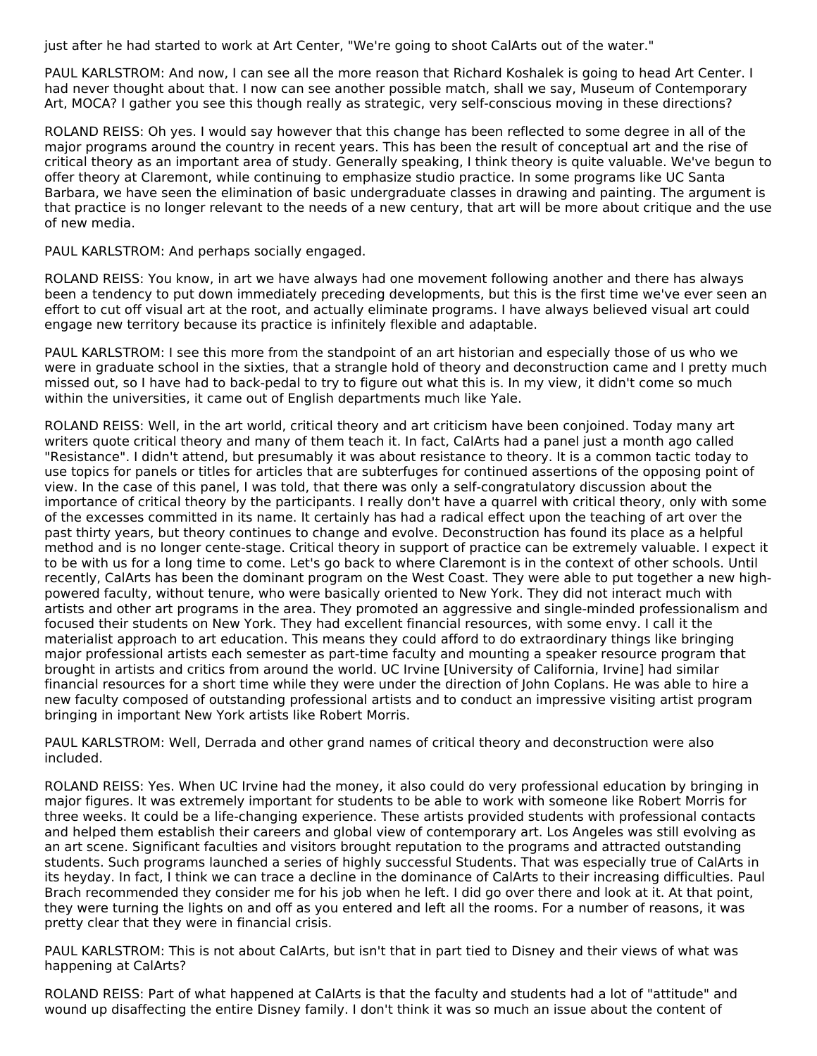just after he had started to work at Art Center, "We're going to shoot CalArts out of the water."

PAUL KARLSTROM: And now, I can see all the more reason that Richard Koshalek is going to head Art Center. I had never thought about that. I now can see another possible match, shall we say, Museum of Contemporary Art, MOCA? I gather you see this though really as strategic, very self-conscious moving in these directions?

ROLAND REISS: Oh yes. I would say however that this change has been reflected to some degree in all of the major programs around the country in recent years. This has been the result of conceptual art and the rise of critical theory as an important area of study. Generally speaking, I think theory is quite valuable. We've begun to offer theory at Claremont, while continuing to emphasize studio practice. In some programs like UC Santa Barbara, we have seen the elimination of basic undergraduate classes in drawing and painting. The argument is that practice is no longer relevant to the needs of a new century, that art will be more about critique and the use of new media.

PAUL KARLSTROM: And perhaps socially engaged.

ROLAND REISS: You know, in art we have always had one movement following another and there has always been a tendency to put down immediately preceding developments, but this is the first time we've ever seen an effort to cut off visual art at the root, and actually eliminate programs. I have always believed visual art could engage new territory because its practice is infinitely flexible and adaptable.

PAUL KARLSTROM: I see this more from the standpoint of an art historian and especially those of us who we were in graduate school in the sixties, that a strangle hold of theory and deconstruction came and I pretty much missed out, so I have had to back-pedal to try to figure out what this is. In my view, it didn't come so much within the universities, it came out of English departments much like Yale.

ROLAND REISS: Well, in the art world, critical theory and art criticism have been conjoined. Today many art writers quote critical theory and many of them teach it. In fact, CalArts had a panel just a month ago called "Resistance". I didn't attend, but presumably it was about resistance to theory. It is a common tactic today to use topics for panels or titles for articles that are subterfuges for continued assertions of the opposing point of view. In the case of this panel, I was told, that there was only a self-congratulatory discussion about the importance of critical theory by the participants. I really don't have a quarrel with critical theory, only with some of the excesses committed in its name. It certainly has had a radical effect upon the teaching of art over the past thirty years, but theory continues to change and evolve. Deconstruction has found its place as a helpful method and is no longer cente-stage. Critical theory in support of practice can be extremely valuable. I expect it to be with us for a long time to come. Let's go back to where Claremont is in the context of other schools. Until recently, CalArts has been the dominant program on the West Coast. They were able to put together a new high-powered faculty, without tenure, who were basically oriented to New York. They did not interact much with artists and other art programs in the area. They promoted an aggressive and single-minded professionalism and focused their students on New York. They had excellent financial resources, with some envy. I call it the materialist approach to art education. This means they could afford to do extraordinary things like bringing major professional artists each semester as part-time faculty and mounting a speaker resource program that brought in artists and critics from around the world. UC Irvine [University of California, Irvine] had similar financial resources for a short time while they were under the direction of John Coplans. He was able to hire a new faculty composed of outstanding professional artists and to conduct an impressive visiting artist program bringing in important New York artists like Robert Morris.

PAUL KARLSTROM: Well, Derrada and other grand names of critical theory and deconstruction were also included.

ROLAND REISS: Yes. When UC Irvine had the money, it also could do very professional education by bringing in major figures. It was extremely important for students to be able to work with someone like Robert Morris for three weeks. It could be a life-changing experience. These artists provided students with professional contacts and helped them establish their careers and global view of contemporary art. Los Angeles was still evolving as an art scene. Significant faculties and visitors brought reputation to the programs and attracted outstanding students. Such programs launched a series of highly successful Students. That was especially true of CalArts in its heyday. In fact, I think we can trace a decline in the dominance of CalArts to their increasing difficulties. Paul Brach recommended they consider me for his job when he left. I did go over there and look at it. At that point, they were turning the lights on and off as you entered and left all the rooms. For a number of reasons, it was pretty clear that they were in financial crisis.

PAUL KARLSTROM: This is not about CalArts, but isn't that in part tied to Disney and their views of what was happening at CalArts?

ROLAND REISS: Part of what happened at CalArts is that the faculty and students had a lot of "attitude" and wound up disaffecting the entire Disney family. I don't think it was so much an issue about the content of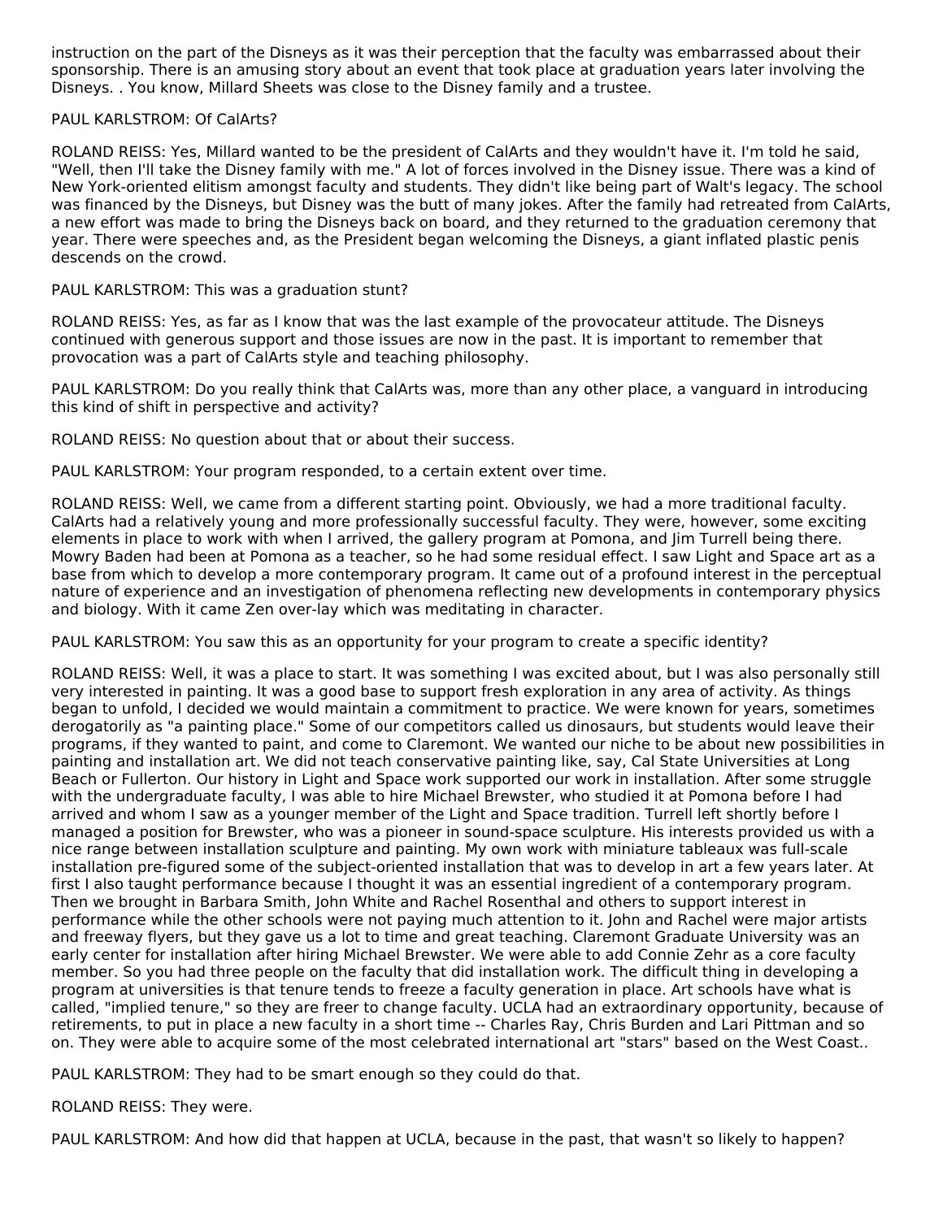instruction on the part of the Disneys as it was their perception that the faculty was embarrassed about their sponsorship. There is an amusing story about an event that took place at graduation years later involving the Disneys. . You know, Millard Sheets was close to the Disney family and a trustee.

PAUL KARLSTROM: Of CalArts?

ROLAND REISS: Yes, Millard wanted to be the president of CalArts and they wouldn't have it. I'm told he said, "Well, then I'll take the Disney family with me." A lot of forces involved in the Disney issue. There was a kind of New York-oriented elitism amongst faculty and students. They didn't like being part of Walt's legacy. The school was financed by the Disneys, but Disney was the butt of many jokes. After the family had retreated from CalArts, a new effort was made to bring the Disneys back on board, and they returned to the graduation ceremony that year. There were speeches and, as the President began welcoming the Disneys, a giant inflated plastic penis descends on the crowd.

PAUL KARLSTROM: This was a graduation stunt?

ROLAND REISS: Yes, as far as I know that was the last example of the provocateur attitude. The Disneys continued with generous support and those issues are now in the past. It is important to remember that provocation was a part of CalArts style and teaching philosophy.

PAUL KARLSTROM: Do you really think that CalArts was, more than any other place, a vanguard in introducing this kind of shift in perspective and activity?

ROLAND REISS: No question about that or about their success.

PAUL KARLSTROM: Your program responded, to a certain extent over time.

ROLAND REISS: Well, we came from a different starting point. Obviously, we had a more traditional faculty. CalArts had a relatively young and more professionally successful faculty. They were, however, some exciting elements in place to work with when I arrived, the gallery program at Pomona, and Jim Turrell being there. Mowry Baden had been at Pomona as a teacher, so he had some residual effect. I saw Light and Space art as a base from which to develop a more contemporary program. It came out of a profound interest in the perceptual nature of experience and an investigation of phenomena reflecting new developments in contemporary physics and biology. With it came Zen over-lay which was meditating in character.

PAUL KARLSTROM: You saw this as an opportunity for your program to create a specific identity?

ROLAND REISS: Well, it was a place to start. It was something I was excited about, but I was also personally still very interested in painting. It was a good base to support fresh exploration in any area of activity. As things began to unfold, I decided we would maintain a commitment to practice. We were known for years, sometimes derogatorily as "a painting place." Some of our competitors called us dinosaurs, but students would leave their programs, if they wanted to paint, and come to Claremont. We wanted our niche to be about new possibilities in painting and installation art. We did not teach conservative painting like, say, Cal State Universities at Long Beach or Fullerton. Our history in Light and Space work supported our work in installation. After some struggle with the undergraduate faculty, I was able to hire Michael Brewster, who studied it at Pomona before I had arrived and whom I saw as a younger member of the Light and Space tradition. Turrell left shortly before I managed a position for Brewster, who was a pioneer in sound-space sculpture. His interests provided us with a nice range between installation sculpture and painting. My own work with miniature tableaux was full-scale installation pre-figured some of the subject-oriented installation that was to develop in art a few years later. At first I also taught performance because I thought it was an essential ingredient of a contemporary program. Then we brought in Barbara Smith, John White and Rachel Rosenthal and others to support interest in performance while the other schools were not paying much attention to it. John and Rachel were major artists and freeway flyers, but they gave us a lot to time and great teaching. Claremont Graduate University was an early center for installation after hiring Michael Brewster. We were able to add Connie Zehr as a core faculty member. So you had three people on the faculty that did installation work. The difficult thing in developing a program at universities is that tenure tends to freeze a faculty generation in place. Art schools have what is called, "implied tenure," so they are freer to change faculty. UCLA had an extraordinary opportunity, because of retirements, to put in place a new faculty in a short time -- Charles Ray, Chris Burden and Lari Pittman and so on. They were able to acquire some of the most celebrated international art "stars" based on the West Coast..

PAUL KARLSTROM: They had to be smart enough so they could do that.

ROLAND REISS: They were.

PAUL KARLSTROM: And how did that happen at UCLA, because in the past, that wasn't so likely to happen?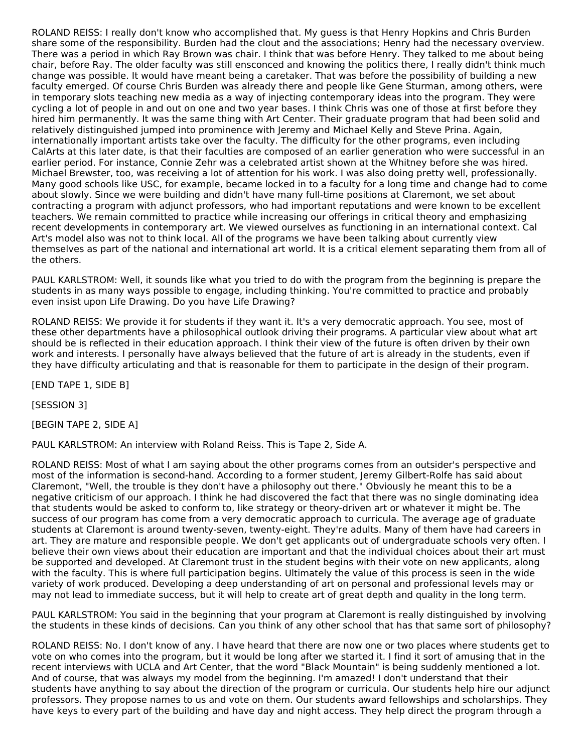ROLAND REISS: I really don't know who accomplished that. My guess is that Henry Hopkins and Chris Burden share some of the responsibility. Burden had the clout and the associations; Henry had the necessary overview. There was a period in which Ray Brown was chair. I think that was before Henry. They talked to me about being chair, before Ray. The older faculty was still ensconced and knowing the politics there, I really didn't think much change was possible. It would have meant being a caretaker. That was before the possibility of building a new faculty emerged. Of course Chris Burden was already there and people like Gene Sturman, among others, were in temporary slots teaching new media as a way of injecting contemporary ideas into the program. They were cycling a lot of people in and out on one and two year bases. I think Chris was one of those at first before they hired him permanently. It was the same thing with Art Center. Their graduate program that had been solid and relatively distinguished jumped into prominence with Jeremy and Michael Kelly and Steve Prina. Again, internationally important artists take over the faculty. The difficulty for the other programs, even including CalArts at this later date, is that their faculties are composed of an earlier generation who were successful in an earlier period. For instance, Connie Zehr was a celebrated artist shown at the Whitney before she was hired. Michael Brewster, too, was receiving a lot of attention for his work. I was also doing pretty well, professionally. Many good schools like USC, for example, became locked in to a faculty for a long time and change had to come about slowly. Since we were building and didn't have many full-time positions at Claremont, we set about contracting a program with adjunct professors, who had important reputations and were known to be excellent teachers. We remain committed to practice while increasing our offerings in critical theory and emphasizing recent developments in contemporary art. We viewed ourselves as functioning in an international context. Cal Art's model also was not to think local. All of the programs we have been talking about currently view themselves as part of the national and international art world. It is a critical element separating them from all of the others.

PAUL KARLSTROM: Well, it sounds like what you tried to do with the program from the beginning is prepare the students in as many ways possible to engage, including thinking. You're committed to practice and probably even insist upon Life Drawing. Do you have Life Drawing?

ROLAND REISS: We provide it for students if they want it. It's a very democratic approach. You see, most of these other departments have a philosophical outlook driving their programs. A particular view about what art should be is reflected in their education approach. I think their view of the future is often driven by their own work and interests. I personally have always believed that the future of art is already in the students, even if they have difficulty articulating and that is reasonable for them to participate in the design of their program.

[END TAPE 1, SIDE B]

[SESSION 3]

[BEGIN TAPE 2, SIDE A]

PAUL KARLSTROM: An interview with Roland Reiss. This is Tape 2, Side A.

ROLAND REISS: Most of what I am saying about the other programs comes from an outsider's perspective and most of the information is second-hand. According to a former student, Jeremy Gilbert-Rolfe has said about Claremont, "Well, the trouble is they don't have a philosophy out there." Obviously he meant this to be a negative criticism of our approach. I think he had discovered the fact that there was no single dominating idea that students would be asked to conform to, like strategy or theory-driven art or whatever it might be. The success of our program has come from a very democratic approach to curricula. The average age of graduate students at Claremont is around twenty-seven, twenty-eight. They're adults. Many of them have had careers in art. They are mature and responsible people. We don't get applicants out of undergraduate schools very often. I believe their own views about their education are important and that the individual choices about their art must be supported and developed. At Claremont trust in the student begins with their vote on new applicants, along with the faculty. This is where full participation begins. Ultimately the value of this process is seen in the wide variety of work produced. Developing a deep understanding of art on personal and professional levels may or may not lead to immediate success, but it will help to create art of great depth and quality in the long term.

PAUL KARLSTROM: You said in the beginning that your program at Claremont is really distinguished by involving the students in these kinds of decisions. Can you think of any other school that has that same sort of philosophy?

ROLAND REISS: No. I don't know of any. I have heard that there are now one or two places where students get to vote on who comes into the program, but it would be long after we started it. I find it sort of amusing that in the recent interviews with UCLA and Art Center, that the word "Black Mountain" is being suddenly mentioned a lot. And of course, that was always my model from the beginning. I'm amazed! I don't understand that their students have anything to say about the direction of the program or curricula. Our students help hire our adjunct professors. They propose names to us and vote on them. Our students award fellowships and scholarships. They have keys to every part of the building and have day and night access. They help direct the program through a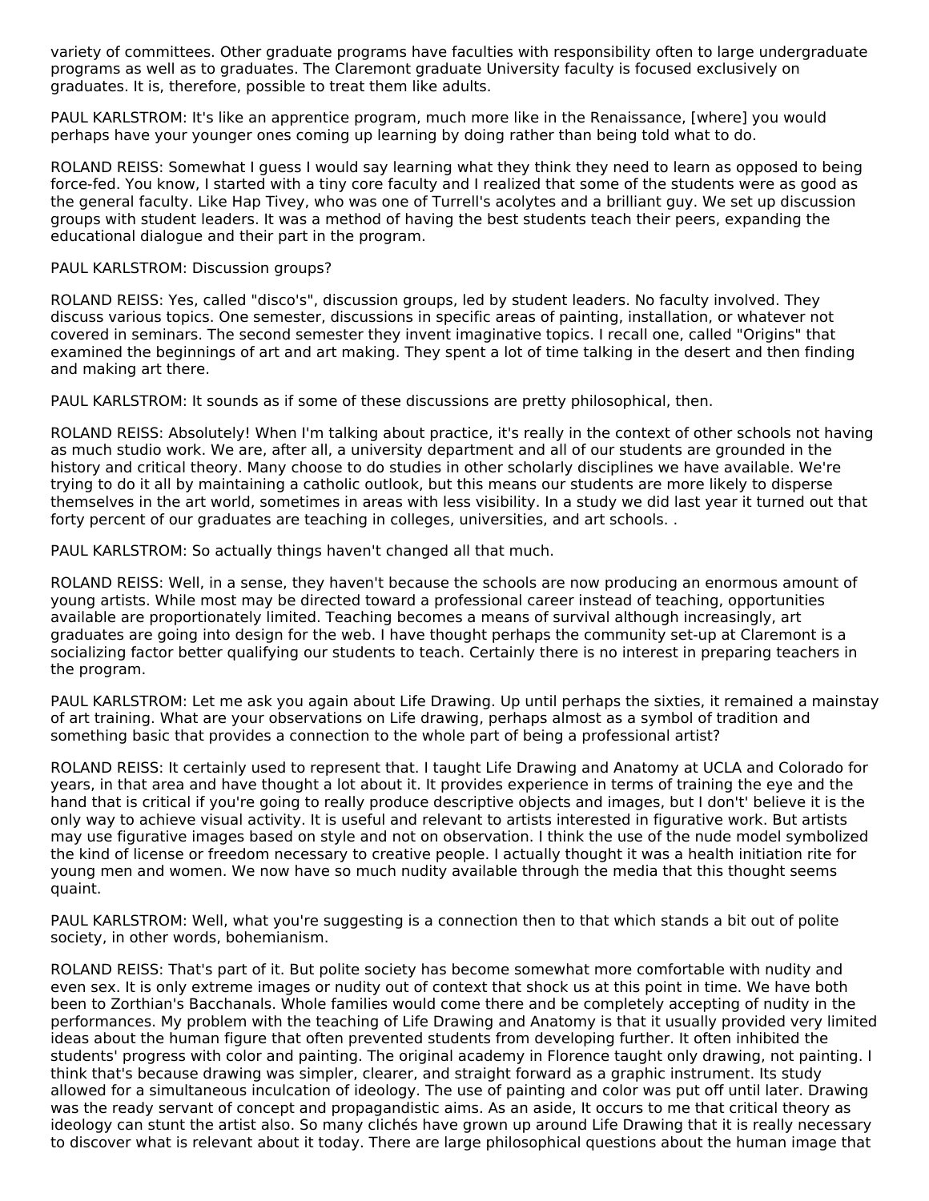variety of committees. Other graduate programs have faculties with responsibility often to large undergraduate programs as well as to graduates. The Claremont graduate University faculty is focused exclusively on graduates. It is, therefore, possible to treat them like adults.

PAUL KARLSTROM: It's like an apprentice program, much more like in the Renaissance, [where] you would perhaps have your younger ones coming up learning by doing rather than being told what to do.

ROLAND REISS: Somewhat I guess I would say learning what they think they need to learn as opposed to being force-fed. You know, I started with a tiny core faculty and I realized that some of the students were as good as the general faculty. Like Hap Tivey, who was one of Turrell's acolytes and a brilliant guy. We set up discussion groups with student leaders. It was a method of having the best students teach their peers, expanding the educational dialogue and their part in the program.

PAUL KARLSTROM: Discussion groups?

ROLAND REISS: Yes, called "disco's", discussion groups, led by student leaders. No faculty involved. They discuss various topics. One semester, discussions in specific areas of painting, installation, or whatever not covered in seminars. The second semester they invent imaginative topics. I recall one, called "Origins" that examined the beginnings of art and art making. They spent a lot of time talking in the desert and then finding and making art there.

PAUL KARLSTROM: It sounds as if some of these discussions are pretty philosophical, then.

ROLAND REISS: Absolutely! When I'm talking about practice, it's really in the context of other schools not having as much studio work. We are, after all, a university department and all of our students are grounded in the history and critical theory. Many choose to do studies in other scholarly disciplines we have available. We're trying to do it all by maintaining a catholic outlook, but this means our students are more likely to disperse themselves in the art world, sometimes in areas with less visibility. In a study we did last year it turned out that forty percent of our graduates are teaching in colleges, universities, and art schools. .

PAUL KARLSTROM: So actually things haven't changed all that much.

ROLAND REISS: Well, in a sense, they haven't because the schools are now producing an enormous amount of young artists. While most may be directed toward a professional career instead of teaching, opportunities available are proportionately limited. Teaching becomes a means of survival although increasingly, art graduates are going into design for the web. I have thought perhaps the community set-up at Claremont is a socializing factor better qualifying our students to teach. Certainly there is no interest in preparing teachers in the program.

PAUL KARLSTROM: Let me ask you again about Life Drawing. Up until perhaps the sixties, it remained a mainstay of art training. What are your observations on Life drawing, perhaps almost as a symbol of tradition and something basic that provides a connection to the whole part of being a professional artist?

ROLAND REISS: It certainly used to represent that. I taught Life Drawing and Anatomy at UCLA and Colorado for years, in that area and have thought a lot about it. It provides experience in terms of training the eye and the hand that is critical if you're going to really produce descriptive objects and images, but I don't' believe it is the only way to achieve visual activity. It is useful and relevant to artists interested in figurative work. But artists may use figurative images based on style and not on observation. I think the use of the nude model symbolized the kind of license or freedom necessary to creative people. I actually thought it was a health initiation rite for young men and women. We now have so much nudity available through the media that this thought seems quaint.

PAUL KARLSTROM: Well, what you're suggesting is a connection then to that which stands a bit out of polite society, in other words, bohemianism.

ROLAND REISS: That's part of it. But polite society has become somewhat more comfortable with nudity and even sex. It is only extreme images or nudity out of context that shock us at this point in time. We have both been to Zorthian's Bacchanals. Whole families would come there and be completely accepting of nudity in the performances. My problem with the teaching of Life Drawing and Anatomy is that it usually provided very limited ideas about the human figure that often prevented students from developing further. It often inhibited the students' progress with color and painting. The original academy in Florence taught only drawing, not painting. I think that's because drawing was simpler, clearer, and straight forward as a graphic instrument. Its study allowed for a simultaneous inculcation of ideology. The use of painting and color was put off until later. Drawing was the ready servant of concept and propagandistic aims. As an aside, It occurs to me that critical theory as ideology can stunt the artist also. So many clichés have grown up around Life Drawing that it is really necessary to discover what is relevant about it today. There are large philosophical questions about the human image that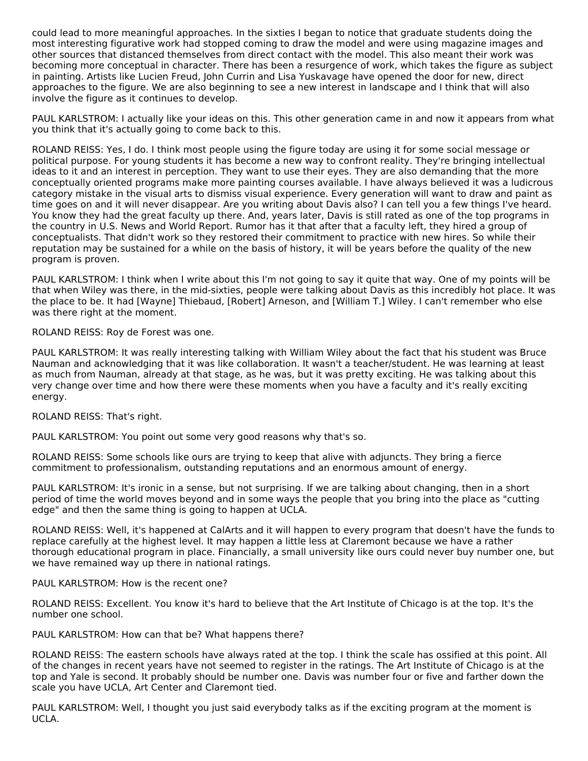could lead to more meaningful approaches. In the sixties I began to notice that graduate students doing the most interesting figurative work had stopped coming to draw the model and were using magazine images and other sources that distanced themselves from direct contact with the model. This also meant their work was becoming more conceptual in character. There has been a resurgence of work, which takes the figure as subject in painting. Artists like Lucien Freud, John Currin and Lisa Yuskavage have opened the door for new, direct approaches to the figure. We are also beginning to see a new interest in landscape and I think that will also involve the figure as it continues to develop.

PAUL KARLSTROM: I actually like your ideas on this. This other generation came in and now it appears from what you think that it's actually going to come back to this.

ROLAND REISS: Yes, I do. I think most people using the figure today are using it for some social message or political purpose. For young students it has become a new way to confront reality. They're bringing intellectual ideas to it and an interest in perception. They want to use their eyes. They are also demanding that the more conceptually oriented programs make more painting courses available. I have always believed it was a ludicrous category mistake in the visual arts to dismiss visual experience. Every generation will want to draw and paint as time goes on and it will never disappear. Are you writing about Davis also? I can tell you a few things I've heard. You know they had the great faculty up there. And, years later, Davis is still rated as one of the top programs in the country in U.S. News and World Report. Rumor has it that after that a faculty left, they hired a group of conceptualists. That didn't work so they restored their commitment to practice with new hires. So while their reputation may be sustained for a while on the basis of history, it will be years before the quality of the new program is proven.

PAUL KARLSTROM: I think when I write about this I'm not going to say it quite that way. One of my points will be that when Wiley was there, in the mid-sixties, people were talking about Davis as this incredibly hot place. It was the place to be. It had [Wayne] Thiebaud, [Robert] Arneson, and [William T.] Wiley. I can't remember who else was there right at the moment.

ROLAND REISS: Roy de Forest was one.

PAUL KARLSTROM: It was really interesting talking with William Wiley about the fact that his student was Bruce Nauman and acknowledging that it was like collaboration. It wasn't a teacher/student. He was learning at least as much from Nauman, already at that stage, as he was, but it was pretty exciting. He was talking about this very change over time and how there were these moments when you have a faculty and it's really exciting energy.

ROLAND REISS: That's right.

PAUL KARLSTROM: You point out some very good reasons why that's so.

ROLAND REISS: Some schools like ours are trying to keep that alive with adjuncts. They bring a fierce commitment to professionalism, outstanding reputations and an enormous amount of energy.

PAUL KARLSTROM: It's ironic in a sense, but not surprising. If we are talking about changing, then in a short period of time the world moves beyond and in some ways the people that you bring into the place as "cutting edge" and then the same thing is going to happen at UCLA.

ROLAND REISS: Well, it's happened at CalArts and it will happen to every program that doesn't have the funds to replace carefully at the highest level. It may happen a little less at Claremont because we have a rather thorough educational program in place. Financially, a small university like ours could never buy number one, but we have remained way up there in national ratings.

PAUL KARLSTROM: How is the recent one?

ROLAND REISS: Excellent. You know it's hard to believe that the Art Institute of Chicago is at the top. It's the number one school.

PAUL KARLSTROM: How can that be? What happens there?

ROLAND REISS: The eastern schools have always rated at the top. I think the scale has ossified at this point. All of the changes in recent years have not seemed to register in the ratings. The Art Institute of Chicago is at the top and Yale is second. It probably should be number one. Davis was number four or five and farther down the scale you have UCLA, Art Center and Claremont tied.

PAUL KARLSTROM: Well, I thought you just said everybody talks as if the exciting program at the moment is UCLA.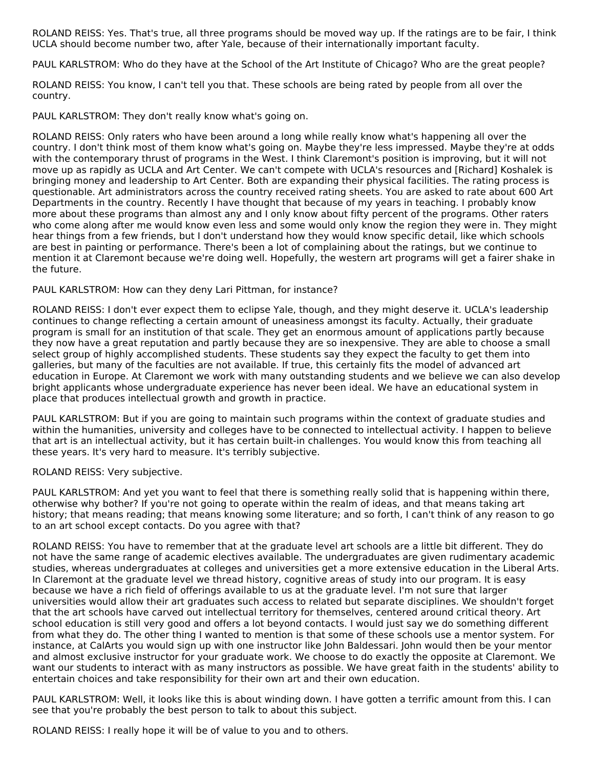ROLAND REISS: Yes. That's true, all three programs should be moved way up. If the ratings are to be fair, I think UCLA should become number two, after Yale, because of their internationally important faculty.

PAUL KARLSTROM: Who do they have at the School of the Art Institute of Chicago? Who are the great people?

ROLAND REISS: You know, I can't tell you that. These schools are being rated by people from all over the country.

PAUL KARLSTROM: They don't really know what's going on.

ROLAND REISS: Only raters who have been around a long while really know what's happening all over the country. I don't think most of them know what's going on. Maybe they're less impressed. Maybe they're at odds with the contemporary thrust of programs in the West. I think Claremont's position is improving, but it will not move up as rapidly as UCLA and Art Center. We can't compete with UCLA's resources and [Richard] Koshalek is bringing money and leadership to Art Center. Both are expanding their physical facilities. The rating process is questionable. Art administrators across the country received rating sheets. You are asked to rate about 600 Art Departments in the country. Recently I have thought that because of my years in teaching. I probably know more about these programs than almost any and I only know about fifty percent of the programs. Other raters who come along after me would know even less and some would only know the region they were in. They might hear things from a few friends, but I don't understand how they would know specific detail, like which schools are best in painting or performance. There's been a lot of complaining about the ratings, but we continue to mention it at Claremont because we're doing well. Hopefully, the western art programs will get a fairer shake in the future.

PAUL KARLSTROM: How can they deny Lari Pittman, for instance?

ROLAND REISS: I don't ever expect them to eclipse Yale, though, and they might deserve it. UCLA's leadership continues to change reflecting a certain amount of uneasiness amongst its faculty. Actually, their graduate program is small for an institution of that scale. They get an enormous amount of applications partly because they now have a great reputation and partly because they are so inexpensive. They are able to choose a small select group of highly accomplished students. These students say they expect the faculty to get them into galleries, but many of the faculties are not available. If true, this certainly fits the model of advanced art education in Europe. At Claremont we work with many outstanding students and we believe we can also develop bright applicants whose undergraduate experience has never been ideal. We have an educational system in place that produces intellectual growth and growth in practice.

PAUL KARLSTROM: But if you are going to maintain such programs within the context of graduate studies and within the humanities, university and colleges have to be connected to intellectual activity. I happen to believe that art is an intellectual activity, but it has certain built-in challenges. You would know this from teaching all these years. It's very hard to measure. It's terribly subjective.

ROLAND REISS: Very subjective.

PAUL KARLSTROM: And yet you want to feel that there is something really solid that is happening within there, otherwise why bother? If you're not going to operate within the realm of ideas, and that means taking art history; that means reading; that means knowing some literature; and so forth, I can't think of any reason to go to an art school except contacts. Do you agree with that?

ROLAND REISS: You have to remember that at the graduate level art schools are a little bit different. They do not have the same range of academic electives available. The undergraduates are given rudimentary academic studies, whereas undergraduates at colleges and universities get a more extensive education in the Liberal Arts. In Claremont at the graduate level we thread history, cognitive areas of study into our program. It is easy because we have a rich field of offerings available to us at the graduate level. I'm not sure that larger universities would allow their art graduates such access to related but separate disciplines. We shouldn't forget that the art schools have carved out intellectual territory for themselves, centered around critical theory. Art school education is still very good and offers a lot beyond contacts. I would just say we do something different from what they do. The other thing I wanted to mention is that some of these schools use a mentor system. For instance, at CalArts you would sign up with one instructor like John Baldessari. John would then be your mentor and almost exclusive instructor for your graduate work. We choose to do exactly the opposite at Claremont. We want our students to interact with as many instructors as possible. We have great faith in the students' ability to entertain choices and take responsibility for their own art and their own education.

PAUL KARLSTROM: Well, it looks like this is about winding down. I have gotten a terrific amount from this. I can see that you're probably the best person to talk to about this subject.

ROLAND REISS: I really hope it will be of value to you and to others.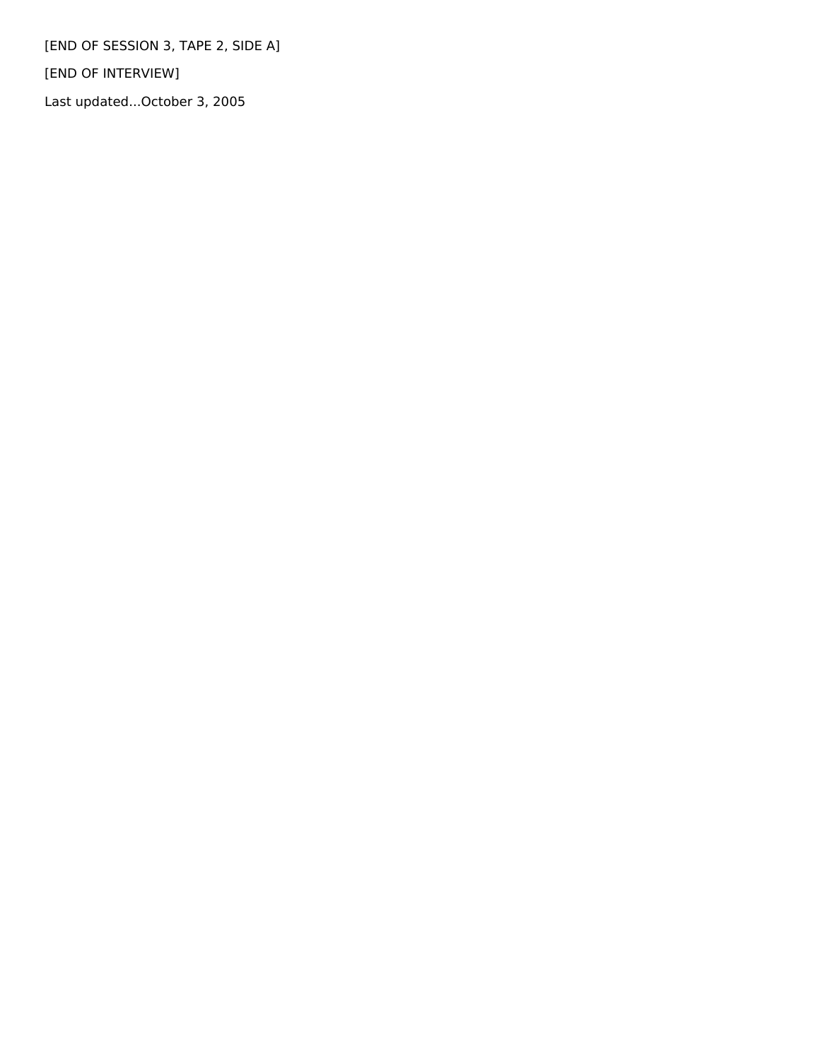[END OF SESSION 3, TAPE 2, SIDE A]

[END OF INTERVIEW]

Last updated...October 3, 2005